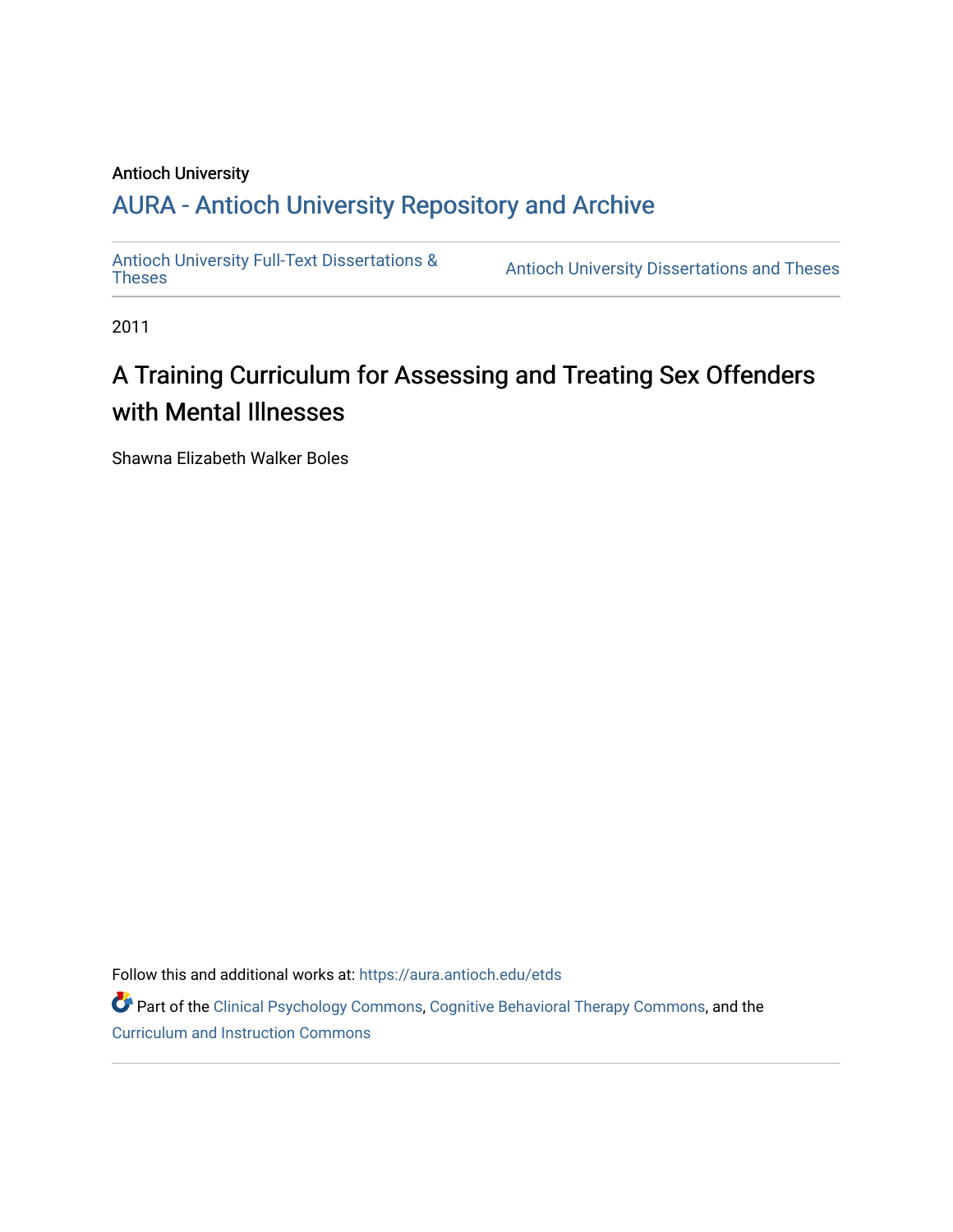Antioch University

## AURA - Antioch University Repository and Archive

Antioch University Full-Text Dissertations & Theses | Antioch University Dissertations and Theses

2011

# A Training Curriculum for Assessing and Treating Sex Offenders with Mental Illnesses

Shawna Elizabeth Walker Boles

Follow this and additional works at: https://aura.antioch.edu/etds

Part of the Clinical Psychology Commons, Cognitive Behavioral Therapy Commons, and the Curriculum and Instruction Commons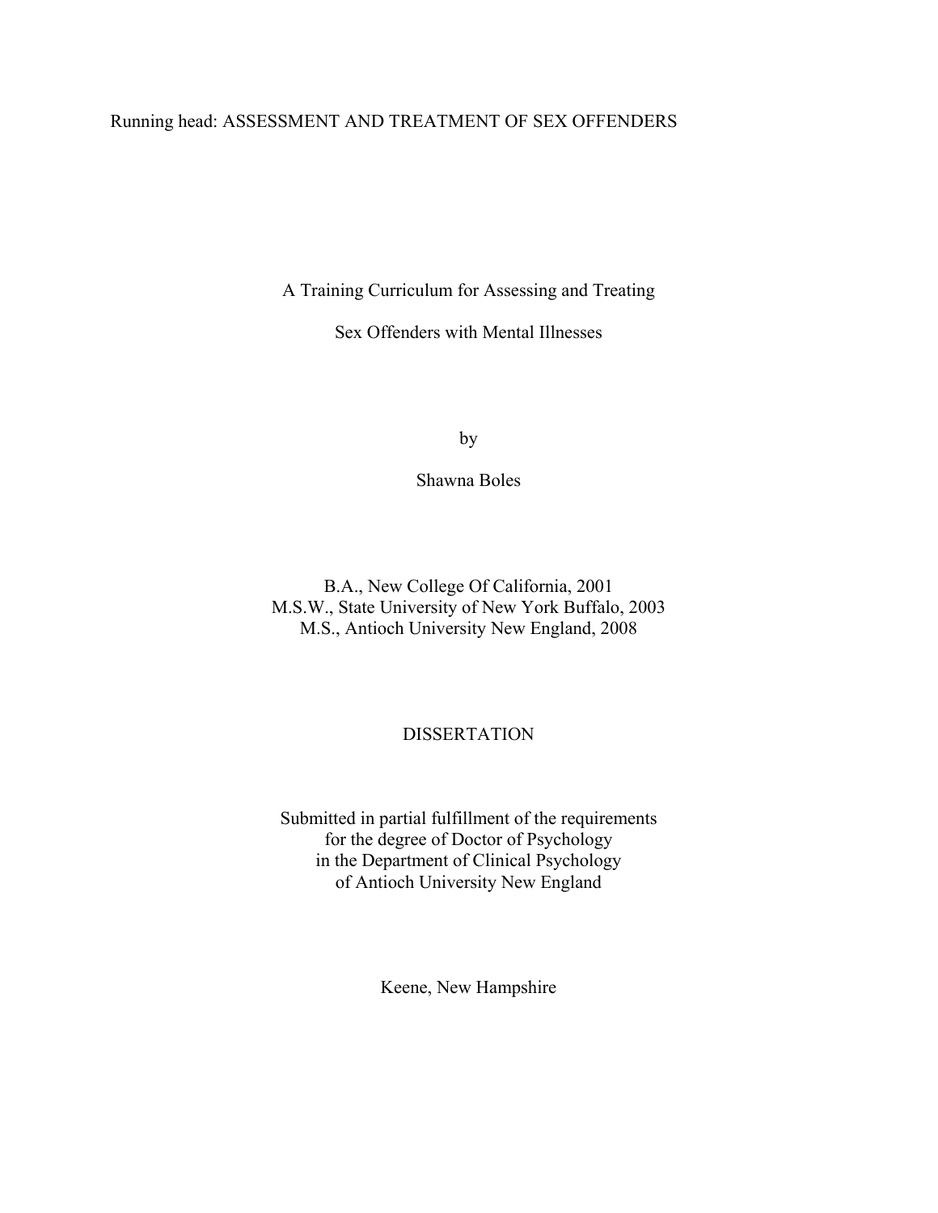A Training Curriculum for Assessing and Treating

Sex Offenders with Mental Illnesses

by

Shawna Boles

B.A., New College Of California, 2001
M.S.W., State University of New York Buffalo, 2003
M.S., Antioch University New England, 2008

DISSERTATION

Submitted in partial fulfillment of the requirements
for the degree of Doctor of Psychology
in the Department of Clinical Psychology
of Antioch University New England

Keene, New Hampshire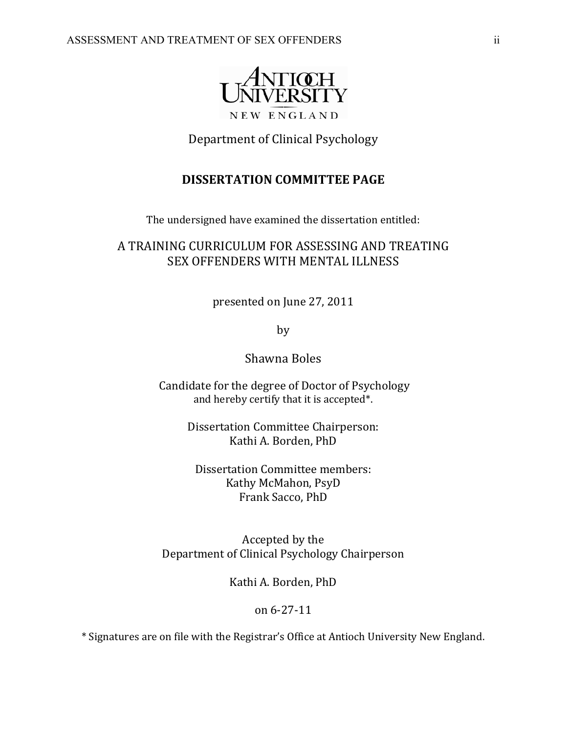Antioch University New England

Department of Clinical Psychology

**DISSERTATION COMMITTEE PAGE**

The undersigned have examined the dissertation entitled:

A TRAINING CURRICULUM FOR ASSESSING AND TREATING SEX OFFENDERS WITH MENTAL ILLNESS

presented on June 27, 2011

by

Shawna Boles

Candidate for the degree of Doctor of Psychology
and hereby certify that it is accepted*.

Dissertation Committee Chairperson:
Kathi A. Borden, PhD

Dissertation Committee members:
Kathy McMahon, PsyD
Frank Sacco, PhD

Accepted by the
Department of Clinical Psychology Chairperson

Kathi A. Borden, PhD

on 6-27-11

* Signatures are on file with the Registrar's Office at Antioch University New England.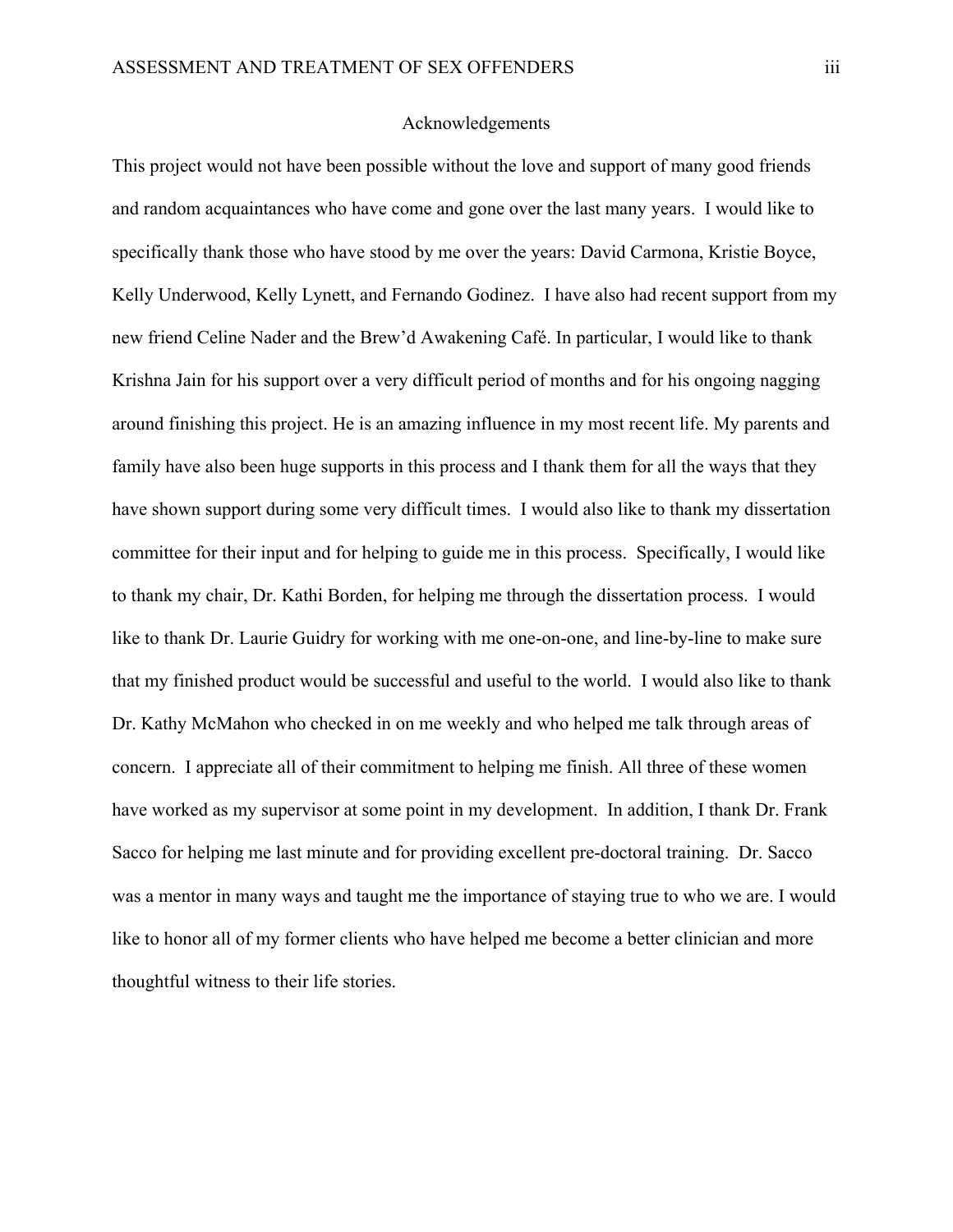# Acknowledgements

This project would not have been possible without the love and support of many good friends and random acquaintances who have come and gone over the last many years. I would like to specifically thank those who have stood by me over the years: David Carmona, Kristie Boyce, Kelly Underwood, Kelly Lynett, and Fernando Godinez. I have also had recent support from my new friend Celine Nader and the Brew'd Awakening Café. In particular, I would like to thank Krishna Jain for his support over a very difficult period of months and for his ongoing nagging around finishing this project. He is an amazing influence in my most recent life. My parents and family have also been huge supports in this process and I thank them for all the ways that they have shown support during some very difficult times. I would also like to thank my dissertation committee for their input and for helping to guide me in this process. Specifically, I would like to thank my chair, Dr. Kathi Borden, for helping me through the dissertation process. I would like to thank Dr. Laurie Guidry for working with me one-on-one, and line-by-line to make sure that my finished product would be successful and useful to the world. I would also like to thank Dr. Kathy McMahon who checked in on me weekly and who helped me talk through areas of concern. I appreciate all of their commitment to helping me finish. All three of these women have worked as my supervisor at some point in my development. In addition, I thank Dr. Frank Sacco for helping me last minute and for providing excellent pre-doctoral training. Dr. Sacco was a mentor in many ways and taught me the importance of staying true to who we are. I would like to honor all of my former clients who have helped me become a better clinician and more thoughtful witness to their life stories.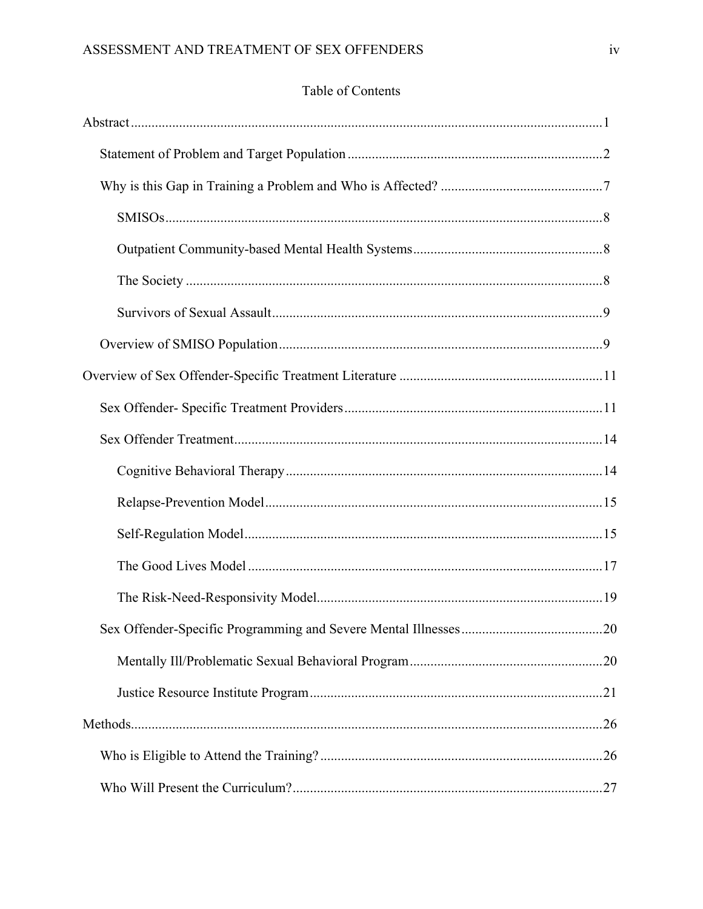# Table of Contents

Abstract ........................................................................................................................1

Statement of Problem and Target Population ..........................................................................2

Why is this Gap in Training a Problem and Who is Affected? ...............................................7

SMISOs ...............................................................................................................................8

Outpatient Community-based Mental Health Systems .......................................................8

The Society .........................................................................................................................8

Survivors of Sexual Assault ................................................................................................9

Overview of SMISO Population ..............................................................................................9

Overview of Sex Offender-Specific Treatment Literature ...........................................................11

Sex Offender- Specific Treatment Providers ...........................................................................11

Sex Offender Treatment ..........................................................................................................14

Cognitive Behavioral Therapy ............................................................................................14

Relapse-Prevention Model .................................................................................................15

Self-Regulation Model .......................................................................................................15

The Good Lives Model ......................................................................................................17

The Risk-Need-Responsivity Model ..................................................................................19

Sex Offender-Specific Programming and Severe Mental Illnesses .........................................20

Mentally Ill/Problematic Sexual Behavioral Program ........................................................20

Justice Resource Institute Program .....................................................................................21

Methods .........................................................................................................................................26

Who is Eligible to Attend the Training? .................................................................................26

Who Will Present the Curriculum? ..........................................................................................27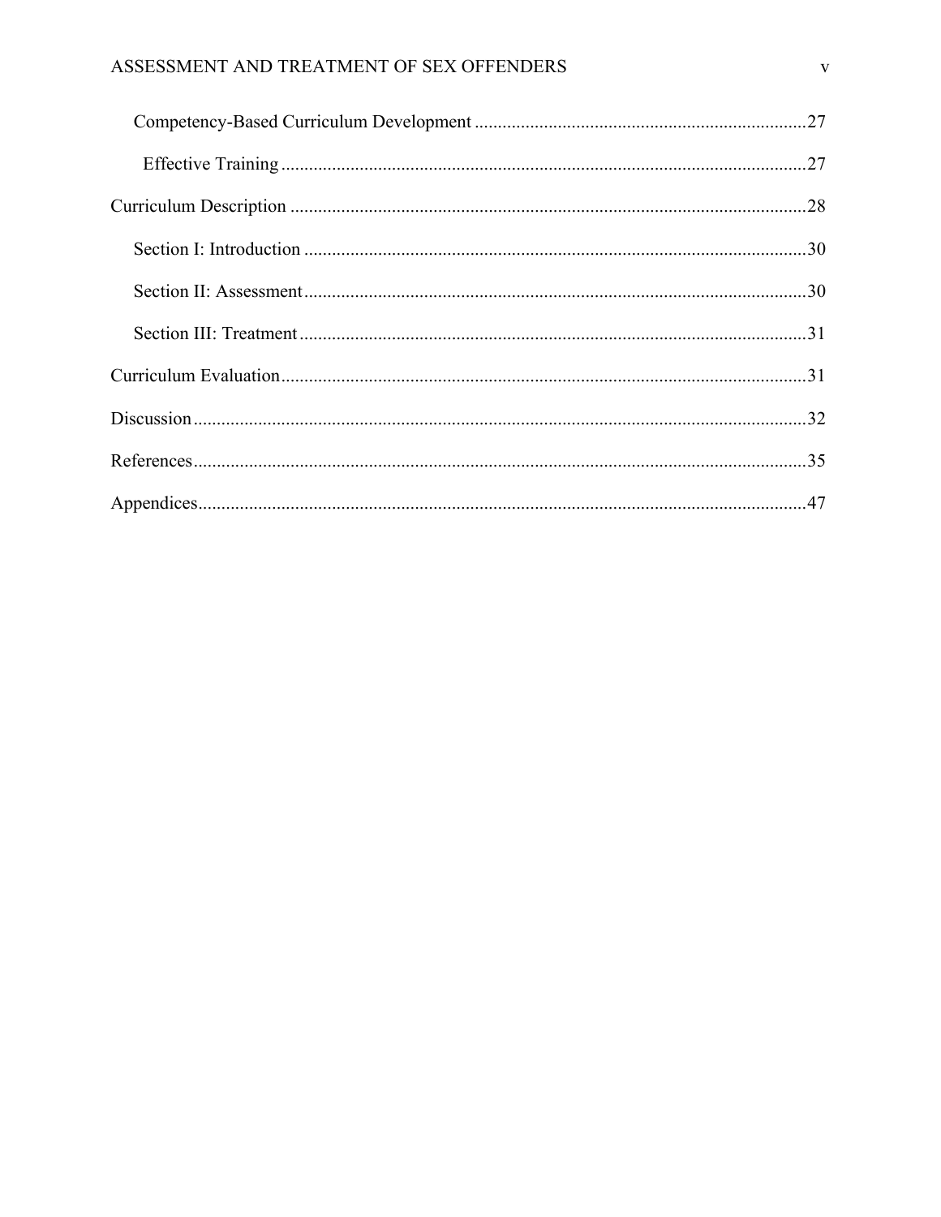Competency-Based Curriculum Development ....................................................................... 27

Effective Training ................................................................................................................ 27

Curriculum Description ................................................................................................................ 28

Section I: Introduction ............................................................................................................ 30

Section II: Assessment ............................................................................................................ 30

Section III: Treatment ............................................................................................................. 31

Curriculum Evaluation ................................................................................................................. 31

Discussion ..................................................................................................................................... 32

References ..................................................................................................................................... 35

Appendices .................................................................................................................................... 47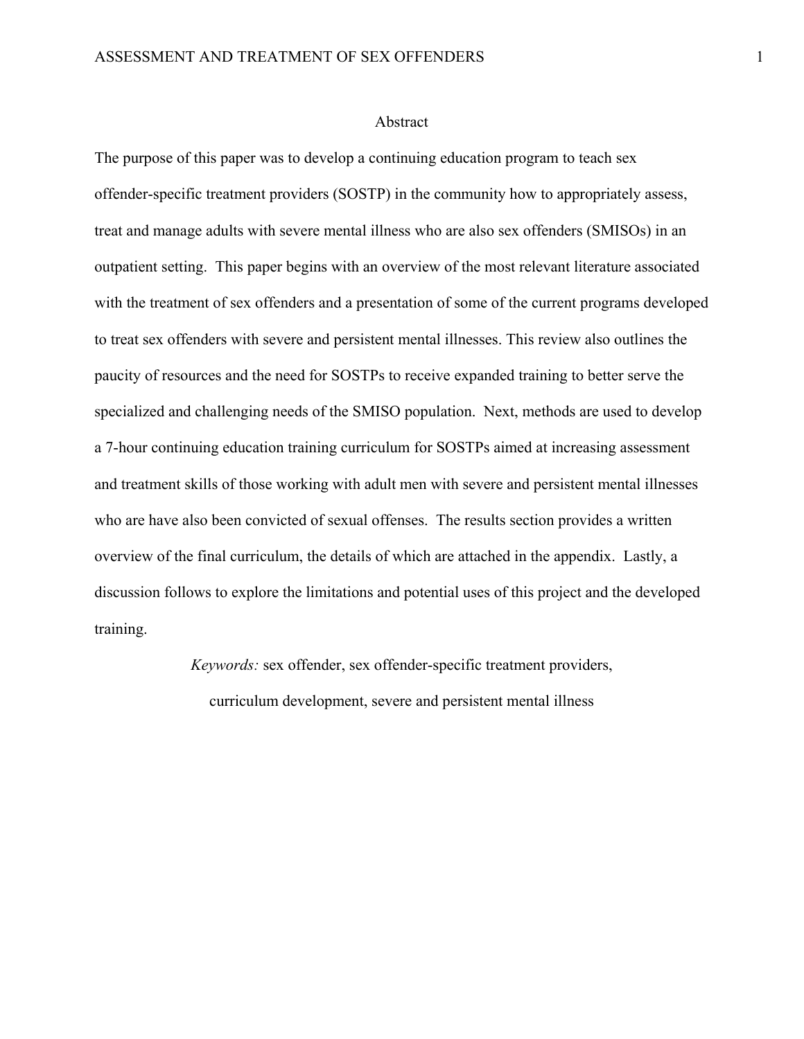# Abstract

The purpose of this paper was to develop a continuing education program to teach sex offender-specific treatment providers (SOSTP) in the community how to appropriately assess, treat and manage adults with severe mental illness who are also sex offenders (SMISOs) in an outpatient setting. This paper begins with an overview of the most relevant literature associated with the treatment of sex offenders and a presentation of some of the current programs developed to treat sex offenders with severe and persistent mental illnesses. This review also outlines the paucity of resources and the need for SOSTPs to receive expanded training to better serve the specialized and challenging needs of the SMISO population. Next, methods are used to develop a 7-hour continuing education training curriculum for SOSTPs aimed at increasing assessment and treatment skills of those working with adult men with severe and persistent mental illnesses who are have also been convicted of sexual offenses. The results section provides a written overview of the final curriculum, the details of which are attached in the appendix. Lastly, a discussion follows to explore the limitations and potential uses of this project and the developed training.

*Keywords:* sex offender, sex offender-specific treatment providers, curriculum development, severe and persistent mental illness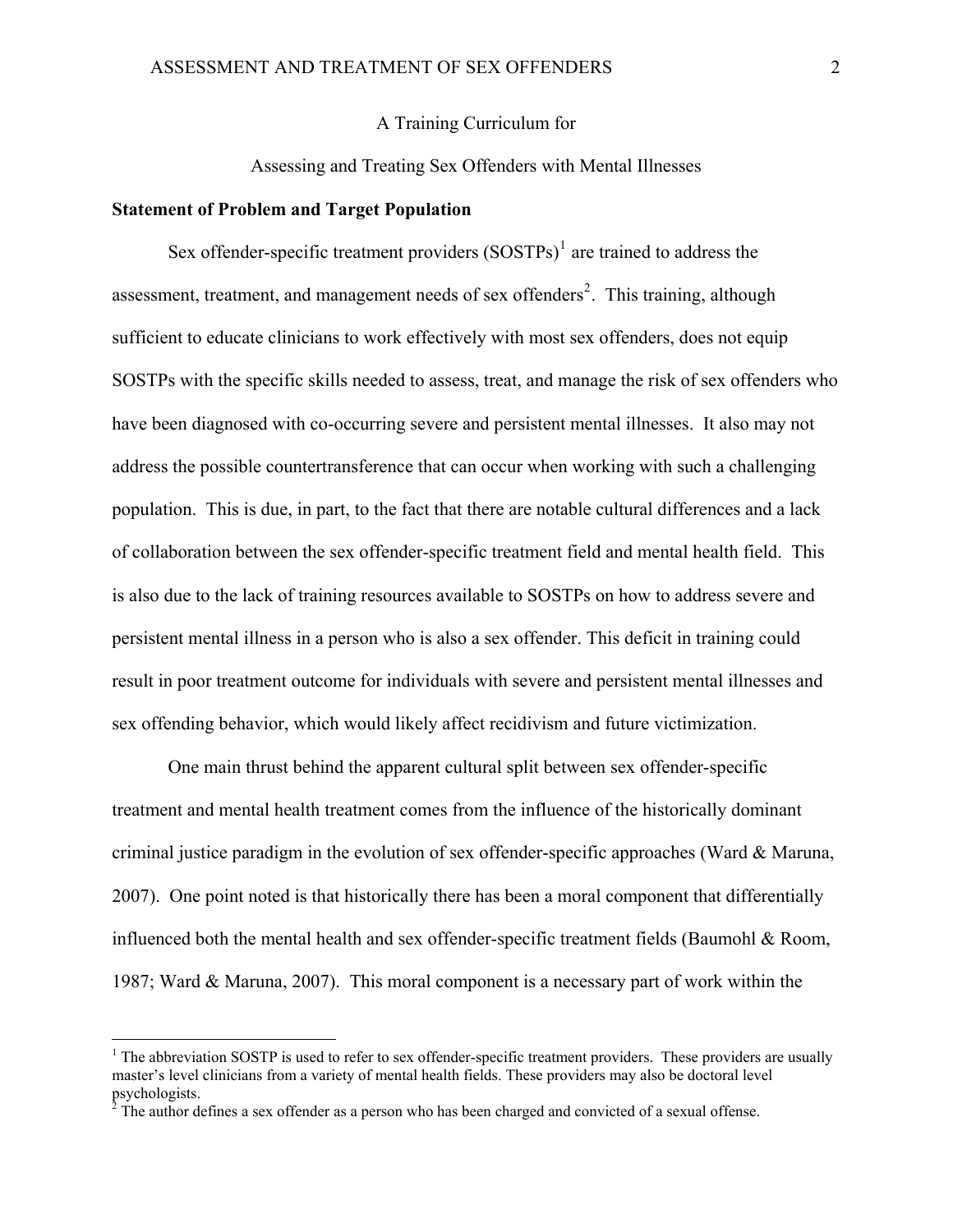A Training Curriculum for

Assessing and Treating Sex Offenders with Mental Illnesses

**Statement of Problem and Target Population**

Sex offender-specific treatment providers (SOSTPs)[1] are trained to address the assessment, treatment, and management needs of sex offenders[2]. This training, although sufficient to educate clinicians to work effectively with most sex offenders, does not equip SOSTPs with the specific skills needed to assess, treat, and manage the risk of sex offenders who have been diagnosed with co-occurring severe and persistent mental illnesses. It also may not address the possible countertransference that can occur when working with such a challenging population. This is due, in part, to the fact that there are notable cultural differences and a lack of collaboration between the sex offender-specific treatment field and mental health field. This is also due to the lack of training resources available to SOSTPs on how to address severe and persistent mental illness in a person who is also a sex offender. This deficit in training could result in poor treatment outcome for individuals with severe and persistent mental illnesses and sex offending behavior, which would likely affect recidivism and future victimization.

One main thrust behind the apparent cultural split between sex offender-specific treatment and mental health treatment comes from the influence of the historically dominant criminal justice paradigm in the evolution of sex offender-specific approaches (Ward & Maruna, 2007). One point noted is that historically there has been a moral component that differentially influenced both the mental health and sex offender-specific treatment fields (Baumohl & Room, 1987; Ward & Maruna, 2007). This moral component is a necessary part of work within the

[1] The abbreviation SOSTP is used to refer to sex offender-specific treatment providers. These providers are usually master's level clinicians from a variety of mental health fields. These providers may also be doctoral level psychologists.

[2] The author defines a sex offender as a person who has been charged and convicted of a sexual offense.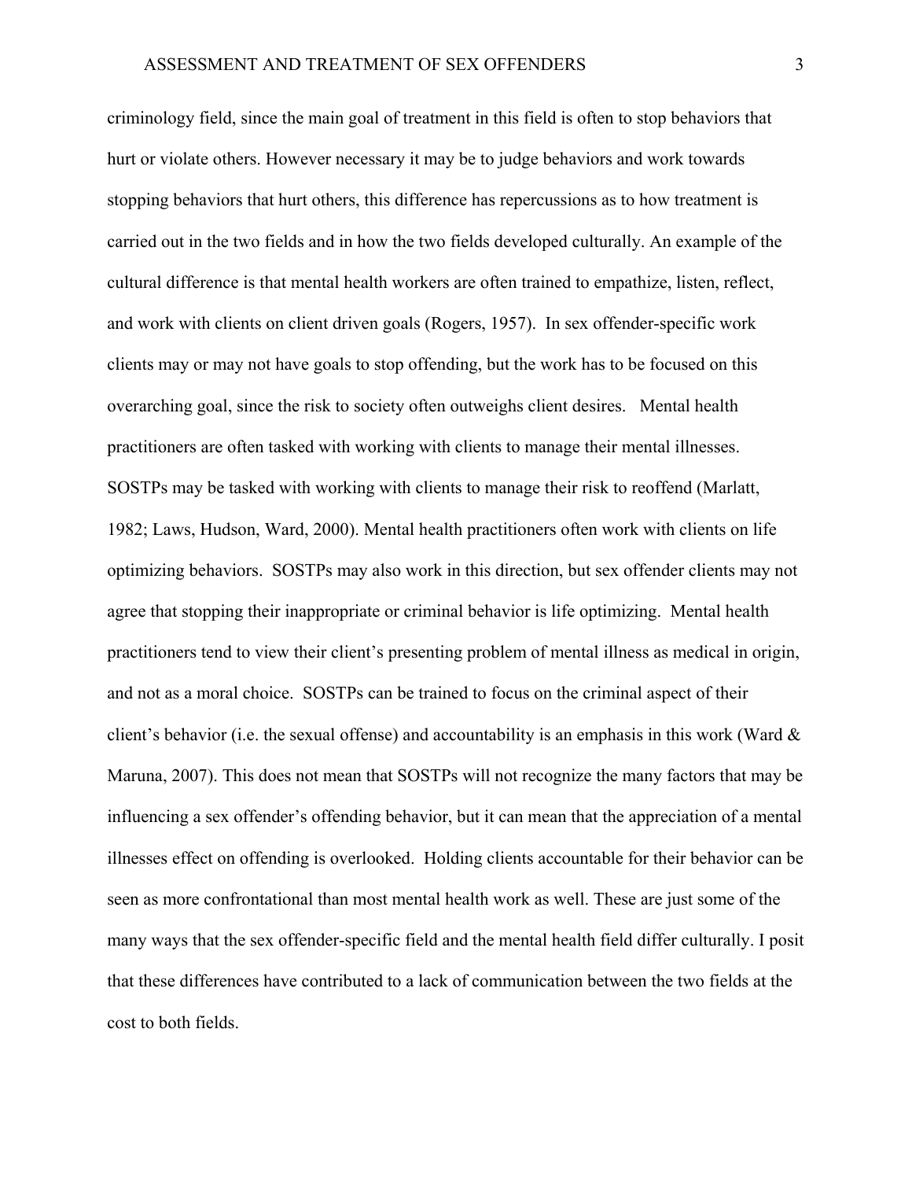criminology field, since the main goal of treatment in this field is often to stop behaviors that hurt or violate others. However necessary it may be to judge behaviors and work towards stopping behaviors that hurt others, this difference has repercussions as to how treatment is carried out in the two fields and in how the two fields developed culturally. An example of the cultural difference is that mental health workers are often trained to empathize, listen, reflect, and work with clients on client driven goals (Rogers, 1957). In sex offender-specific work clients may or may not have goals to stop offending, but the work has to be focused on this overarching goal, since the risk to society often outweighs client desires. Mental health practitioners are often tasked with working with clients to manage their mental illnesses. SOSTPs may be tasked with working with clients to manage their risk to reoffend (Marlatt, 1982; Laws, Hudson, Ward, 2000). Mental health practitioners often work with clients on life optimizing behaviors. SOSTPs may also work in this direction, but sex offender clients may not agree that stopping their inappropriate or criminal behavior is life optimizing. Mental health practitioners tend to view their client's presenting problem of mental illness as medical in origin, and not as a moral choice. SOSTPs can be trained to focus on the criminal aspect of their client's behavior (i.e. the sexual offense) and accountability is an emphasis in this work (Ward & Maruna, 2007). This does not mean that SOSTPs will not recognize the many factors that may be influencing a sex offender's offending behavior, but it can mean that the appreciation of a mental illnesses effect on offending is overlooked. Holding clients accountable for their behavior can be seen as more confrontational than most mental health work as well. These are just some of the many ways that the sex offender-specific field and the mental health field differ culturally. I posit that these differences have contributed to a lack of communication between the two fields at the cost to both fields.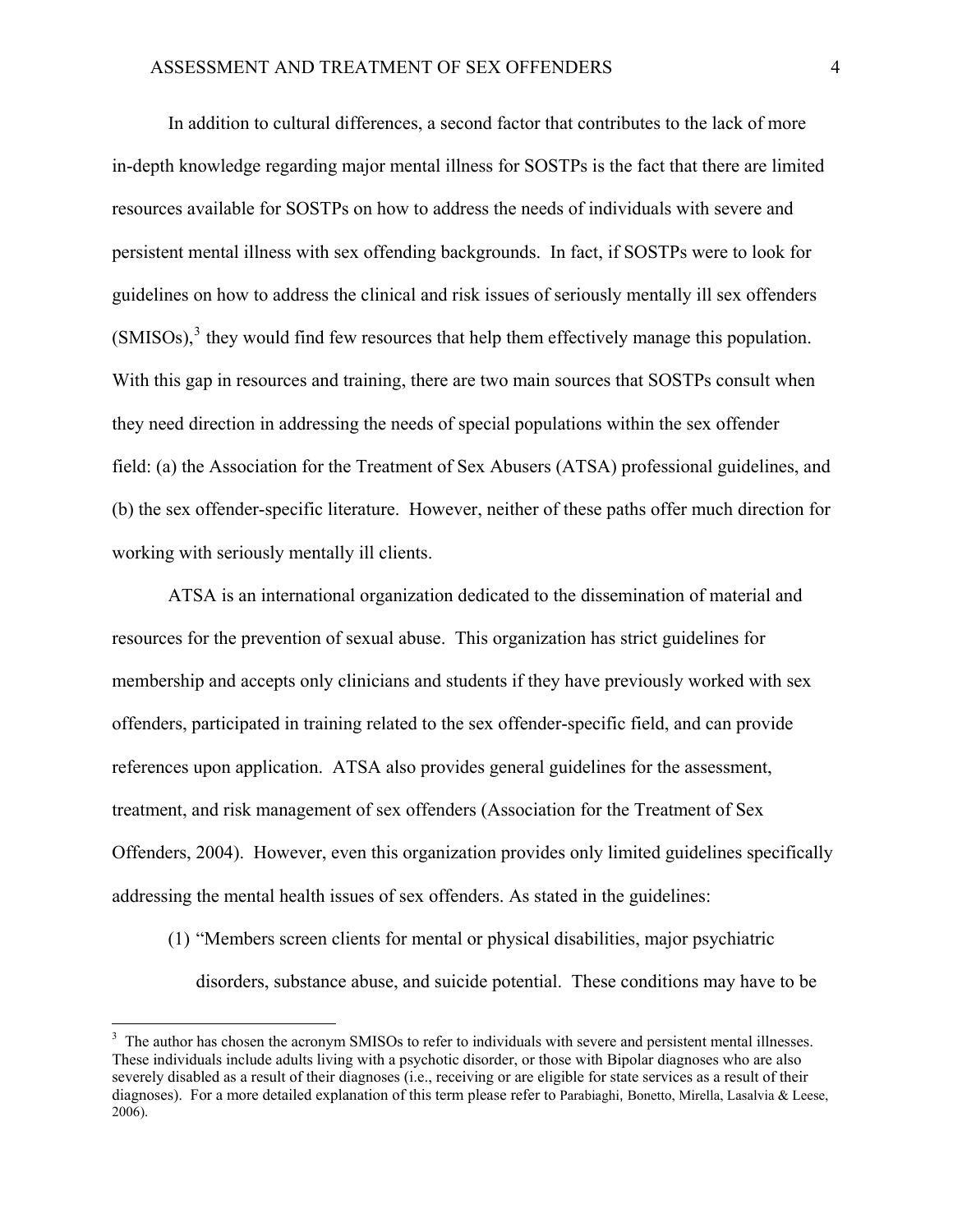In addition to cultural differences, a second factor that contributes to the lack of more in-depth knowledge regarding major mental illness for SOSTPs is the fact that there are limited resources available for SOSTPs on how to address the needs of individuals with severe and persistent mental illness with sex offending backgrounds. In fact, if SOSTPs were to look for guidelines on how to address the clinical and risk issues of seriously mentally ill sex offenders (SMISOs),[3] they would find few resources that help them effectively manage this population. With this gap in resources and training, there are two main sources that SOSTPs consult when they need direction in addressing the needs of special populations within the sex offender field: (a) the Association for the Treatment of Sex Abusers (ATSA) professional guidelines, and (b) the sex offender-specific literature. However, neither of these paths offer much direction for working with seriously mentally ill clients.

ATSA is an international organization dedicated to the dissemination of material and resources for the prevention of sexual abuse. This organization has strict guidelines for membership and accepts only clinicians and students if they have previously worked with sex offenders, participated in training related to the sex offender-specific field, and can provide references upon application. ATSA also provides general guidelines for the assessment, treatment, and risk management of sex offenders (Association for the Treatment of Sex Offenders, 2004). However, even this organization provides only limited guidelines specifically addressing the mental health issues of sex offenders. As stated in the guidelines:

(1) "Members screen clients for mental or physical disabilities, major psychiatric disorders, substance abuse, and suicide potential. These conditions may have to be

---

[3] The author has chosen the acronym SMISOs to refer to individuals with severe and persistent mental illnesses. These individuals include adults living with a psychotic disorder, or those with Bipolar diagnoses who are also severely disabled as a result of their diagnoses (i.e., receiving or are eligible for state services as a result of their diagnoses). For a more detailed explanation of this term please refer to Parabiaghi, Bonetto, Mirella, Lasalvia & Leese, 2006).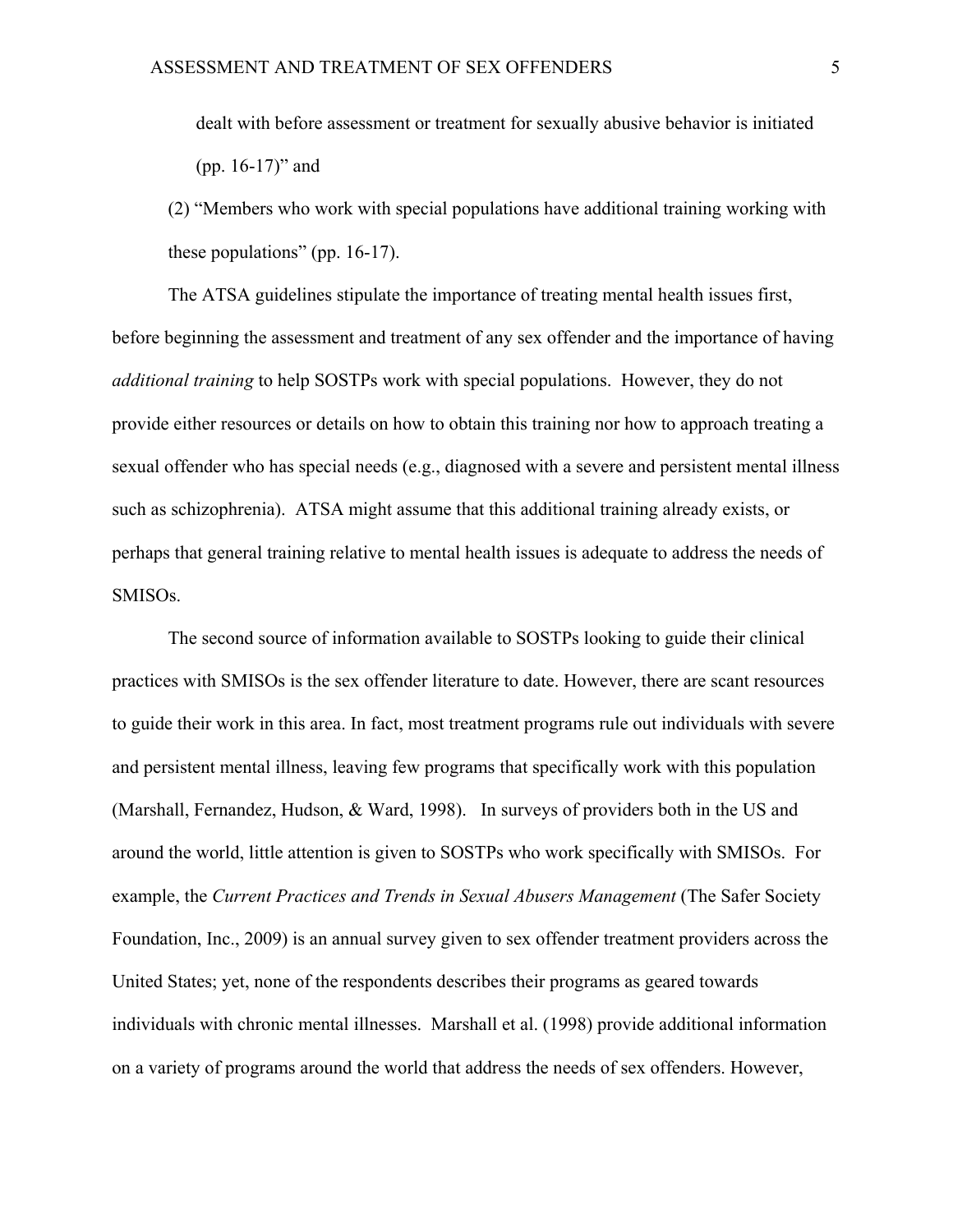dealt with before assessment or treatment for sexually abusive behavior is initiated (pp. 16-17)" and

(2) "Members who work with special populations have additional training working with these populations" (pp. 16-17).

The ATSA guidelines stipulate the importance of treating mental health issues first, before beginning the assessment and treatment of any sex offender and the importance of having *additional training* to help SOSTPs work with special populations. However, they do not provide either resources or details on how to obtain this training nor how to approach treating a sexual offender who has special needs (e.g., diagnosed with a severe and persistent mental illness such as schizophrenia). ATSA might assume that this additional training already exists, or perhaps that general training relative to mental health issues is adequate to address the needs of SMISOs.

The second source of information available to SOSTPs looking to guide their clinical practices with SMISOs is the sex offender literature to date. However, there are scant resources to guide their work in this area. In fact, most treatment programs rule out individuals with severe and persistent mental illness, leaving few programs that specifically work with this population (Marshall, Fernandez, Hudson, & Ward, 1998). In surveys of providers both in the US and around the world, little attention is given to SOSTPs who work specifically with SMISOs. For example, the *Current Practices and Trends in Sexual Abusers Management* (The Safer Society Foundation, Inc., 2009) is an annual survey given to sex offender treatment providers across the United States; yet, none of the respondents describes their programs as geared towards individuals with chronic mental illnesses. Marshall et al. (1998) provide additional information on a variety of programs around the world that address the needs of sex offenders. However,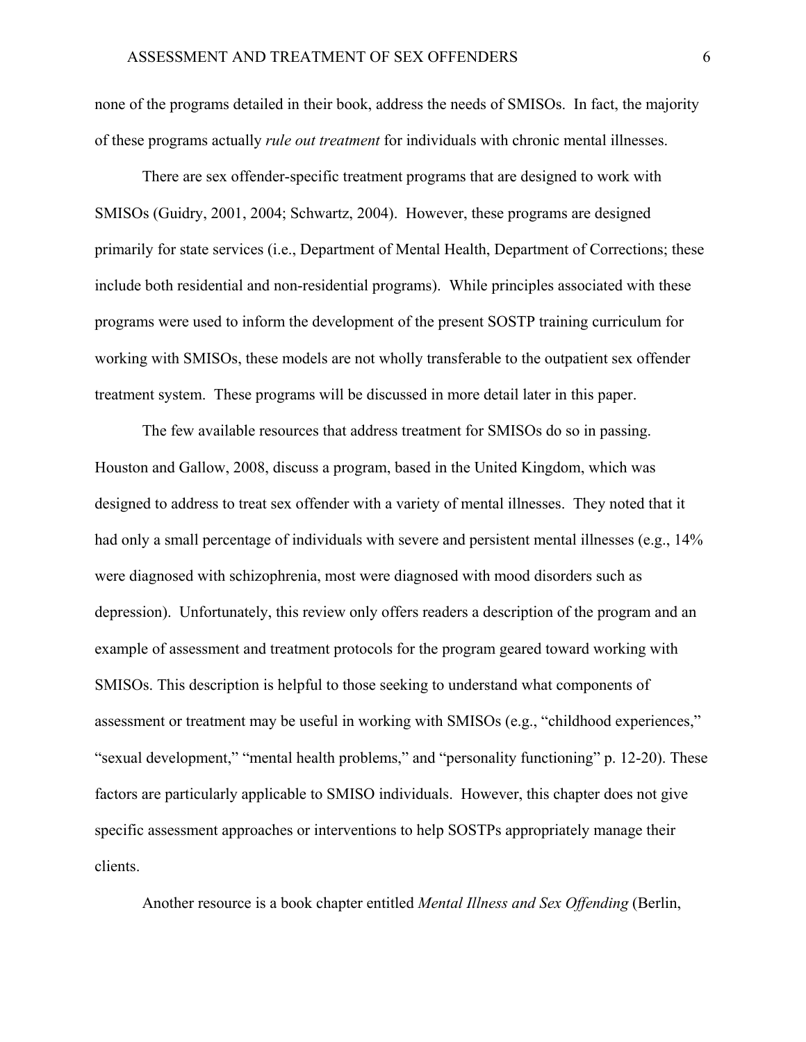none of the programs detailed in their book, address the needs of SMISOs. In fact, the majority of these programs actually *rule out treatment* for individuals with chronic mental illnesses.

There are sex offender-specific treatment programs that are designed to work with SMISOs (Guidry, 2001, 2004; Schwartz, 2004). However, these programs are designed primarily for state services (i.e., Department of Mental Health, Department of Corrections; these include both residential and non-residential programs). While principles associated with these programs were used to inform the development of the present SOSTP training curriculum for working with SMISOs, these models are not wholly transferable to the outpatient sex offender treatment system. These programs will be discussed in more detail later in this paper.

The few available resources that address treatment for SMISOs do so in passing. Houston and Gallow, 2008, discuss a program, based in the United Kingdom, which was designed to address to treat sex offender with a variety of mental illnesses. They noted that it had only a small percentage of individuals with severe and persistent mental illnesses (e.g., 14% were diagnosed with schizophrenia, most were diagnosed with mood disorders such as depression). Unfortunately, this review only offers readers a description of the program and an example of assessment and treatment protocols for the program geared toward working with SMISOs. This description is helpful to those seeking to understand what components of assessment or treatment may be useful in working with SMISOs (e.g., "childhood experiences," "sexual development," "mental health problems," and "personality functioning" p. 12-20). These factors are particularly applicable to SMISO individuals. However, this chapter does not give specific assessment approaches or interventions to help SOSTPs appropriately manage their clients.

Another resource is a book chapter entitled *Mental Illness and Sex Offending* (Berlin,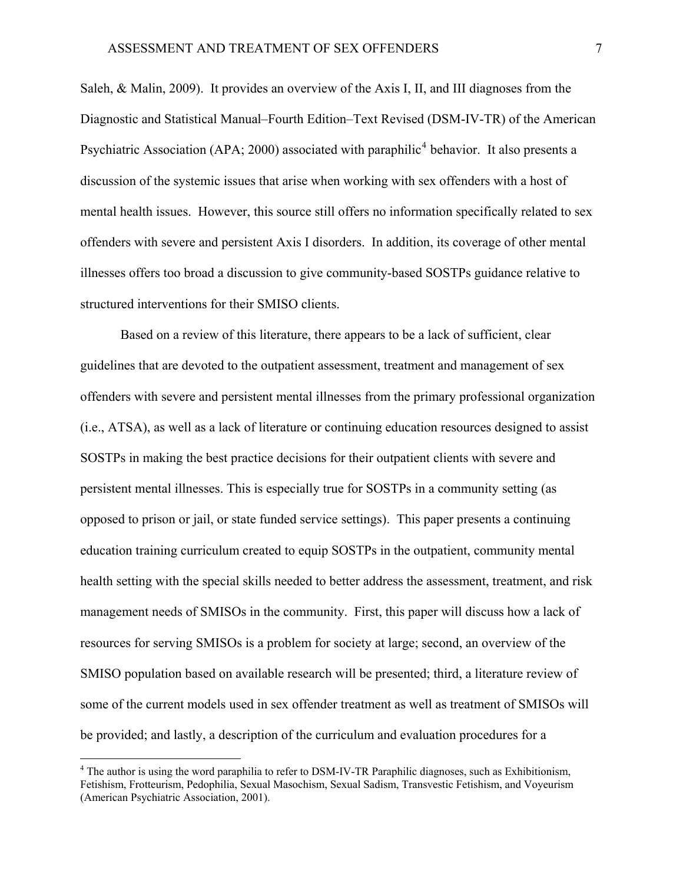Saleh, & Malin, 2009). It provides an overview of the Axis I, II, and III diagnoses from the Diagnostic and Statistical Manual–Fourth Edition–Text Revised (DSM-IV-TR) of the American Psychiatric Association (APA; 2000) associated with paraphilic[4] behavior. It also presents a discussion of the systemic issues that arise when working with sex offenders with a host of mental health issues. However, this source still offers no information specifically related to sex offenders with severe and persistent Axis I disorders. In addition, its coverage of other mental illnesses offers too broad a discussion to give community-based SOSTPs guidance relative to structured interventions for their SMISO clients.

Based on a review of this literature, there appears to be a lack of sufficient, clear guidelines that are devoted to the outpatient assessment, treatment and management of sex offenders with severe and persistent mental illnesses from the primary professional organization (i.e., ATSA), as well as a lack of literature or continuing education resources designed to assist SOSTPs in making the best practice decisions for their outpatient clients with severe and persistent mental illnesses. This is especially true for SOSTPs in a community setting (as opposed to prison or jail, or state funded service settings). This paper presents a continuing education training curriculum created to equip SOSTPs in the outpatient, community mental health setting with the special skills needed to better address the assessment, treatment, and risk management needs of SMISOs in the community. First, this paper will discuss how a lack of resources for serving SMISOs is a problem for society at large; second, an overview of the SMISO population based on available research will be presented; third, a literature review of some of the current models used in sex offender treatment as well as treatment of SMISOs will be provided; and lastly, a description of the curriculum and evaluation procedures for a

[4] The author is using the word paraphilia to refer to DSM-IV-TR Paraphilic diagnoses, such as Exhibitionism, Fetishism, Frotteurism, Pedophilia, Sexual Masochism, Sexual Sadism, Transvestic Fetishism, and Voyeurism (American Psychiatric Association, 2001).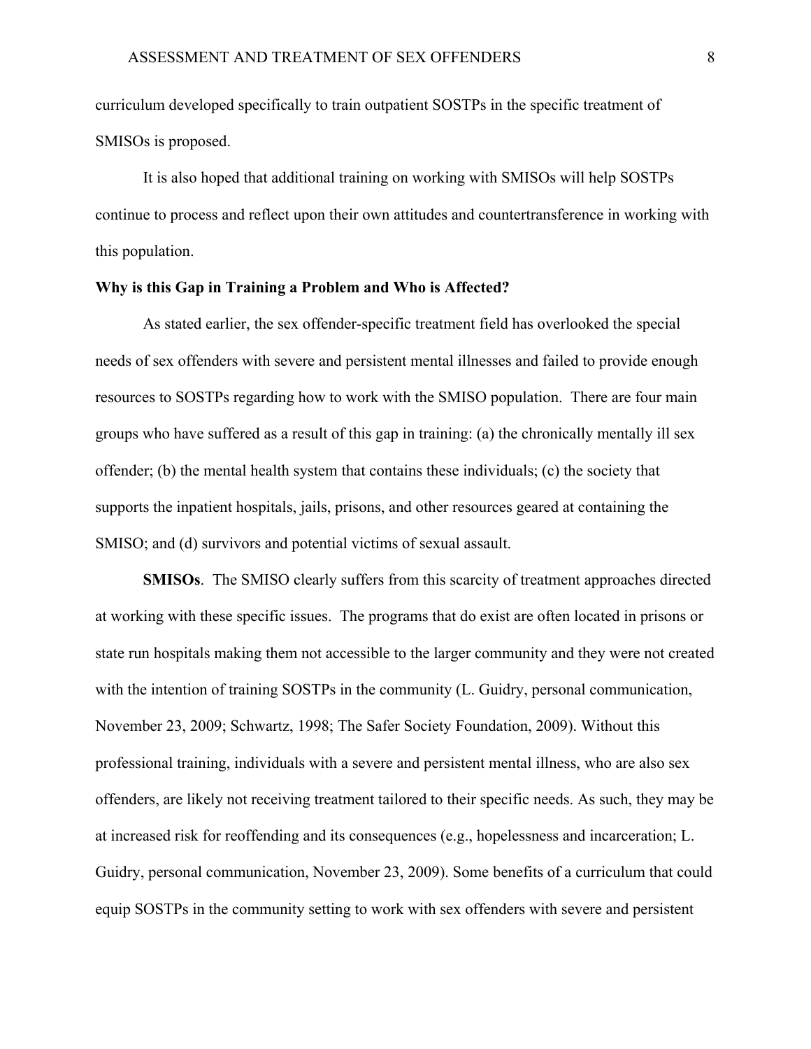curriculum developed specifically to train outpatient SOSTPs in the specific treatment of SMISOs is proposed.

It is also hoped that additional training on working with SMISOs will help SOSTPs continue to process and reflect upon their own attitudes and countertransference in working with this population.

**Why is this Gap in Training a Problem and Who is Affected?**

As stated earlier, the sex offender-specific treatment field has overlooked the special needs of sex offenders with severe and persistent mental illnesses and failed to provide enough resources to SOSTPs regarding how to work with the SMISO population. There are four main groups who have suffered as a result of this gap in training: (a) the chronically mentally ill sex offender; (b) the mental health system that contains these individuals; (c) the society that supports the inpatient hospitals, jails, prisons, and other resources geared at containing the SMISO; and (d) survivors and potential victims of sexual assault.

**SMISOs**. The SMISO clearly suffers from this scarcity of treatment approaches directed at working with these specific issues. The programs that do exist are often located in prisons or state run hospitals making them not accessible to the larger community and they were not created with the intention of training SOSTPs in the community (L. Guidry, personal communication, November 23, 2009; Schwartz, 1998; The Safer Society Foundation, 2009). Without this professional training, individuals with a severe and persistent mental illness, who are also sex offenders, are likely not receiving treatment tailored to their specific needs. As such, they may be at increased risk for reoffending and its consequences (e.g., hopelessness and incarceration; L. Guidry, personal communication, November 23, 2009). Some benefits of a curriculum that could equip SOSTPs in the community setting to work with sex offenders with severe and persistent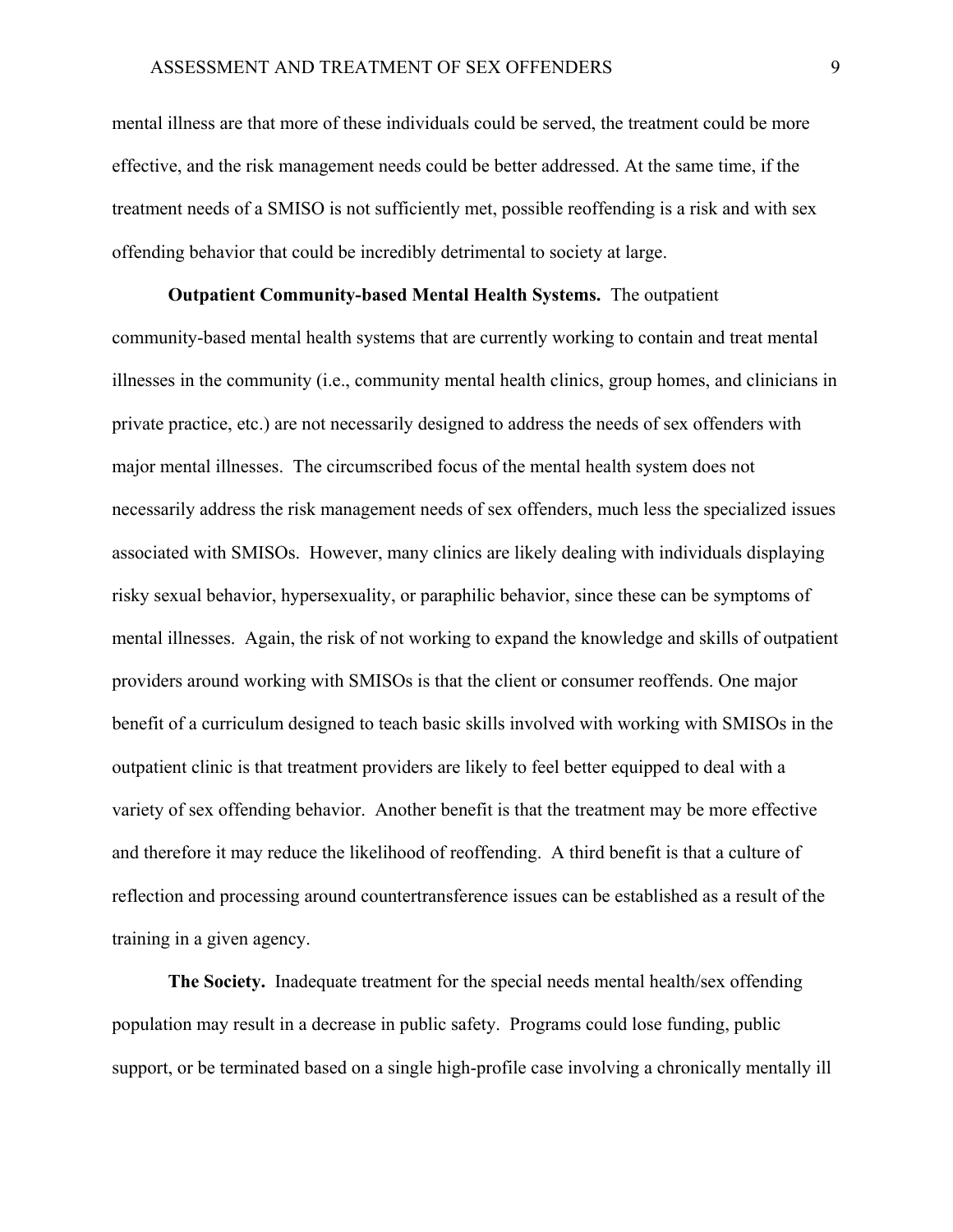mental illness are that more of these individuals could be served, the treatment could be more effective, and the risk management needs could be better addressed. At the same time, if the treatment needs of a SMISO is not sufficiently met, possible reoffending is a risk and with sex offending behavior that could be incredibly detrimental to society at large.

**Outpatient Community-based Mental Health Systems.** The outpatient community-based mental health systems that are currently working to contain and treat mental illnesses in the community (i.e., community mental health clinics, group homes, and clinicians in private practice, etc.) are not necessarily designed to address the needs of sex offenders with major mental illnesses. The circumscribed focus of the mental health system does not necessarily address the risk management needs of sex offenders, much less the specialized issues associated with SMISOs. However, many clinics are likely dealing with individuals displaying risky sexual behavior, hypersexuality, or paraphilic behavior, since these can be symptoms of mental illnesses. Again, the risk of not working to expand the knowledge and skills of outpatient providers around working with SMISOs is that the client or consumer reoffends. One major benefit of a curriculum designed to teach basic skills involved with working with SMISOs in the outpatient clinic is that treatment providers are likely to feel better equipped to deal with a variety of sex offending behavior. Another benefit is that the treatment may be more effective and therefore it may reduce the likelihood of reoffending. A third benefit is that a culture of reflection and processing around countertransference issues can be established as a result of the training in a given agency.

**The Society.** Inadequate treatment for the special needs mental health/sex offending population may result in a decrease in public safety. Programs could lose funding, public support, or be terminated based on a single high-profile case involving a chronically mentally ill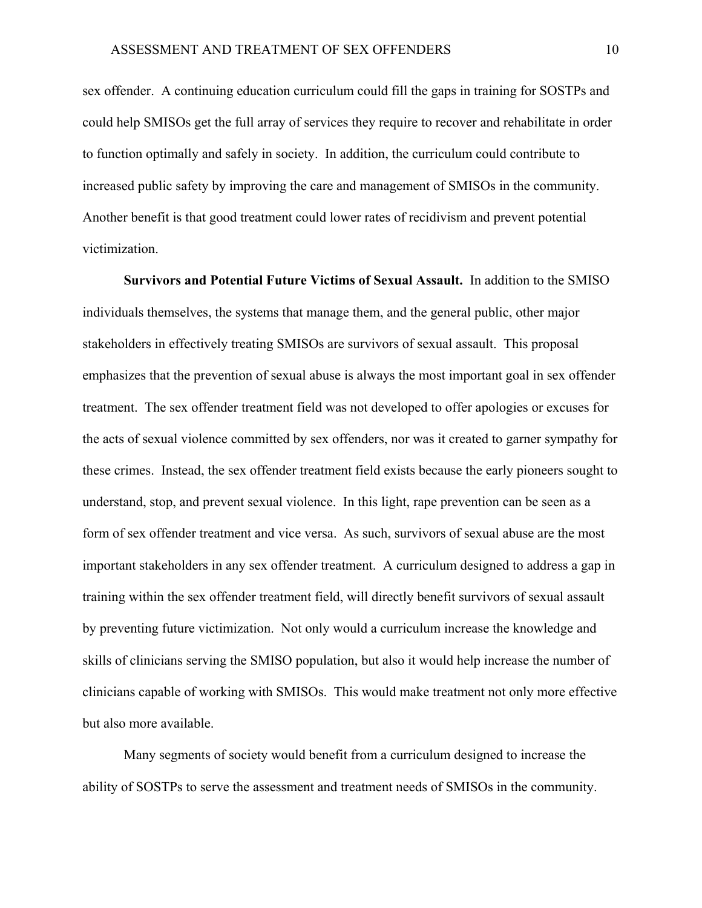sex offender. A continuing education curriculum could fill the gaps in training for SOSTPs and could help SMISOs get the full array of services they require to recover and rehabilitate in order to function optimally and safely in society. In addition, the curriculum could contribute to increased public safety by improving the care and management of SMISOs in the community. Another benefit is that good treatment could lower rates of recidivism and prevent potential victimization.

**Survivors and Potential Future Victims of Sexual Assault.** In addition to the SMISO individuals themselves, the systems that manage them, and the general public, other major stakeholders in effectively treating SMISOs are survivors of sexual assault. This proposal emphasizes that the prevention of sexual abuse is always the most important goal in sex offender treatment. The sex offender treatment field was not developed to offer apologies or excuses for the acts of sexual violence committed by sex offenders, nor was it created to garner sympathy for these crimes. Instead, the sex offender treatment field exists because the early pioneers sought to understand, stop, and prevent sexual violence. In this light, rape prevention can be seen as a form of sex offender treatment and vice versa. As such, survivors of sexual abuse are the most important stakeholders in any sex offender treatment. A curriculum designed to address a gap in training within the sex offender treatment field, will directly benefit survivors of sexual assault by preventing future victimization. Not only would a curriculum increase the knowledge and skills of clinicians serving the SMISO population, but also it would help increase the number of clinicians capable of working with SMISOs. This would make treatment not only more effective but also more available.

Many segments of society would benefit from a curriculum designed to increase the ability of SOSTPs to serve the assessment and treatment needs of SMISOs in the community.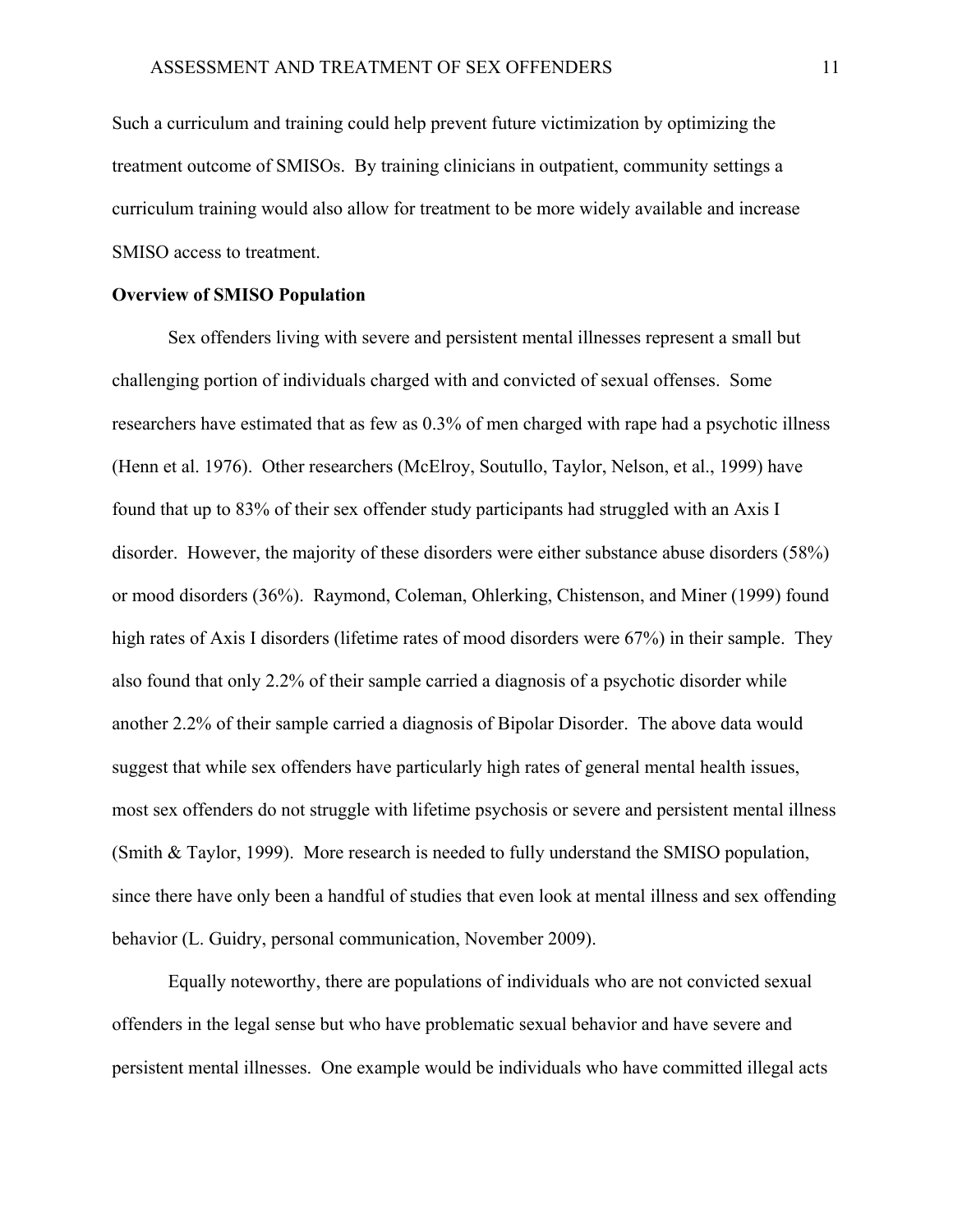Such a curriculum and training could help prevent future victimization by optimizing the treatment outcome of SMISOs. By training clinicians in outpatient, community settings a curriculum training would also allow for treatment to be more widely available and increase SMISO access to treatment.

**Overview of SMISO Population**

Sex offenders living with severe and persistent mental illnesses represent a small but challenging portion of individuals charged with and convicted of sexual offenses. Some researchers have estimated that as few as 0.3% of men charged with rape had a psychotic illness (Henn et al. 1976). Other researchers (McElroy, Soutullo, Taylor, Nelson, et al., 1999) have found that up to 83% of their sex offender study participants had struggled with an Axis I disorder. However, the majority of these disorders were either substance abuse disorders (58%) or mood disorders (36%). Raymond, Coleman, Ohlerking, Chistenson, and Miner (1999) found high rates of Axis I disorders (lifetime rates of mood disorders were 67%) in their sample. They also found that only 2.2% of their sample carried a diagnosis of a psychotic disorder while another 2.2% of their sample carried a diagnosis of Bipolar Disorder. The above data would suggest that while sex offenders have particularly high rates of general mental health issues, most sex offenders do not struggle with lifetime psychosis or severe and persistent mental illness (Smith & Taylor, 1999). More research is needed to fully understand the SMISO population, since there have only been a handful of studies that even look at mental illness and sex offending behavior (L. Guidry, personal communication, November 2009).

Equally noteworthy, there are populations of individuals who are not convicted sexual offenders in the legal sense but who have problematic sexual behavior and have severe and persistent mental illnesses. One example would be individuals who have committed illegal acts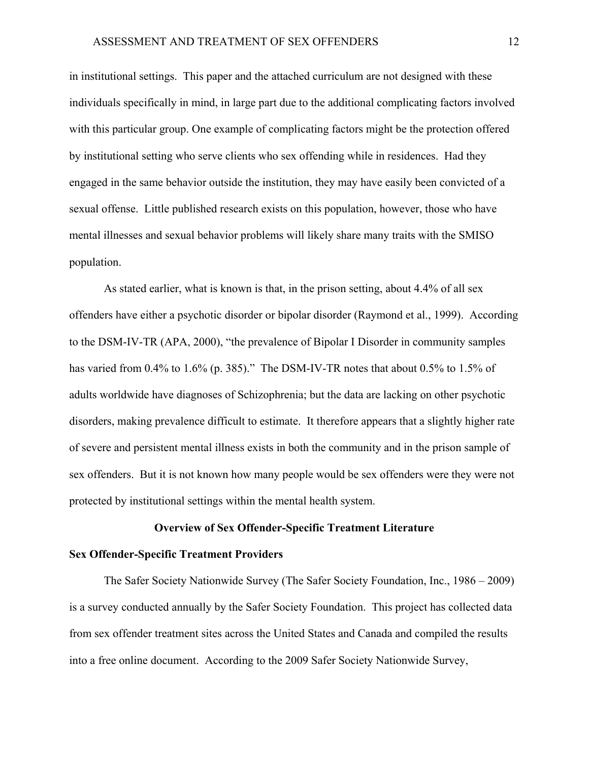in institutional settings. This paper and the attached curriculum are not designed with these individuals specifically in mind, in large part due to the additional complicating factors involved with this particular group. One example of complicating factors might be the protection offered by institutional setting who serve clients who sex offending while in residences. Had they engaged in the same behavior outside the institution, they may have easily been convicted of a sexual offense. Little published research exists on this population, however, those who have mental illnesses and sexual behavior problems will likely share many traits with the SMISO population.

As stated earlier, what is known is that, in the prison setting, about 4.4% of all sex offenders have either a psychotic disorder or bipolar disorder (Raymond et al., 1999). According to the DSM-IV-TR (APA, 2000), "the prevalence of Bipolar I Disorder in community samples has varied from 0.4% to 1.6% (p. 385)." The DSM-IV-TR notes that about 0.5% to 1.5% of adults worldwide have diagnoses of Schizophrenia; but the data are lacking on other psychotic disorders, making prevalence difficult to estimate. It therefore appears that a slightly higher rate of severe and persistent mental illness exists in both the community and in the prison sample of sex offenders. But it is not known how many people would be sex offenders were they were not protected by institutional settings within the mental health system.

## Overview of Sex Offender-Specific Treatment Literature

### Sex Offender-Specific Treatment Providers

The Safer Society Nationwide Survey (The Safer Society Foundation, Inc., 1986 – 2009) is a survey conducted annually by the Safer Society Foundation. This project has collected data from sex offender treatment sites across the United States and Canada and compiled the results into a free online document. According to the 2009 Safer Society Nationwide Survey,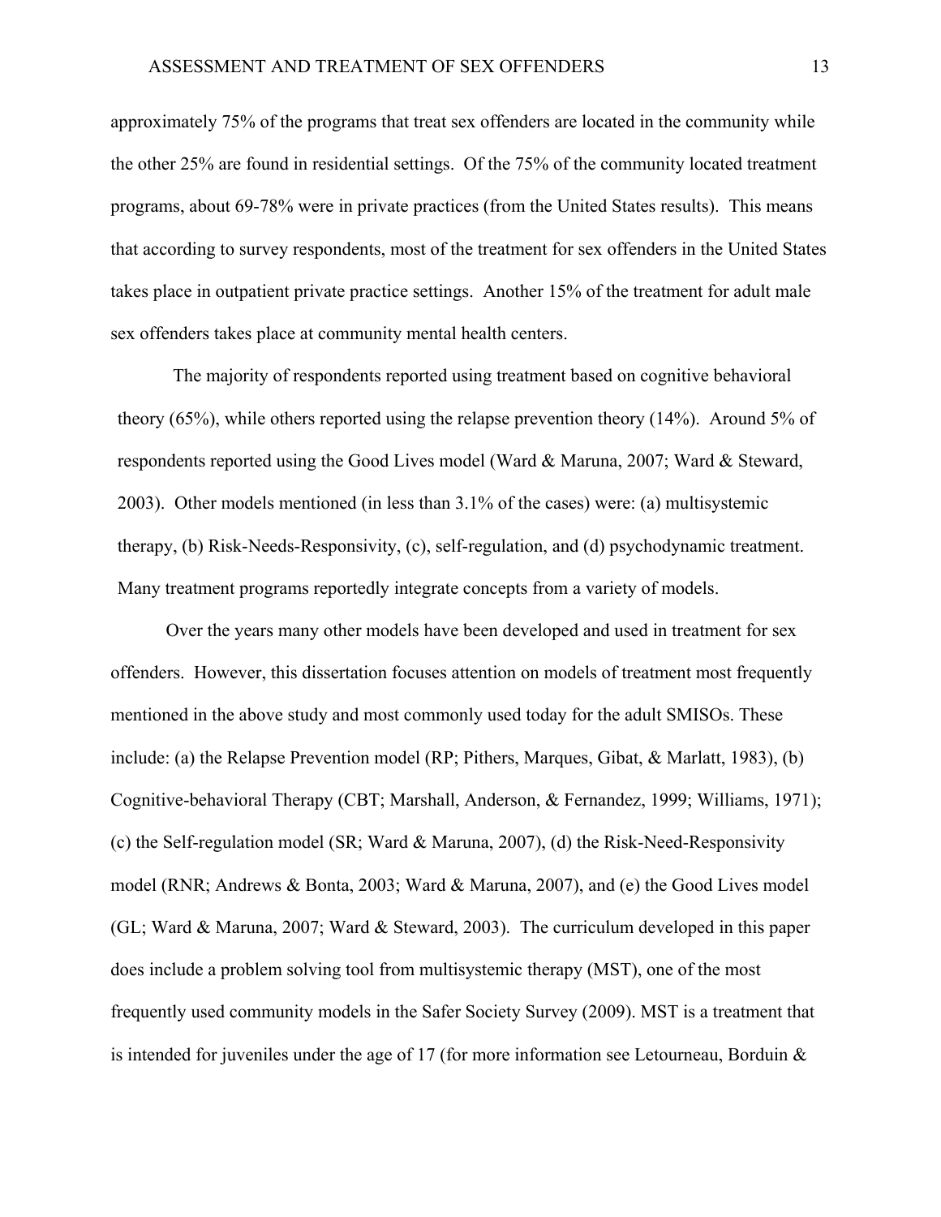approximately 75% of the programs that treat sex offenders are located in the community while the other 25% are found in residential settings. Of the 75% of the community located treatment programs, about 69-78% were in private practices (from the United States results). This means that according to survey respondents, most of the treatment for sex offenders in the United States takes place in outpatient private practice settings. Another 15% of the treatment for adult male sex offenders takes place at community mental health centers.

The majority of respondents reported using treatment based on cognitive behavioral theory (65%), while others reported using the relapse prevention theory (14%). Around 5% of respondents reported using the Good Lives model (Ward & Maruna, 2007; Ward & Steward, 2003). Other models mentioned (in less than 3.1% of the cases) were: (a) multisystemic therapy, (b) Risk-Needs-Responsivity, (c), self-regulation, and (d) psychodynamic treatment. Many treatment programs reportedly integrate concepts from a variety of models.

Over the years many other models have been developed and used in treatment for sex offenders. However, this dissertation focuses attention on models of treatment most frequently mentioned in the above study and most commonly used today for the adult SMISOs. These include: (a) the Relapse Prevention model (RP; Pithers, Marques, Gibat, & Marlatt, 1983), (b) Cognitive-behavioral Therapy (CBT; Marshall, Anderson, & Fernandez, 1999; Williams, 1971); (c) the Self-regulation model (SR; Ward & Maruna, 2007), (d) the Risk-Need-Responsivity model (RNR; Andrews & Bonta, 2003; Ward & Maruna, 2007), and (e) the Good Lives model (GL; Ward & Maruna, 2007; Ward & Steward, 2003). The curriculum developed in this paper does include a problem solving tool from multisystemic therapy (MST), one of the most frequently used community models in the Safer Society Survey (2009). MST is a treatment that is intended for juveniles under the age of 17 (for more information see Letourneau, Borduin &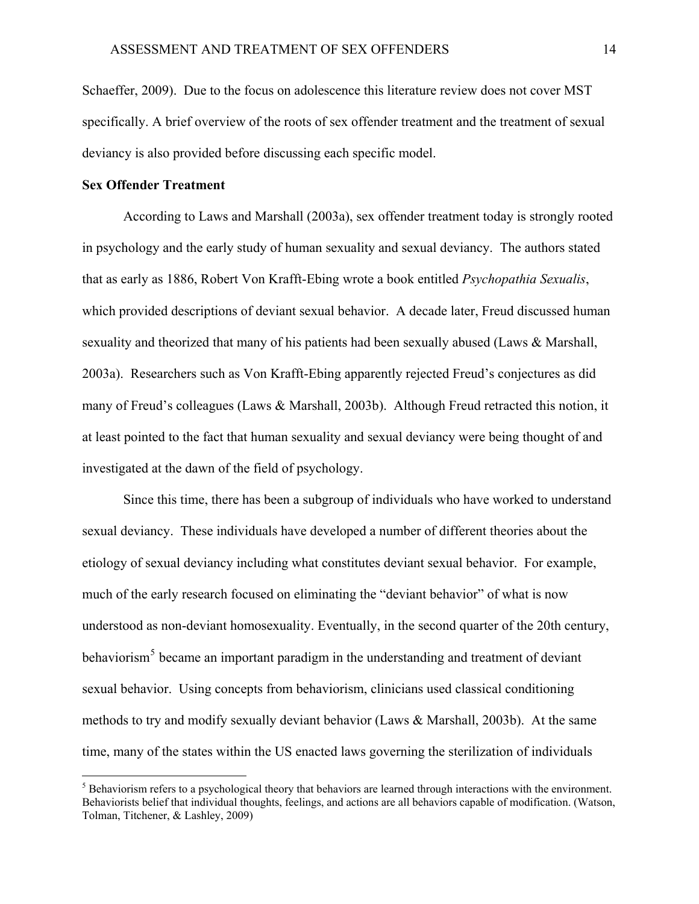Schaeffer, 2009). Due to the focus on adolescence this literature review does not cover MST specifically. A brief overview of the roots of sex offender treatment and the treatment of sexual deviancy is also provided before discussing each specific model.

**Sex Offender Treatment**

According to Laws and Marshall (2003a), sex offender treatment today is strongly rooted in psychology and the early study of human sexuality and sexual deviancy. The authors stated that as early as 1886, Robert Von Krafft-Ebing wrote a book entitled *Psychopathia Sexualis*, which provided descriptions of deviant sexual behavior. A decade later, Freud discussed human sexuality and theorized that many of his patients had been sexually abused (Laws & Marshall, 2003a). Researchers such as Von Krafft-Ebing apparently rejected Freud's conjectures as did many of Freud's colleagues (Laws & Marshall, 2003b). Although Freud retracted this notion, it at least pointed to the fact that human sexuality and sexual deviancy were being thought of and investigated at the dawn of the field of psychology.

Since this time, there has been a subgroup of individuals who have worked to understand sexual deviancy. These individuals have developed a number of different theories about the etiology of sexual deviancy including what constitutes deviant sexual behavior. For example, much of the early research focused on eliminating the "deviant behavior" of what is now understood as non-deviant homosexuality. Eventually, in the second quarter of the 20th century, behaviorism[5] became an important paradigm in the understanding and treatment of deviant sexual behavior. Using concepts from behaviorism, clinicians used classical conditioning methods to try and modify sexually deviant behavior (Laws & Marshall, 2003b). At the same time, many of the states within the US enacted laws governing the sterilization of individuals

[5] Behaviorism refers to a psychological theory that behaviors are learned through interactions with the environment. Behaviorists belief that individual thoughts, feelings, and actions are all behaviors capable of modification. (Watson, Tolman, Titchener, & Lashley, 2009)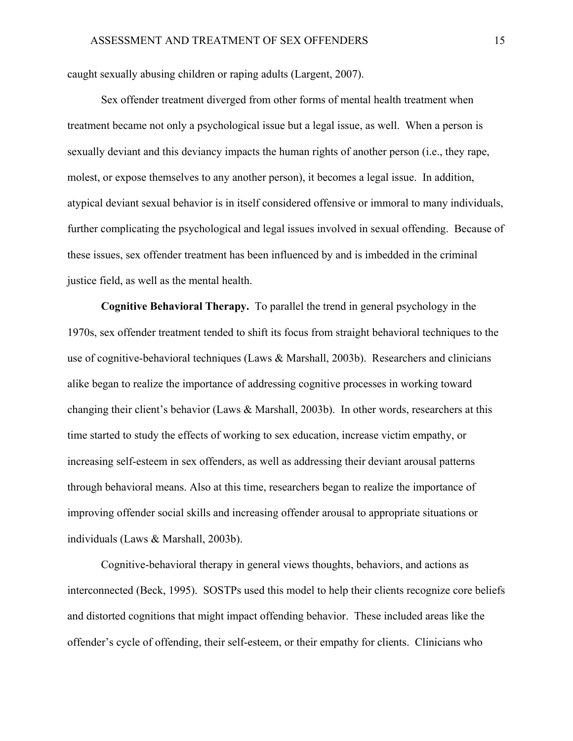caught sexually abusing children or raping adults (Largent, 2007).

Sex offender treatment diverged from other forms of mental health treatment when treatment became not only a psychological issue but a legal issue, as well. When a person is sexually deviant and this deviancy impacts the human rights of another person (i.e., they rape, molest, or expose themselves to any another person), it becomes a legal issue. In addition, atypical deviant sexual behavior is in itself considered offensive or immoral to many individuals, further complicating the psychological and legal issues involved in sexual offending. Because of these issues, sex offender treatment has been influenced by and is imbedded in the criminal justice field, as well as the mental health.

**Cognitive Behavioral Therapy.** To parallel the trend in general psychology in the 1970s, sex offender treatment tended to shift its focus from straight behavioral techniques to the use of cognitive-behavioral techniques (Laws & Marshall, 2003b). Researchers and clinicians alike began to realize the importance of addressing cognitive processes in working toward changing their client's behavior (Laws & Marshall, 2003b). In other words, researchers at this time started to study the effects of working to sex education, increase victim empathy, or increasing self-esteem in sex offenders, as well as addressing their deviant arousal patterns through behavioral means. Also at this time, researchers began to realize the importance of improving offender social skills and increasing offender arousal to appropriate situations or individuals (Laws & Marshall, 2003b).

Cognitive-behavioral therapy in general views thoughts, behaviors, and actions as interconnected (Beck, 1995). SOSTPs used this model to help their clients recognize core beliefs and distorted cognitions that might impact offending behavior. These included areas like the offender's cycle of offending, their self-esteem, or their empathy for clients. Clinicians who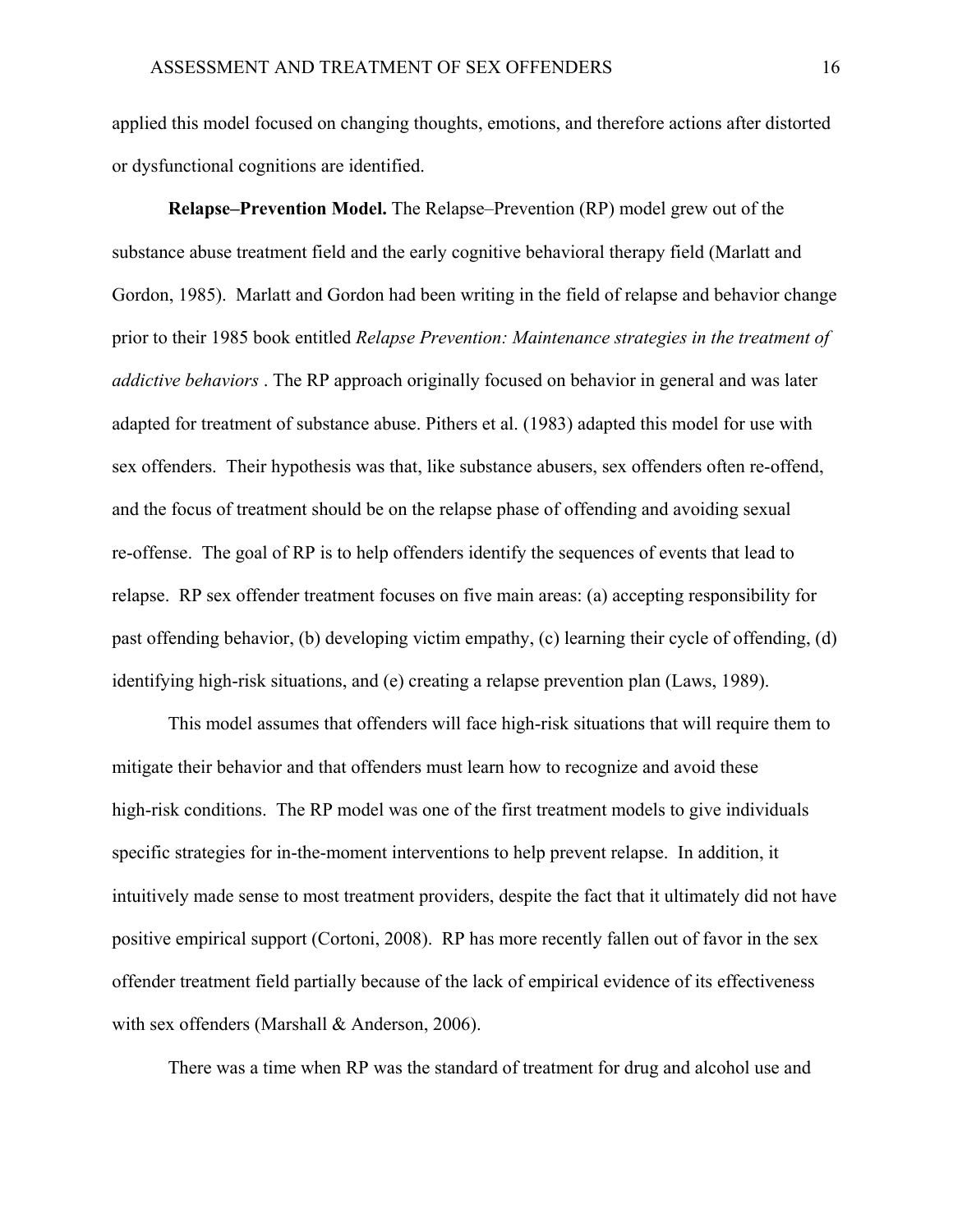applied this model focused on changing thoughts, emotions, and therefore actions after distorted or dysfunctional cognitions are identified.

**Relapse–Prevention Model.** The Relapse–Prevention (RP) model grew out of the substance abuse treatment field and the early cognitive behavioral therapy field (Marlatt and Gordon, 1985). Marlatt and Gordon had been writing in the field of relapse and behavior change prior to their 1985 book entitled *Relapse Prevention: Maintenance strategies in the treatment of addictive behaviors* . The RP approach originally focused on behavior in general and was later adapted for treatment of substance abuse. Pithers et al. (1983) adapted this model for use with sex offenders. Their hypothesis was that, like substance abusers, sex offenders often re-offend, and the focus of treatment should be on the relapse phase of offending and avoiding sexual re-offense. The goal of RP is to help offenders identify the sequences of events that lead to relapse. RP sex offender treatment focuses on five main areas: (a) accepting responsibility for past offending behavior, (b) developing victim empathy, (c) learning their cycle of offending, (d) identifying high-risk situations, and (e) creating a relapse prevention plan (Laws, 1989).

This model assumes that offenders will face high-risk situations that will require them to mitigate their behavior and that offenders must learn how to recognize and avoid these high-risk conditions. The RP model was one of the first treatment models to give individuals specific strategies for in-the-moment interventions to help prevent relapse. In addition, it intuitively made sense to most treatment providers, despite the fact that it ultimately did not have positive empirical support (Cortoni, 2008). RP has more recently fallen out of favor in the sex offender treatment field partially because of the lack of empirical evidence of its effectiveness with sex offenders (Marshall & Anderson, 2006).

There was a time when RP was the standard of treatment for drug and alcohol use and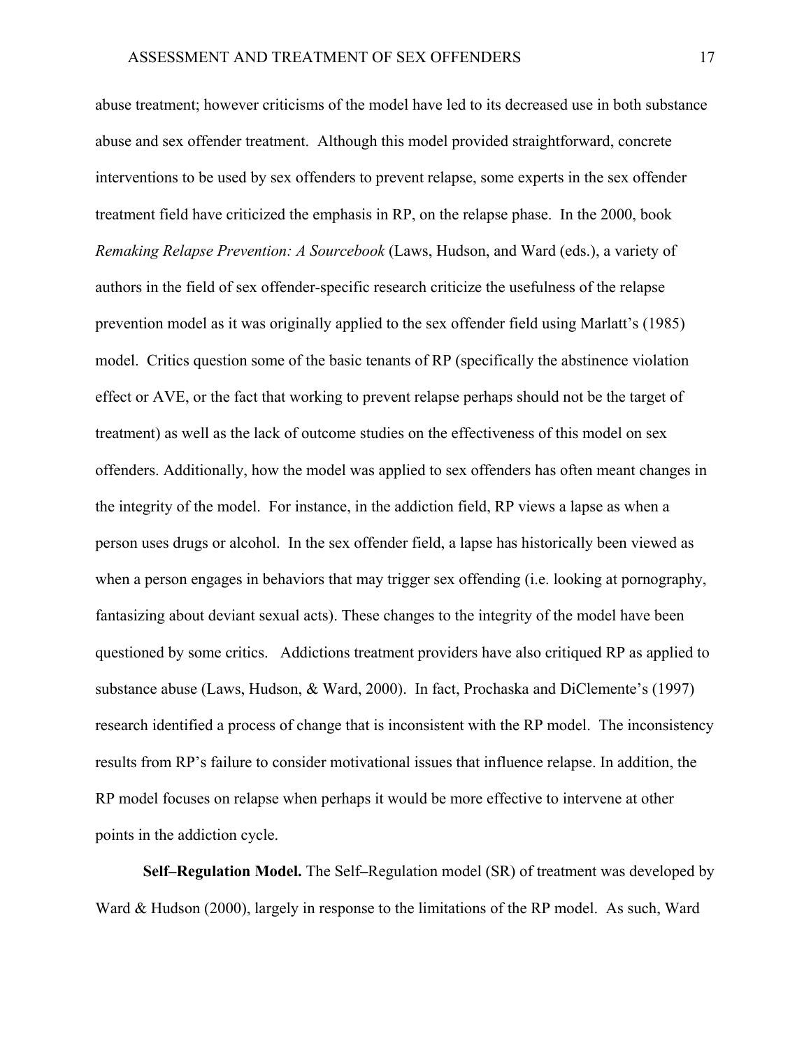abuse treatment; however criticisms of the model have led to its decreased use in both substance abuse and sex offender treatment. Although this model provided straightforward, concrete interventions to be used by sex offenders to prevent relapse, some experts in the sex offender treatment field have criticized the emphasis in RP, on the relapse phase. In the 2000, book *Remaking Relapse Prevention: A Sourcebook* (Laws, Hudson, and Ward (eds.), a variety of authors in the field of sex offender-specific research criticize the usefulness of the relapse prevention model as it was originally applied to the sex offender field using Marlatt's (1985) model. Critics question some of the basic tenants of RP (specifically the abstinence violation effect or AVE, or the fact that working to prevent relapse perhaps should not be the target of treatment) as well as the lack of outcome studies on the effectiveness of this model on sex offenders. Additionally, how the model was applied to sex offenders has often meant changes in the integrity of the model. For instance, in the addiction field, RP views a lapse as when a person uses drugs or alcohol. In the sex offender field, a lapse has historically been viewed as when a person engages in behaviors that may trigger sex offending (i.e. looking at pornography, fantasizing about deviant sexual acts). These changes to the integrity of the model have been questioned by some critics. Addictions treatment providers have also critiqued RP as applied to substance abuse (Laws, Hudson, & Ward, 2000). In fact, Prochaska and DiClemente's (1997) research identified a process of change that is inconsistent with the RP model. The inconsistency results from RP's failure to consider motivational issues that influence relapse. In addition, the RP model focuses on relapse when perhaps it would be more effective to intervene at other points in the addiction cycle.

**Self–Regulation Model.** The Self–Regulation model (SR) of treatment was developed by Ward & Hudson (2000), largely in response to the limitations of the RP model. As such, Ward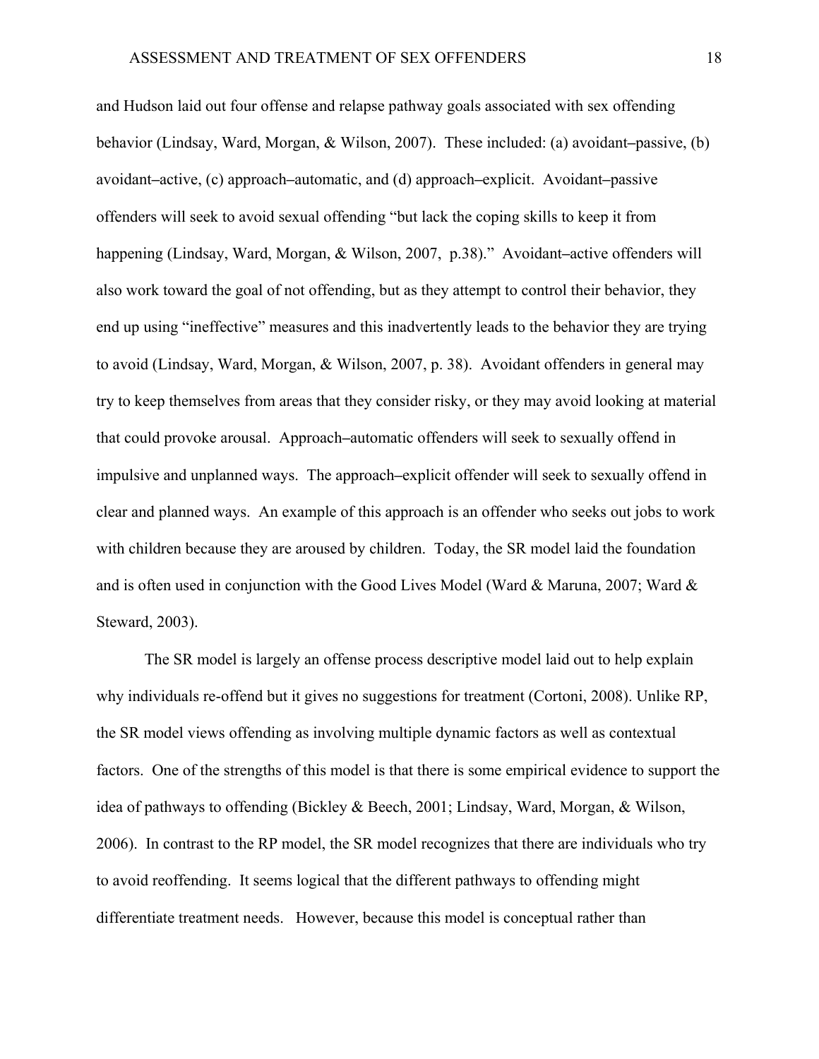and Hudson laid out four offense and relapse pathway goals associated with sex offending behavior (Lindsay, Ward, Morgan, & Wilson, 2007). These included: (a) avoidant–passive, (b) avoidant–active, (c) approach–automatic, and (d) approach–explicit. Avoidant–passive offenders will seek to avoid sexual offending "but lack the coping skills to keep it from happening (Lindsay, Ward, Morgan, & Wilson, 2007, p.38)." Avoidant–active offenders will also work toward the goal of not offending, but as they attempt to control their behavior, they end up using "ineffective" measures and this inadvertently leads to the behavior they are trying to avoid (Lindsay, Ward, Morgan, & Wilson, 2007, p. 38). Avoidant offenders in general may try to keep themselves from areas that they consider risky, or they may avoid looking at material that could provoke arousal. Approach–automatic offenders will seek to sexually offend in impulsive and unplanned ways. The approach–explicit offender will seek to sexually offend in clear and planned ways. An example of this approach is an offender who seeks out jobs to work with children because they are aroused by children. Today, the SR model laid the foundation and is often used in conjunction with the Good Lives Model (Ward & Maruna, 2007; Ward & Steward, 2003).

The SR model is largely an offense process descriptive model laid out to help explain why individuals re-offend but it gives no suggestions for treatment (Cortoni, 2008). Unlike RP, the SR model views offending as involving multiple dynamic factors as well as contextual factors. One of the strengths of this model is that there is some empirical evidence to support the idea of pathways to offending (Bickley & Beech, 2001; Lindsay, Ward, Morgan, & Wilson, 2006). In contrast to the RP model, the SR model recognizes that there are individuals who try to avoid reoffending. It seems logical that the different pathways to offending might differentiate treatment needs. However, because this model is conceptual rather than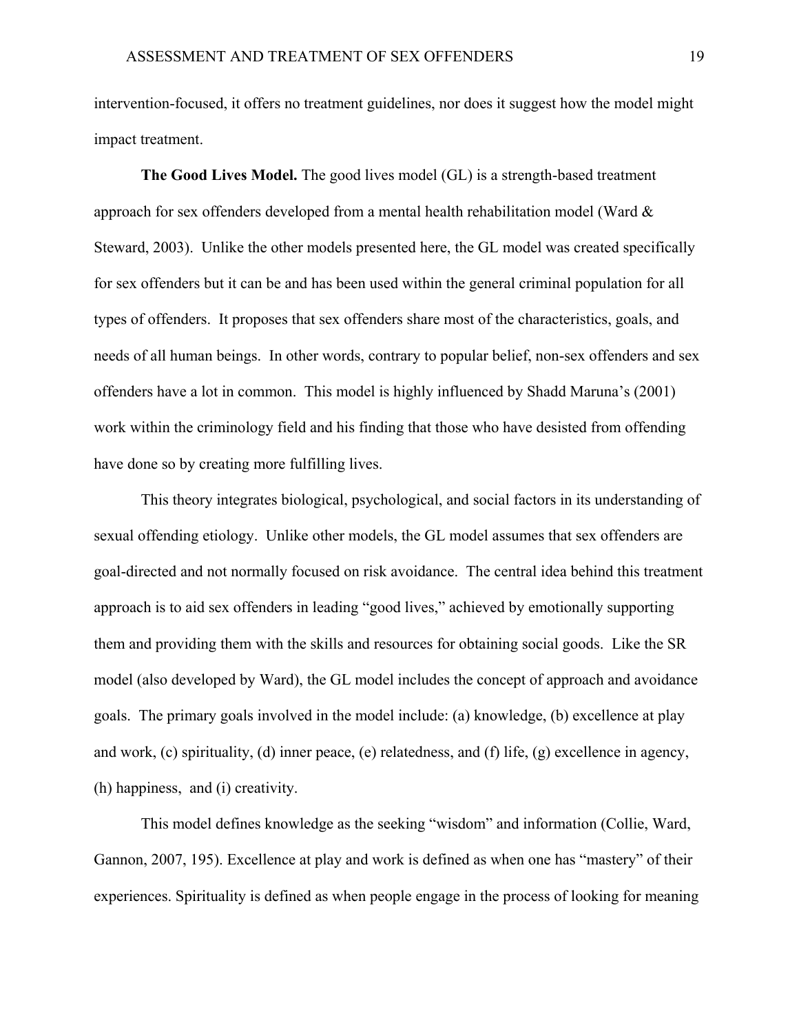intervention-focused, it offers no treatment guidelines, nor does it suggest how the model might impact treatment.

**The Good Lives Model.** The good lives model (GL) is a strength-based treatment approach for sex offenders developed from a mental health rehabilitation model (Ward & Steward, 2003). Unlike the other models presented here, the GL model was created specifically for sex offenders but it can be and has been used within the general criminal population for all types of offenders. It proposes that sex offenders share most of the characteristics, goals, and needs of all human beings. In other words, contrary to popular belief, non-sex offenders and sex offenders have a lot in common. This model is highly influenced by Shadd Maruna's (2001) work within the criminology field and his finding that those who have desisted from offending have done so by creating more fulfilling lives.

This theory integrates biological, psychological, and social factors in its understanding of sexual offending etiology. Unlike other models, the GL model assumes that sex offenders are goal-directed and not normally focused on risk avoidance. The central idea behind this treatment approach is to aid sex offenders in leading "good lives," achieved by emotionally supporting them and providing them with the skills and resources for obtaining social goods. Like the SR model (also developed by Ward), the GL model includes the concept of approach and avoidance goals. The primary goals involved in the model include: (a) knowledge, (b) excellence at play and work, (c) spirituality, (d) inner peace, (e) relatedness, and (f) life, (g) excellence in agency, (h) happiness, and (i) creativity.

This model defines knowledge as the seeking "wisdom" and information (Collie, Ward, Gannon, 2007, 195). Excellence at play and work is defined as when one has "mastery" of their experiences. Spirituality is defined as when people engage in the process of looking for meaning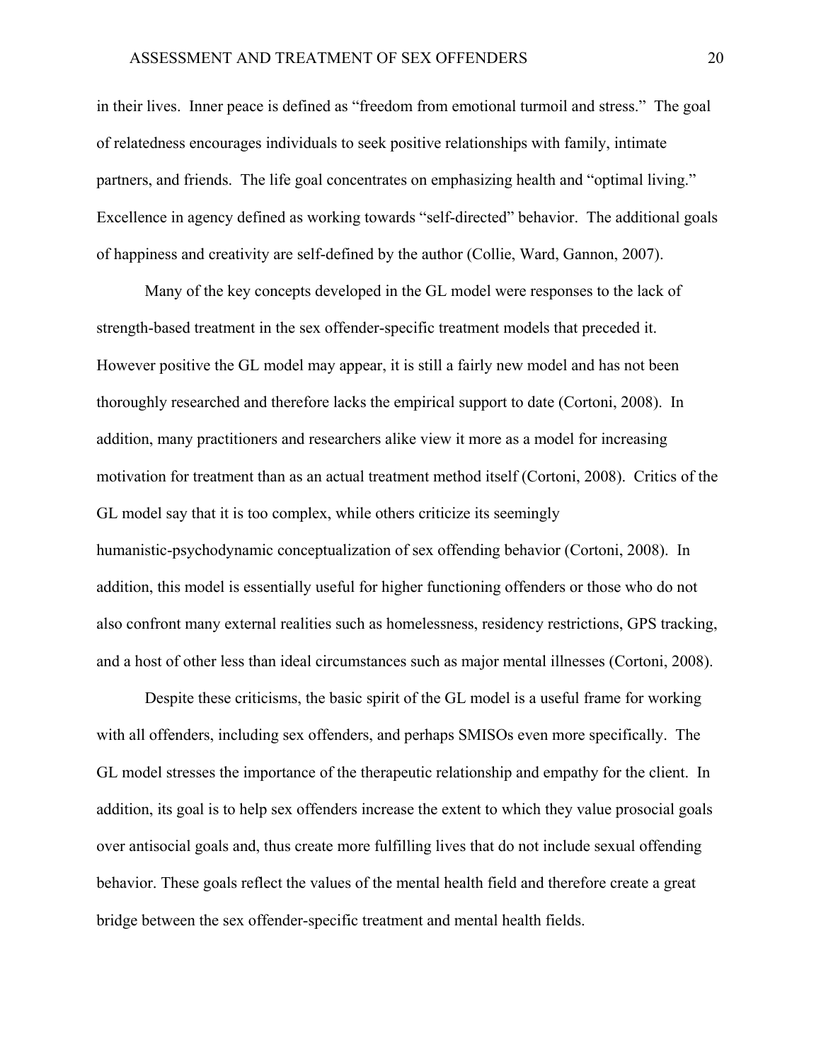in their lives. Inner peace is defined as "freedom from emotional turmoil and stress." The goal of relatedness encourages individuals to seek positive relationships with family, intimate partners, and friends. The life goal concentrates on emphasizing health and "optimal living." Excellence in agency defined as working towards "self-directed" behavior. The additional goals of happiness and creativity are self-defined by the author (Collie, Ward, Gannon, 2007).

Many of the key concepts developed in the GL model were responses to the lack of strength-based treatment in the sex offender-specific treatment models that preceded it. However positive the GL model may appear, it is still a fairly new model and has not been thoroughly researched and therefore lacks the empirical support to date (Cortoni, 2008). In addition, many practitioners and researchers alike view it more as a model for increasing motivation for treatment than as an actual treatment method itself (Cortoni, 2008). Critics of the GL model say that it is too complex, while others criticize its seemingly humanistic-psychodynamic conceptualization of sex offending behavior (Cortoni, 2008). In addition, this model is essentially useful for higher functioning offenders or those who do not also confront many external realities such as homelessness, residency restrictions, GPS tracking, and a host of other less than ideal circumstances such as major mental illnesses (Cortoni, 2008).

Despite these criticisms, the basic spirit of the GL model is a useful frame for working with all offenders, including sex offenders, and perhaps SMISOs even more specifically. The GL model stresses the importance of the therapeutic relationship and empathy for the client. In addition, its goal is to help sex offenders increase the extent to which they value prosocial goals over antisocial goals and, thus create more fulfilling lives that do not include sexual offending behavior. These goals reflect the values of the mental health field and therefore create a great bridge between the sex offender-specific treatment and mental health fields.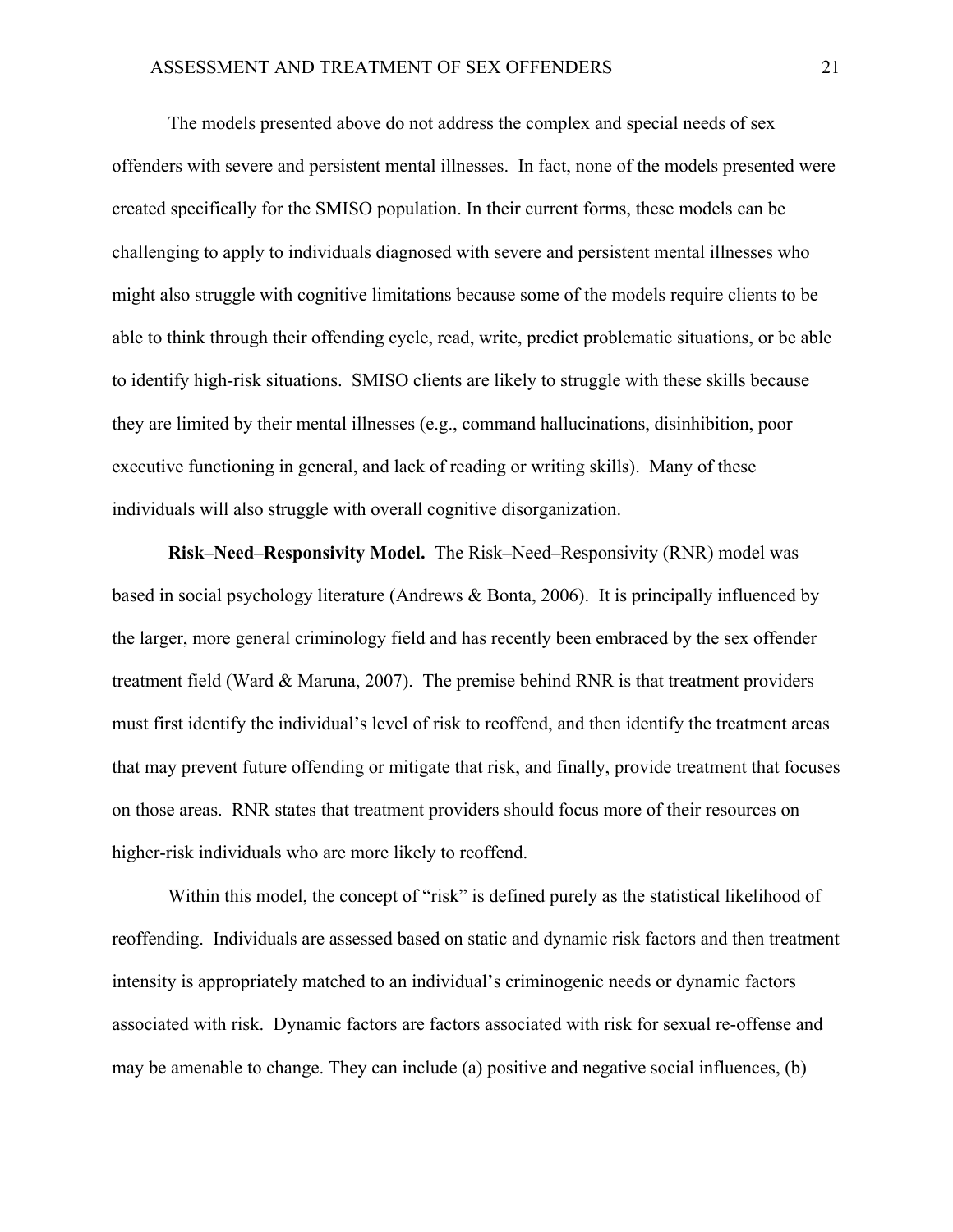The models presented above do not address the complex and special needs of sex offenders with severe and persistent mental illnesses. In fact, none of the models presented were created specifically for the SMISO population. In their current forms, these models can be challenging to apply to individuals diagnosed with severe and persistent mental illnesses who might also struggle with cognitive limitations because some of the models require clients to be able to think through their offending cycle, read, write, predict problematic situations, or be able to identify high-risk situations. SMISO clients are likely to struggle with these skills because they are limited by their mental illnesses (e.g., command hallucinations, disinhibition, poor executive functioning in general, and lack of reading or writing skills). Many of these individuals will also struggle with overall cognitive disorganization.

**Risk–Need–Responsivity Model.** The Risk–Need–Responsivity (RNR) model was based in social psychology literature (Andrews & Bonta, 2006). It is principally influenced by the larger, more general criminology field and has recently been embraced by the sex offender treatment field (Ward & Maruna, 2007). The premise behind RNR is that treatment providers must first identify the individual's level of risk to reoffend, and then identify the treatment areas that may prevent future offending or mitigate that risk, and finally, provide treatment that focuses on those areas. RNR states that treatment providers should focus more of their resources on higher-risk individuals who are more likely to reoffend.

Within this model, the concept of "risk" is defined purely as the statistical likelihood of reoffending. Individuals are assessed based on static and dynamic risk factors and then treatment intensity is appropriately matched to an individual's criminogenic needs or dynamic factors associated with risk. Dynamic factors are factors associated with risk for sexual re-offense and may be amenable to change. They can include (a) positive and negative social influences, (b)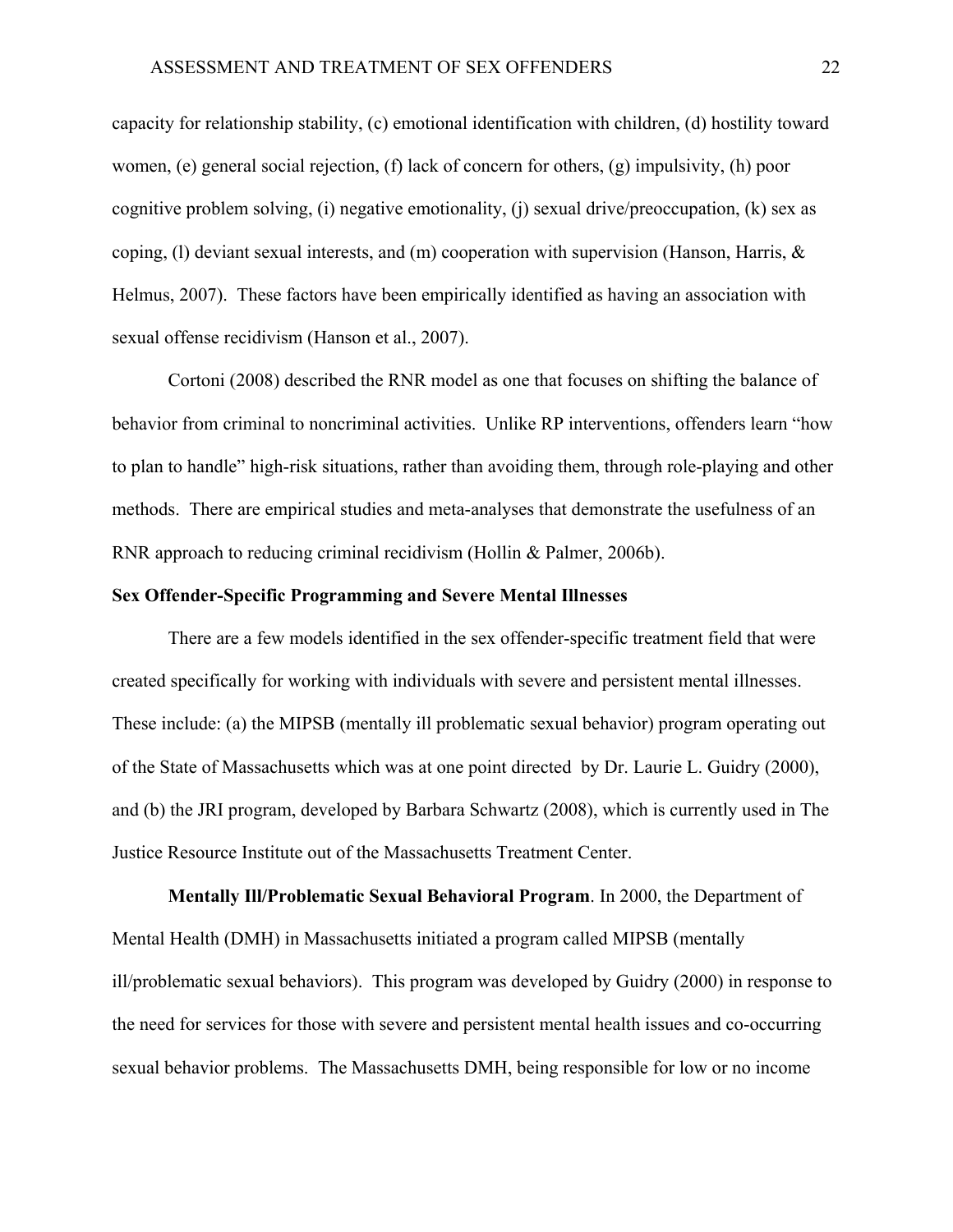capacity for relationship stability, (c) emotional identification with children, (d) hostility toward women, (e) general social rejection, (f) lack of concern for others, (g) impulsivity, (h) poor cognitive problem solving, (i) negative emotionality, (j) sexual drive/preoccupation, (k) sex as coping, (l) deviant sexual interests, and (m) cooperation with supervision (Hanson, Harris, & Helmus, 2007). These factors have been empirically identified as having an association with sexual offense recidivism (Hanson et al., 2007).

Cortoni (2008) described the RNR model as one that focuses on shifting the balance of behavior from criminal to noncriminal activities. Unlike RP interventions, offenders learn "how to plan to handle" high-risk situations, rather than avoiding them, through role-playing and other methods. There are empirical studies and meta-analyses that demonstrate the usefulness of an RNR approach to reducing criminal recidivism (Hollin & Palmer, 2006b).

**Sex Offender-Specific Programming and Severe Mental Illnesses**

There are a few models identified in the sex offender-specific treatment field that were created specifically for working with individuals with severe and persistent mental illnesses. These include: (a) the MIPSB (mentally ill problematic sexual behavior) program operating out of the State of Massachusetts which was at one point directed by Dr. Laurie L. Guidry (2000), and (b) the JRI program, developed by Barbara Schwartz (2008), which is currently used in The Justice Resource Institute out of the Massachusetts Treatment Center.

**Mentally Ill/Problematic Sexual Behavioral Program**. In 2000, the Department of Mental Health (DMH) in Massachusetts initiated a program called MIPSB (mentally ill/problematic sexual behaviors). This program was developed by Guidry (2000) in response to the need for services for those with severe and persistent mental health issues and co-occurring sexual behavior problems. The Massachusetts DMH, being responsible for low or no income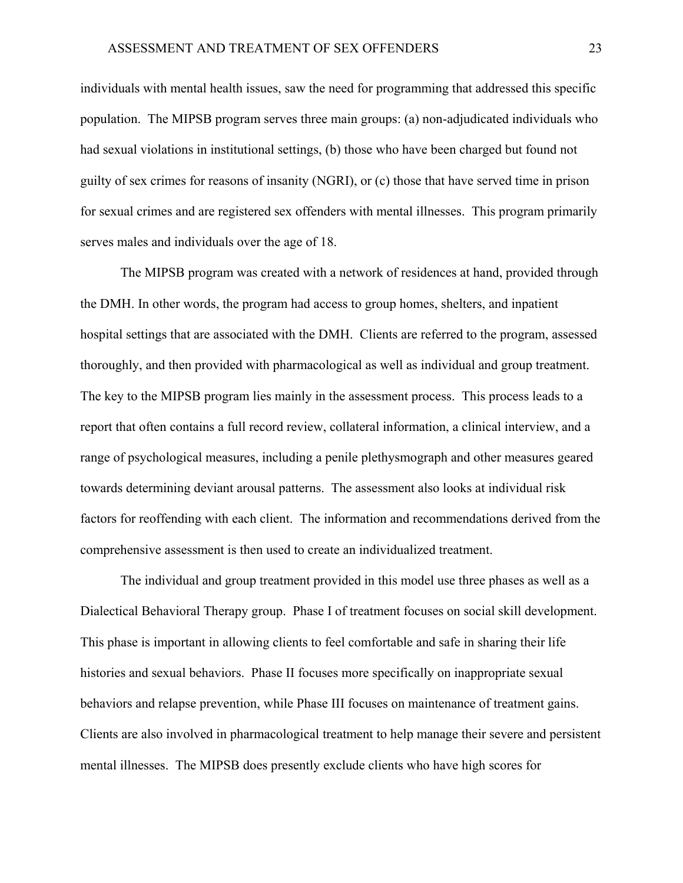individuals with mental health issues, saw the need for programming that addressed this specific population. The MIPSB program serves three main groups: (a) non-adjudicated individuals who had sexual violations in institutional settings, (b) those who have been charged but found not guilty of sex crimes for reasons of insanity (NGRI), or (c) those that have served time in prison for sexual crimes and are registered sex offenders with mental illnesses. This program primarily serves males and individuals over the age of 18.

The MIPSB program was created with a network of residences at hand, provided through the DMH. In other words, the program had access to group homes, shelters, and inpatient hospital settings that are associated with the DMH. Clients are referred to the program, assessed thoroughly, and then provided with pharmacological as well as individual and group treatment. The key to the MIPSB program lies mainly in the assessment process. This process leads to a report that often contains a full record review, collateral information, a clinical interview, and a range of psychological measures, including a penile plethysmograph and other measures geared towards determining deviant arousal patterns. The assessment also looks at individual risk factors for reoffending with each client. The information and recommendations derived from the comprehensive assessment is then used to create an individualized treatment.

The individual and group treatment provided in this model use three phases as well as a Dialectical Behavioral Therapy group. Phase I of treatment focuses on social skill development. This phase is important in allowing clients to feel comfortable and safe in sharing their life histories and sexual behaviors. Phase II focuses more specifically on inappropriate sexual behaviors and relapse prevention, while Phase III focuses on maintenance of treatment gains. Clients are also involved in pharmacological treatment to help manage their severe and persistent mental illnesses. The MIPSB does presently exclude clients who have high scores for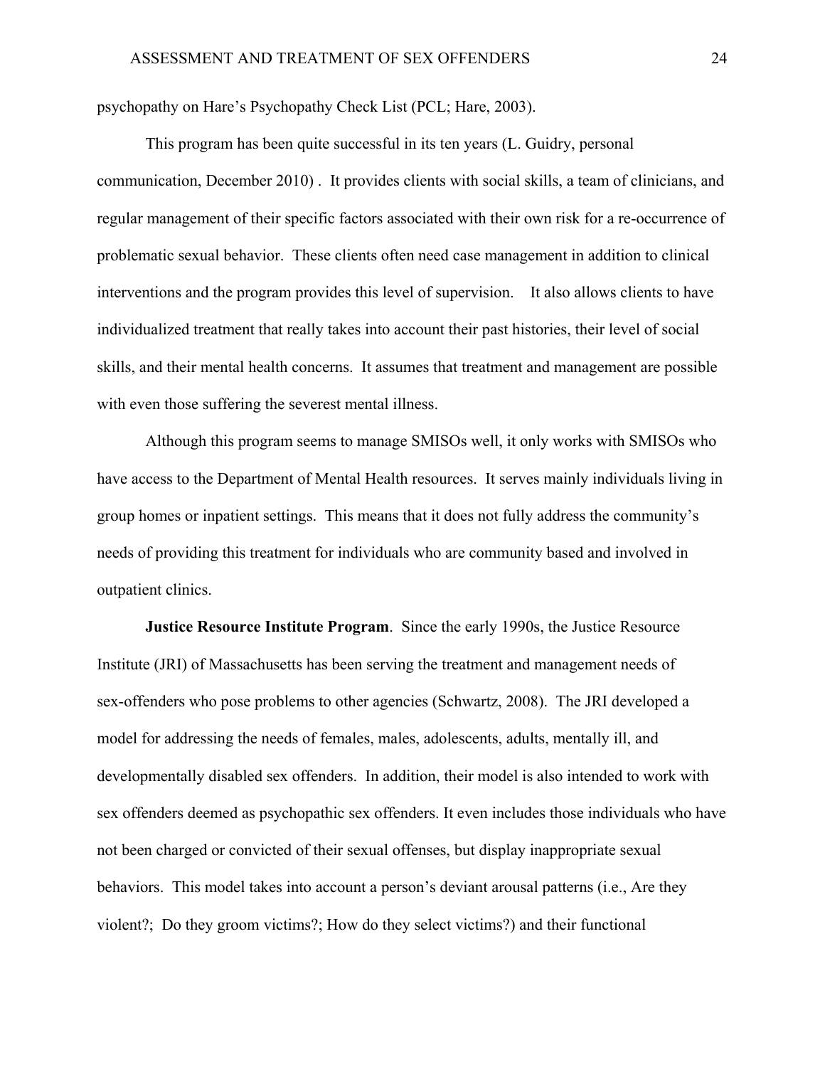psychopathy on Hare's Psychopathy Check List (PCL; Hare, 2003).

This program has been quite successful in its ten years (L. Guidry, personal communication, December 2010) . It provides clients with social skills, a team of clinicians, and regular management of their specific factors associated with their own risk for a re-occurrence of problematic sexual behavior. These clients often need case management in addition to clinical interventions and the program provides this level of supervision. It also allows clients to have individualized treatment that really takes into account their past histories, their level of social skills, and their mental health concerns. It assumes that treatment and management are possible with even those suffering the severest mental illness.

Although this program seems to manage SMISOs well, it only works with SMISOs who have access to the Department of Mental Health resources. It serves mainly individuals living in group homes or inpatient settings. This means that it does not fully address the community's needs of providing this treatment for individuals who are community based and involved in outpatient clinics.

**Justice Resource Institute Program**. Since the early 1990s, the Justice Resource Institute (JRI) of Massachusetts has been serving the treatment and management needs of sex-offenders who pose problems to other agencies (Schwartz, 2008). The JRI developed a model for addressing the needs of females, males, adolescents, adults, mentally ill, and developmentally disabled sex offenders. In addition, their model is also intended to work with sex offenders deemed as psychopathic sex offenders. It even includes those individuals who have not been charged or convicted of their sexual offenses, but display inappropriate sexual behaviors. This model takes into account a person's deviant arousal patterns (i.e., Are they violent?; Do they groom victims?; How do they select victims?) and their functional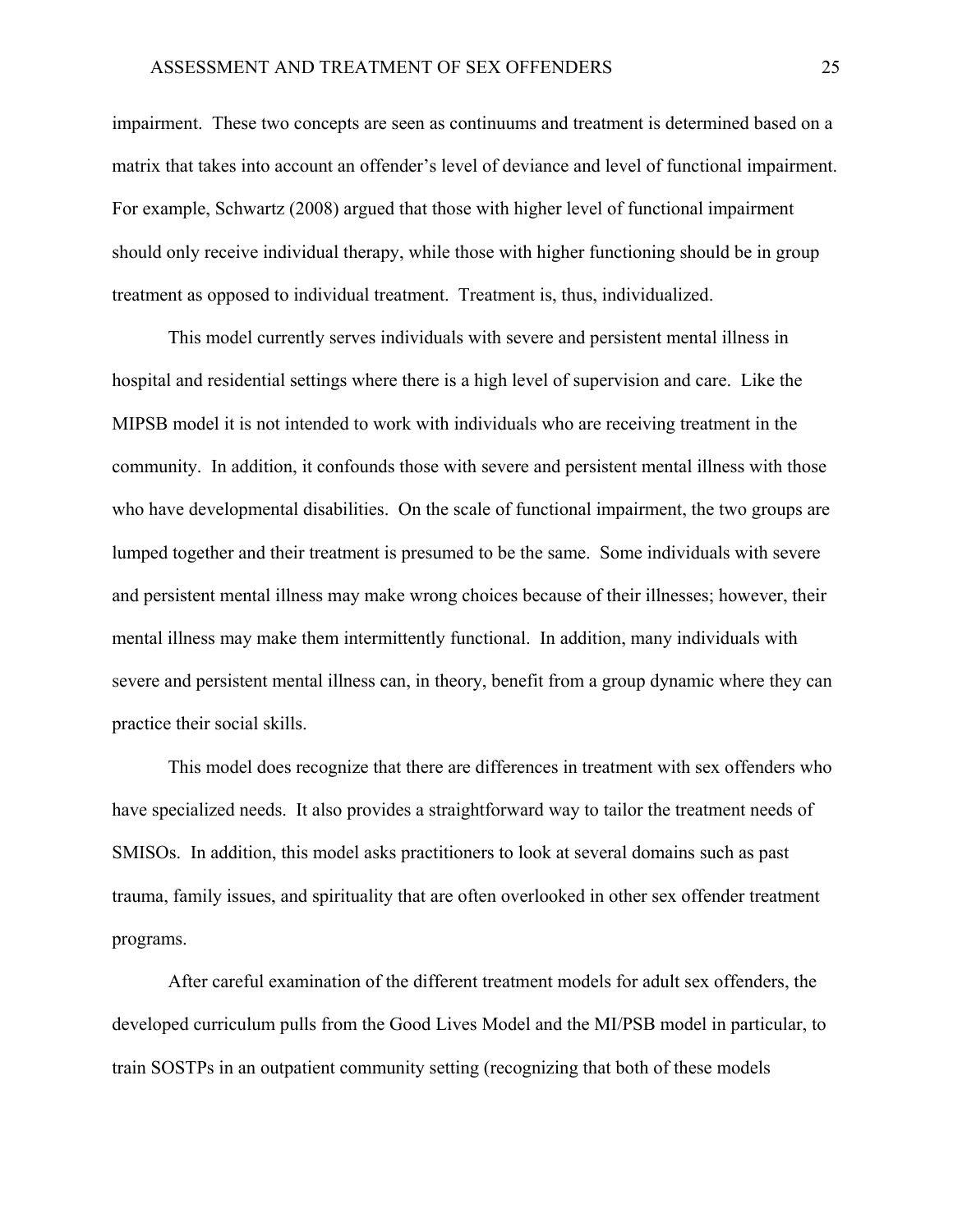impairment. These two concepts are seen as continuums and treatment is determined based on a matrix that takes into account an offender's level of deviance and level of functional impairment. For example, Schwartz (2008) argued that those with higher level of functional impairment should only receive individual therapy, while those with higher functioning should be in group treatment as opposed to individual treatment. Treatment is, thus, individualized.

This model currently serves individuals with severe and persistent mental illness in hospital and residential settings where there is a high level of supervision and care. Like the MIPSB model it is not intended to work with individuals who are receiving treatment in the community. In addition, it confounds those with severe and persistent mental illness with those who have developmental disabilities. On the scale of functional impairment, the two groups are lumped together and their treatment is presumed to be the same. Some individuals with severe and persistent mental illness may make wrong choices because of their illnesses; however, their mental illness may make them intermittently functional. In addition, many individuals with severe and persistent mental illness can, in theory, benefit from a group dynamic where they can practice their social skills.

This model does recognize that there are differences in treatment with sex offenders who have specialized needs. It also provides a straightforward way to tailor the treatment needs of SMISOs. In addition, this model asks practitioners to look at several domains such as past trauma, family issues, and spirituality that are often overlooked in other sex offender treatment programs.

After careful examination of the different treatment models for adult sex offenders, the developed curriculum pulls from the Good Lives Model and the MI/PSB model in particular, to train SOSTPs in an outpatient community setting (recognizing that both of these models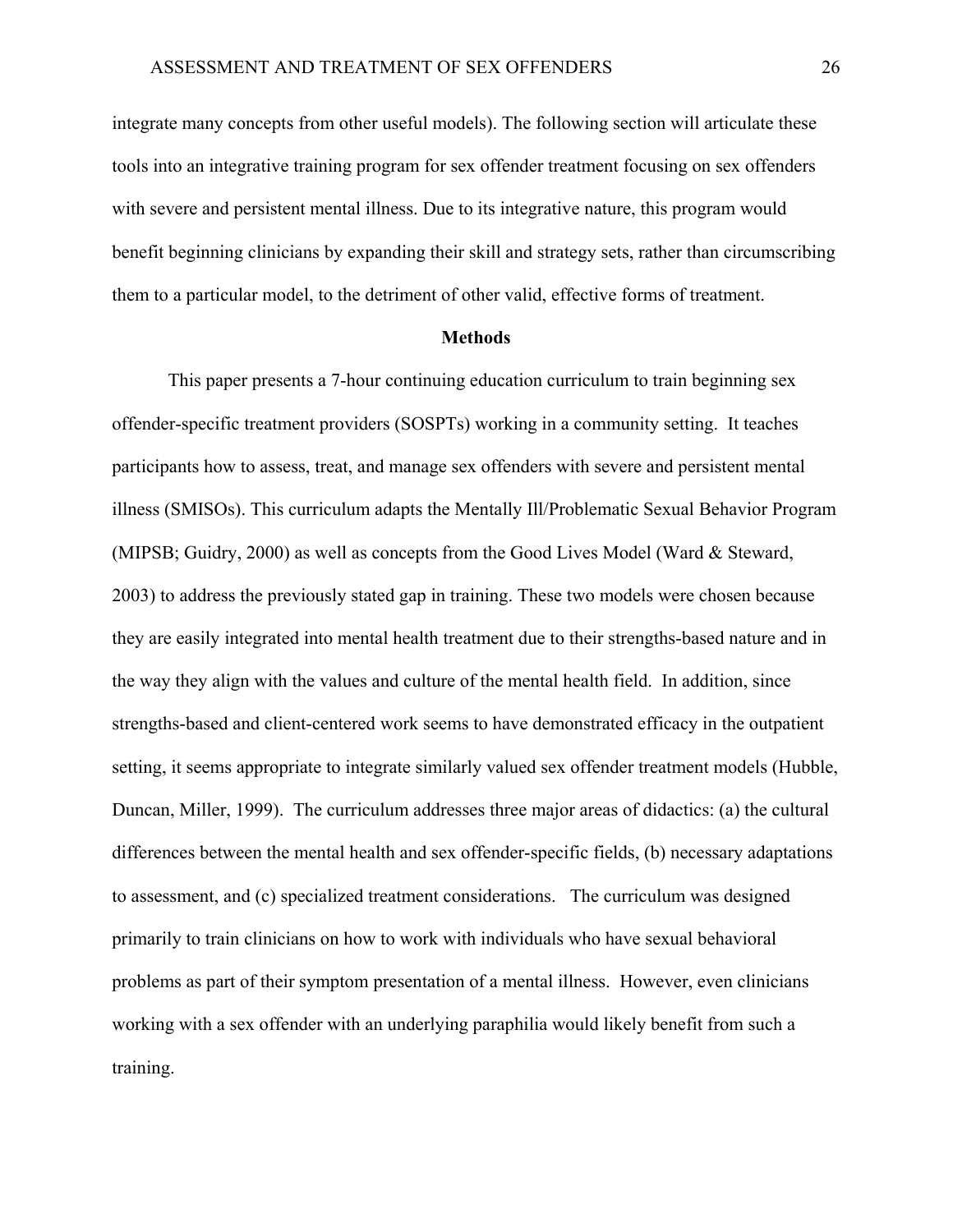integrate many concepts from other useful models). The following section will articulate these tools into an integrative training program for sex offender treatment focusing on sex offenders with severe and persistent mental illness. Due to its integrative nature, this program would benefit beginning clinicians by expanding their skill and strategy sets, rather than circumscribing them to a particular model, to the detriment of other valid, effective forms of treatment.

## Methods

This paper presents a 7-hour continuing education curriculum to train beginning sex offender-specific treatment providers (SOSPTs) working in a community setting. It teaches participants how to assess, treat, and manage sex offenders with severe and persistent mental illness (SMISOs). This curriculum adapts the Mentally Ill/Problematic Sexual Behavior Program (MIPSB; Guidry, 2000) as well as concepts from the Good Lives Model (Ward & Steward, 2003) to address the previously stated gap in training. These two models were chosen because they are easily integrated into mental health treatment due to their strengths-based nature and in the way they align with the values and culture of the mental health field. In addition, since strengths-based and client-centered work seems to have demonstrated efficacy in the outpatient setting, it seems appropriate to integrate similarly valued sex offender treatment models (Hubble, Duncan, Miller, 1999). The curriculum addresses three major areas of didactics: (a) the cultural differences between the mental health and sex offender-specific fields, (b) necessary adaptations to assessment, and (c) specialized treatment considerations. The curriculum was designed primarily to train clinicians on how to work with individuals who have sexual behavioral problems as part of their symptom presentation of a mental illness. However, even clinicians working with a sex offender with an underlying paraphilia would likely benefit from such a training.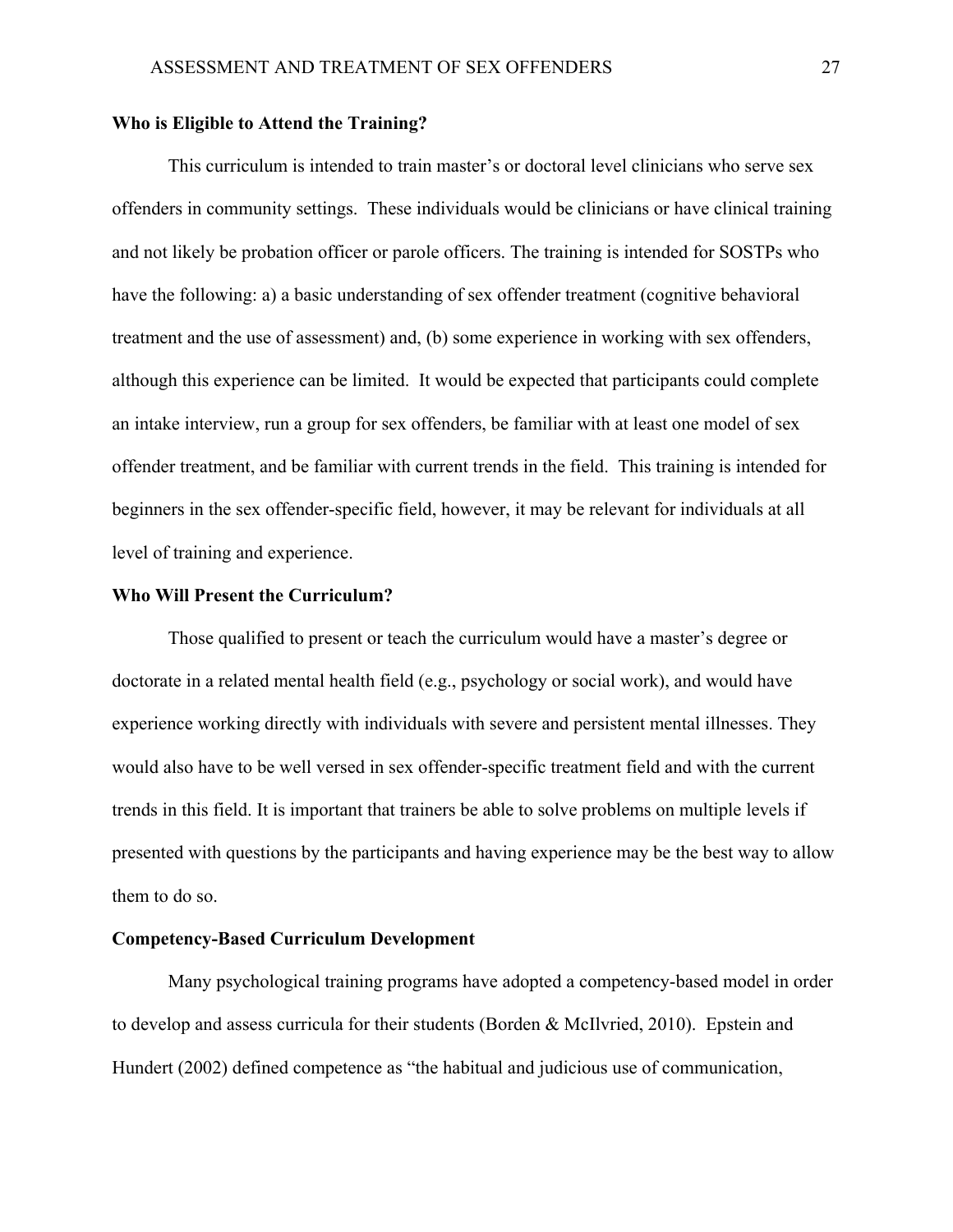**Who is Eligible to Attend the Training?**

This curriculum is intended to train master's or doctoral level clinicians who serve sex offenders in community settings. These individuals would be clinicians or have clinical training and not likely be probation officer or parole officers. The training is intended for SOSTPs who have the following: a) a basic understanding of sex offender treatment (cognitive behavioral treatment and the use of assessment) and, (b) some experience in working with sex offenders, although this experience can be limited. It would be expected that participants could complete an intake interview, run a group for sex offenders, be familiar with at least one model of sex offender treatment, and be familiar with current trends in the field. This training is intended for beginners in the sex offender-specific field, however, it may be relevant for individuals at all level of training and experience.

**Who Will Present the Curriculum?**

Those qualified to present or teach the curriculum would have a master's degree or doctorate in a related mental health field (e.g., psychology or social work), and would have experience working directly with individuals with severe and persistent mental illnesses. They would also have to be well versed in sex offender-specific treatment field and with the current trends in this field. It is important that trainers be able to solve problems on multiple levels if presented with questions by the participants and having experience may be the best way to allow them to do so.

**Competency-Based Curriculum Development**

Many psychological training programs have adopted a competency-based model in order to develop and assess curricula for their students (Borden & McIlvried, 2010). Epstein and Hundert (2002) defined competence as "the habitual and judicious use of communication,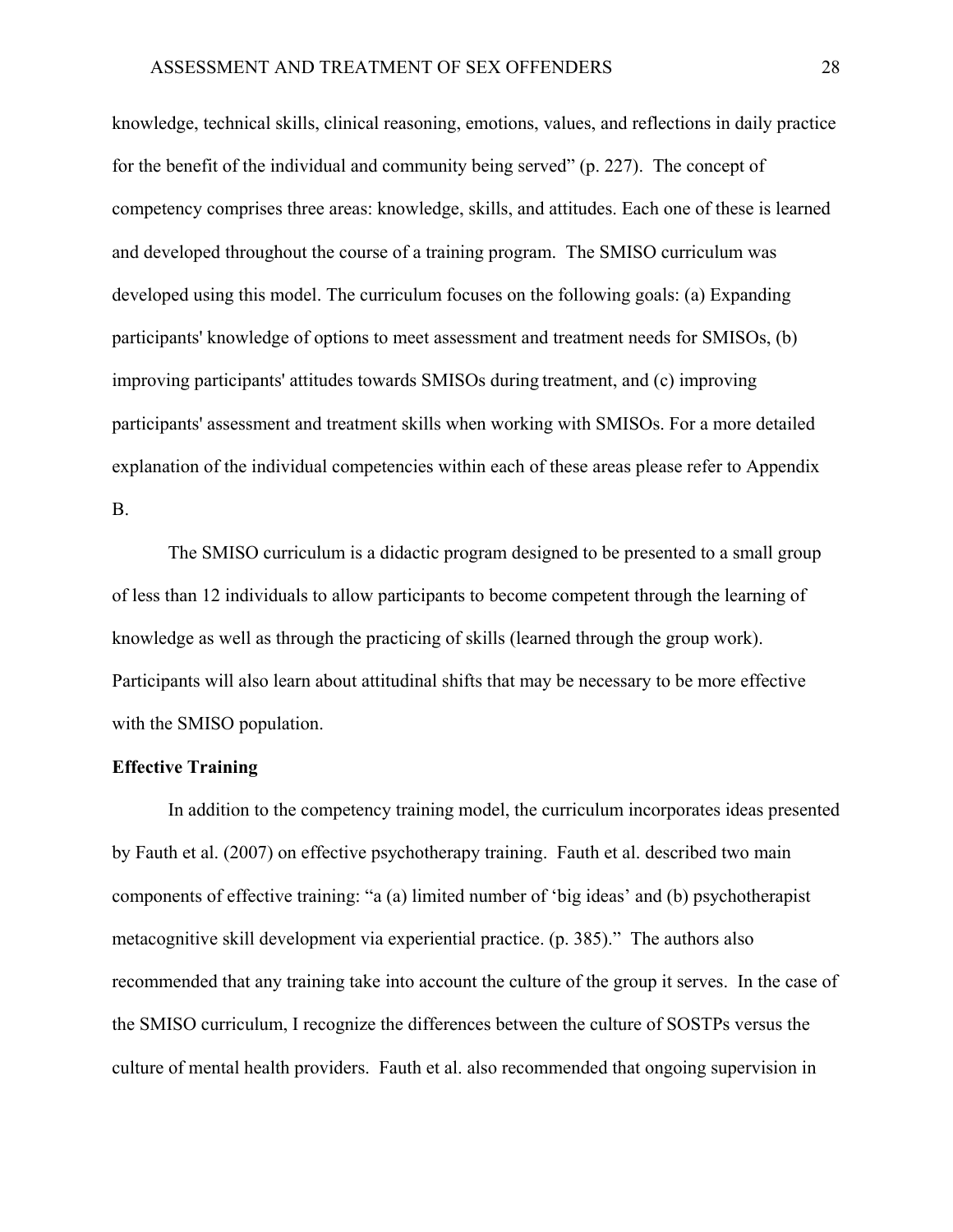knowledge, technical skills, clinical reasoning, emotions, values, and reflections in daily practice for the benefit of the individual and community being served" (p. 227). The concept of competency comprises three areas: knowledge, skills, and attitudes. Each one of these is learned and developed throughout the course of a training program. The SMISO curriculum was developed using this model. The curriculum focuses on the following goals: (a) Expanding participants' knowledge of options to meet assessment and treatment needs for SMISOs, (b) improving participants' attitudes towards SMISOs during treatment, and (c) improving participants' assessment and treatment skills when working with SMISOs. For a more detailed explanation of the individual competencies within each of these areas please refer to Appendix B.

The SMISO curriculum is a didactic program designed to be presented to a small group of less than 12 individuals to allow participants to become competent through the learning of knowledge as well as through the practicing of skills (learned through the group work). Participants will also learn about attitudinal shifts that may be necessary to be more effective with the SMISO population.

**Effective Training**

In addition to the competency training model, the curriculum incorporates ideas presented by Fauth et al. (2007) on effective psychotherapy training. Fauth et al. described two main components of effective training: "a (a) limited number of 'big ideas' and (b) psychotherapist metacognitive skill development via experiential practice. (p. 385)." The authors also recommended that any training take into account the culture of the group it serves. In the case of the SMISO curriculum, I recognize the differences between the culture of SOSTPs versus the culture of mental health providers. Fauth et al. also recommended that ongoing supervision in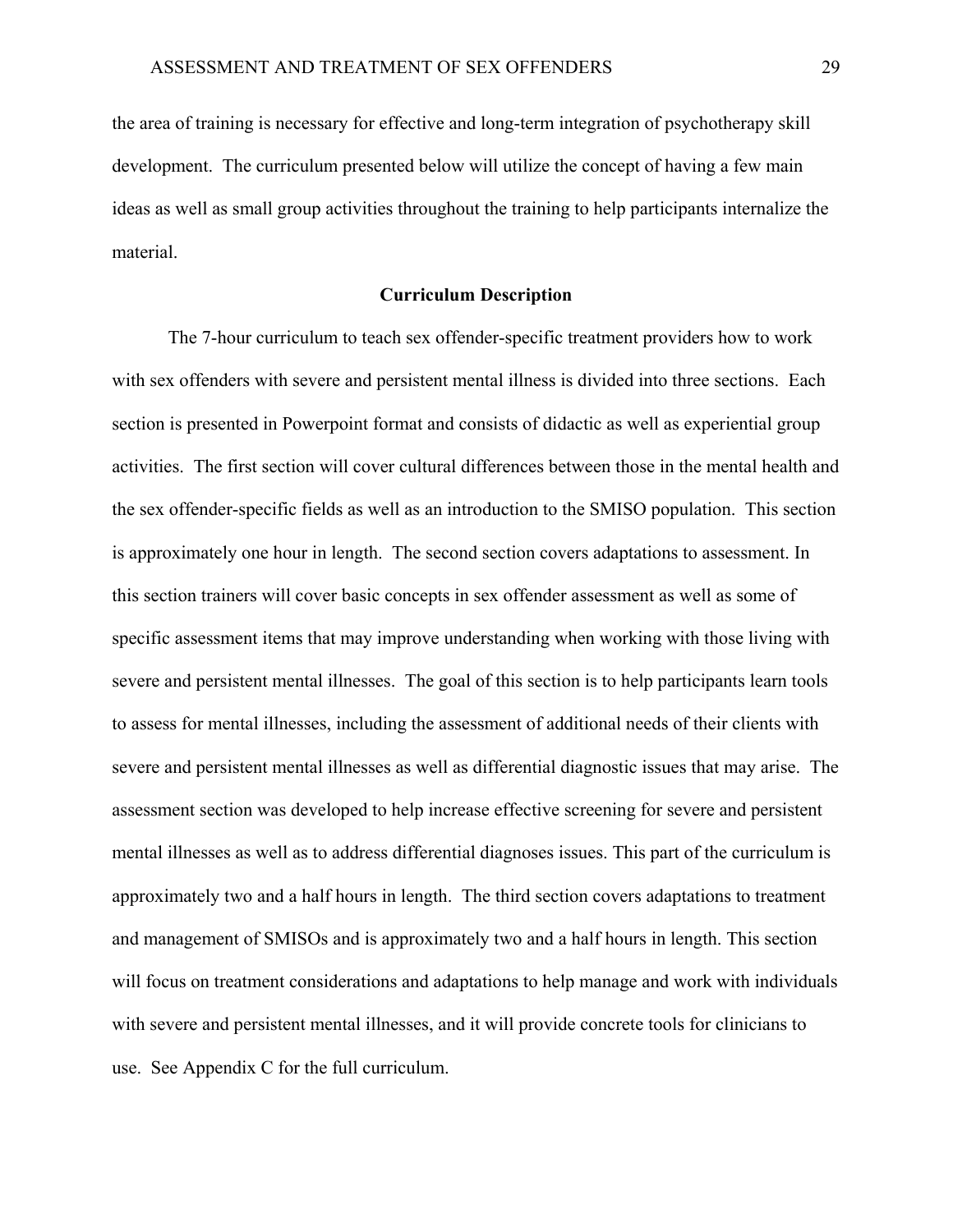the area of training is necessary for effective and long-term integration of psychotherapy skill development. The curriculum presented below will utilize the concept of having a few main ideas as well as small group activities throughout the training to help participants internalize the material.

## Curriculum Description

The 7-hour curriculum to teach sex offender-specific treatment providers how to work with sex offenders with severe and persistent mental illness is divided into three sections. Each section is presented in Powerpoint format and consists of didactic as well as experiential group activities. The first section will cover cultural differences between those in the mental health and the sex offender-specific fields as well as an introduction to the SMISO population. This section is approximately one hour in length. The second section covers adaptations to assessment. In this section trainers will cover basic concepts in sex offender assessment as well as some of specific assessment items that may improve understanding when working with those living with severe and persistent mental illnesses. The goal of this section is to help participants learn tools to assess for mental illnesses, including the assessment of additional needs of their clients with severe and persistent mental illnesses as well as differential diagnostic issues that may arise. The assessment section was developed to help increase effective screening for severe and persistent mental illnesses as well as to address differential diagnoses issues. This part of the curriculum is approximately two and a half hours in length. The third section covers adaptations to treatment and management of SMISOs and is approximately two and a half hours in length. This section will focus on treatment considerations and adaptations to help manage and work with individuals with severe and persistent mental illnesses, and it will provide concrete tools for clinicians to use. See Appendix C for the full curriculum.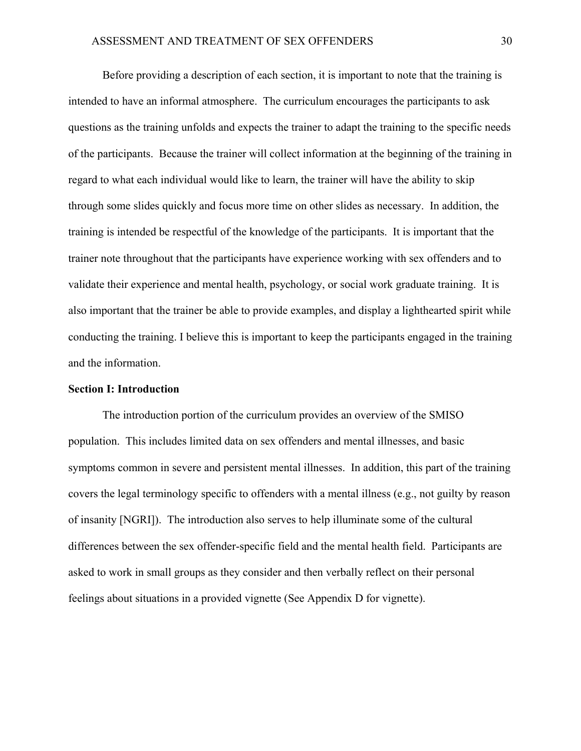Before providing a description of each section, it is important to note that the training is intended to have an informal atmosphere. The curriculum encourages the participants to ask questions as the training unfolds and expects the trainer to adapt the training to the specific needs of the participants. Because the trainer will collect information at the beginning of the training in regard to what each individual would like to learn, the trainer will have the ability to skip through some slides quickly and focus more time on other slides as necessary. In addition, the training is intended be respectful of the knowledge of the participants. It is important that the trainer note throughout that the participants have experience working with sex offenders and to validate their experience and mental health, psychology, or social work graduate training. It is also important that the trainer be able to provide examples, and display a lighthearted spirit while conducting the training. I believe this is important to keep the participants engaged in the training and the information.

**Section I: Introduction**

The introduction portion of the curriculum provides an overview of the SMISO population. This includes limited data on sex offenders and mental illnesses, and basic symptoms common in severe and persistent mental illnesses. In addition, this part of the training covers the legal terminology specific to offenders with a mental illness (e.g., not guilty by reason of insanity [NGRI]). The introduction also serves to help illuminate some of the cultural differences between the sex offender-specific field and the mental health field. Participants are asked to work in small groups as they consider and then verbally reflect on their personal feelings about situations in a provided vignette (See Appendix D for vignette).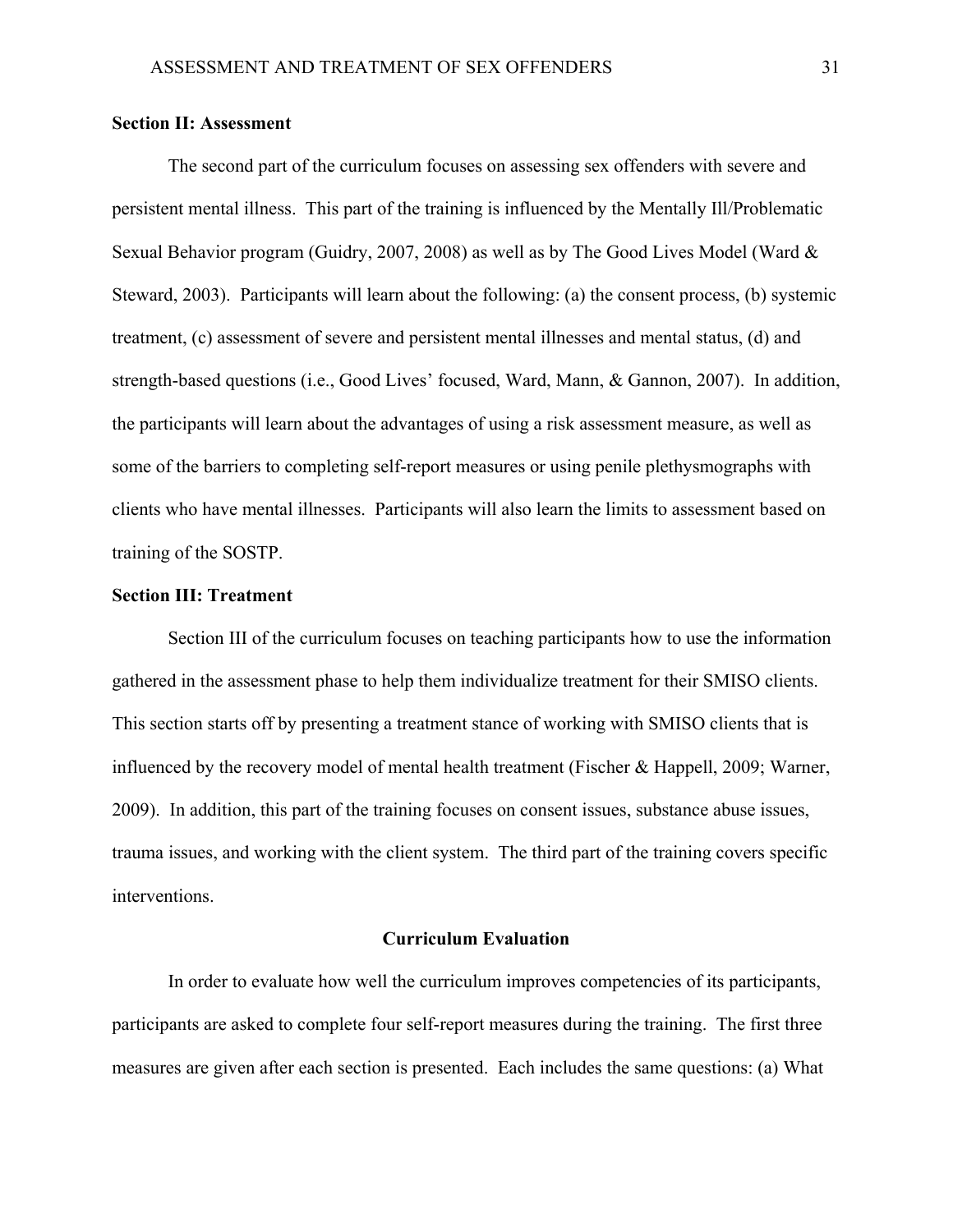**Section II: Assessment**

The second part of the curriculum focuses on assessing sex offenders with severe and persistent mental illness. This part of the training is influenced by the Mentally Ill/Problematic Sexual Behavior program (Guidry, 2007, 2008) as well as by The Good Lives Model (Ward & Steward, 2003). Participants will learn about the following: (a) the consent process, (b) systemic treatment, (c) assessment of severe and persistent mental illnesses and mental status, (d) and strength-based questions (i.e., Good Lives' focused, Ward, Mann, & Gannon, 2007). In addition, the participants will learn about the advantages of using a risk assessment measure, as well as some of the barriers to completing self-report measures or using penile plethysmographs with clients who have mental illnesses. Participants will also learn the limits to assessment based on training of the SOSTP.

**Section III: Treatment**

Section III of the curriculum focuses on teaching participants how to use the information gathered in the assessment phase to help them individualize treatment for their SMISO clients. This section starts off by presenting a treatment stance of working with SMISO clients that is influenced by the recovery model of mental health treatment (Fischer & Happell, 2009; Warner, 2009). In addition, this part of the training focuses on consent issues, substance abuse issues, trauma issues, and working with the client system. The third part of the training covers specific interventions.

## Curriculum Evaluation

In order to evaluate how well the curriculum improves competencies of its participants, participants are asked to complete four self-report measures during the training. The first three measures are given after each section is presented. Each includes the same questions: (a) What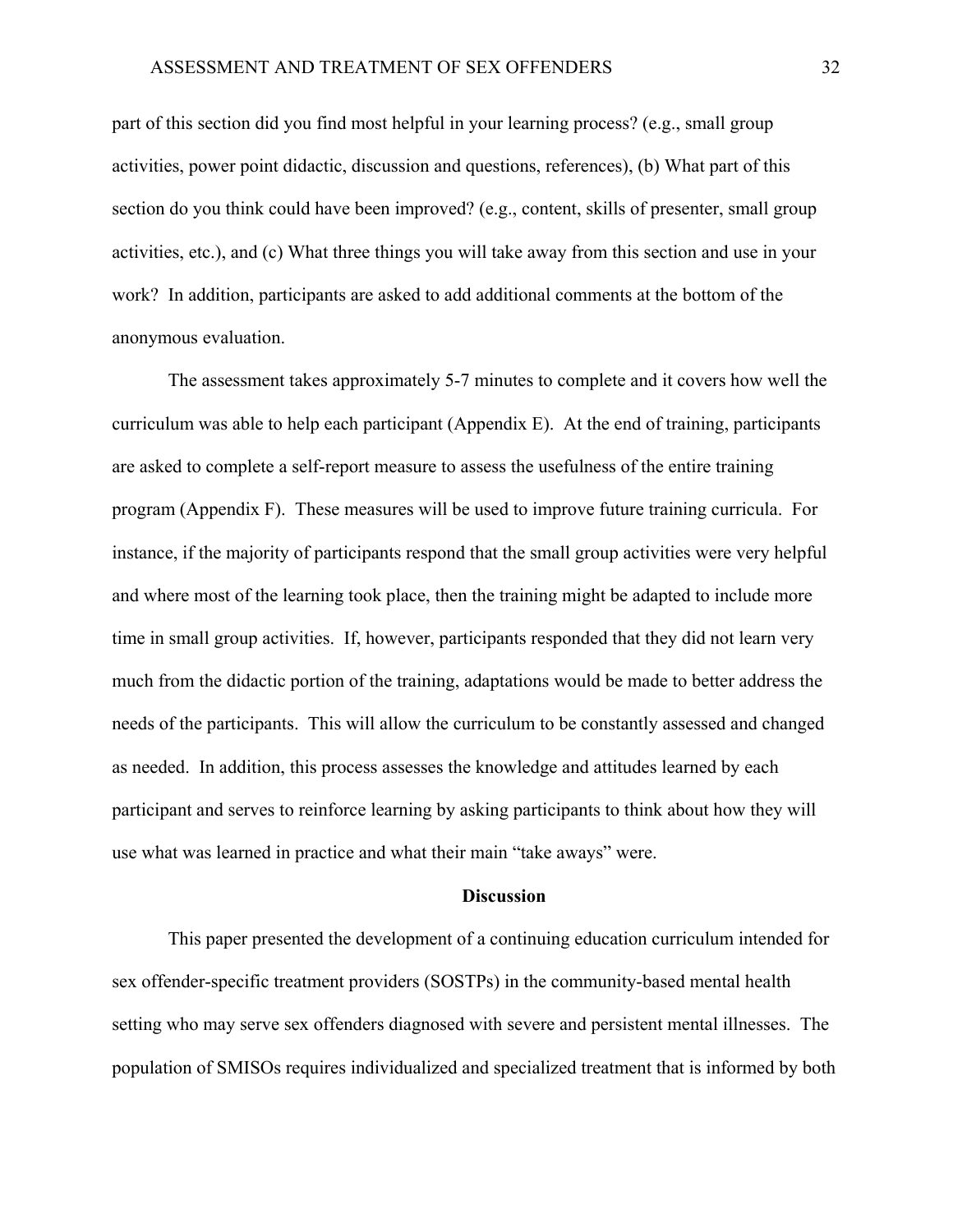part of this section did you find most helpful in your learning process? (e.g., small group activities, power point didactic, discussion and questions, references), (b) What part of this section do you think could have been improved? (e.g., content, skills of presenter, small group activities, etc.), and (c) What three things you will take away from this section and use in your work? In addition, participants are asked to add additional comments at the bottom of the anonymous evaluation.

The assessment takes approximately 5-7 minutes to complete and it covers how well the curriculum was able to help each participant (Appendix E). At the end of training, participants are asked to complete a self-report measure to assess the usefulness of the entire training program (Appendix F). These measures will be used to improve future training curricula. For instance, if the majority of participants respond that the small group activities were very helpful and where most of the learning took place, then the training might be adapted to include more time in small group activities. If, however, participants responded that they did not learn very much from the didactic portion of the training, adaptations would be made to better address the needs of the participants. This will allow the curriculum to be constantly assessed and changed as needed. In addition, this process assesses the knowledge and attitudes learned by each participant and serves to reinforce learning by asking participants to think about how they will use what was learned in practice and what their main "take aways" were.

## Discussion

This paper presented the development of a continuing education curriculum intended for sex offender-specific treatment providers (SOSTPs) in the community-based mental health setting who may serve sex offenders diagnosed with severe and persistent mental illnesses. The population of SMISOs requires individualized and specialized treatment that is informed by both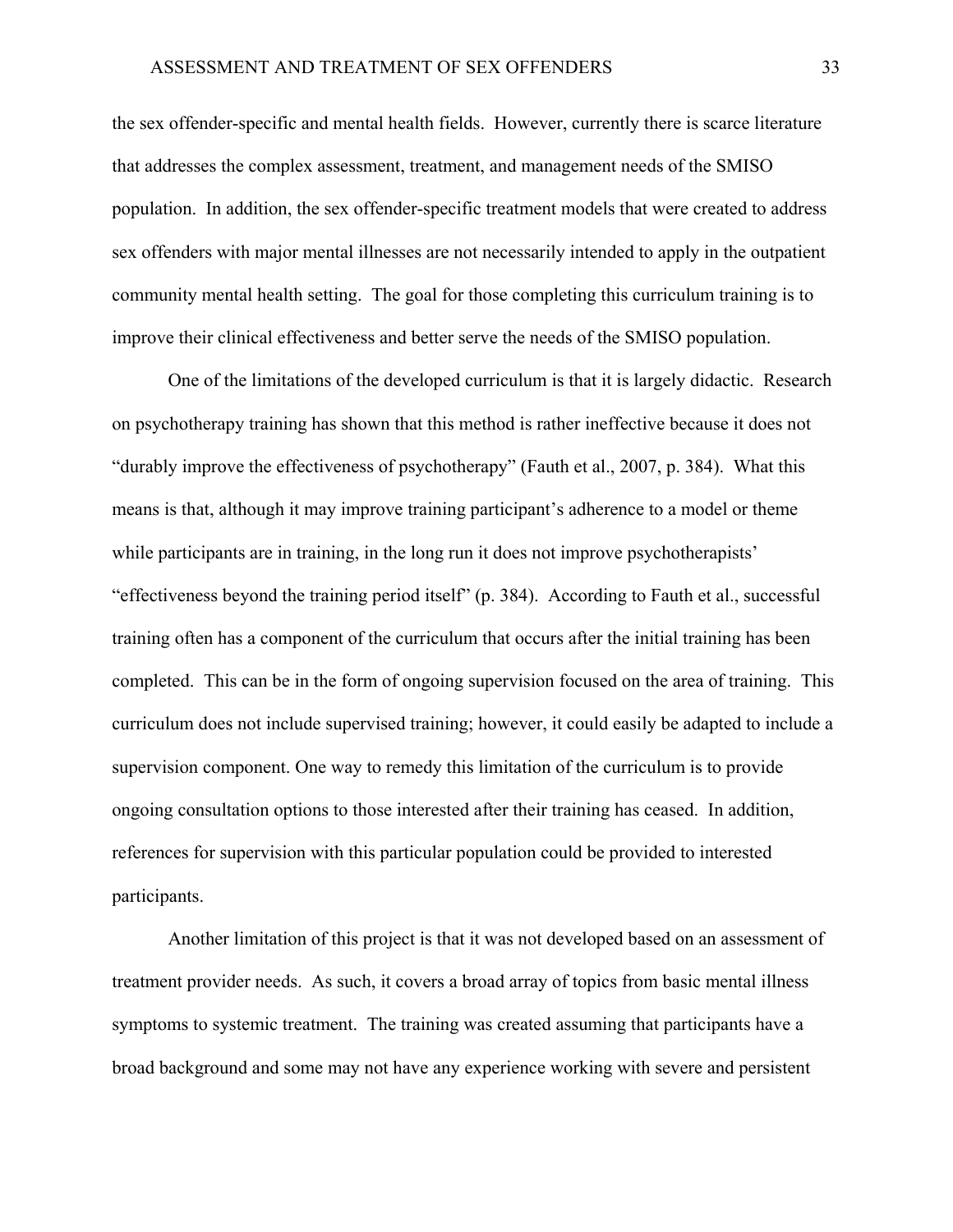the sex offender-specific and mental health fields. However, currently there is scarce literature that addresses the complex assessment, treatment, and management needs of the SMISO population. In addition, the sex offender-specific treatment models that were created to address sex offenders with major mental illnesses are not necessarily intended to apply in the outpatient community mental health setting. The goal for those completing this curriculum training is to improve their clinical effectiveness and better serve the needs of the SMISO population.

One of the limitations of the developed curriculum is that it is largely didactic. Research on psychotherapy training has shown that this method is rather ineffective because it does not "durably improve the effectiveness of psychotherapy" (Fauth et al., 2007, p. 384). What this means is that, although it may improve training participant's adherence to a model or theme while participants are in training, in the long run it does not improve psychotherapists' "effectiveness beyond the training period itself" (p. 384). According to Fauth et al., successful training often has a component of the curriculum that occurs after the initial training has been completed. This can be in the form of ongoing supervision focused on the area of training. This curriculum does not include supervised training; however, it could easily be adapted to include a supervision component. One way to remedy this limitation of the curriculum is to provide ongoing consultation options to those interested after their training has ceased. In addition, references for supervision with this particular population could be provided to interested participants.

Another limitation of this project is that it was not developed based on an assessment of treatment provider needs. As such, it covers a broad array of topics from basic mental illness symptoms to systemic treatment. The training was created assuming that participants have a broad background and some may not have any experience working with severe and persistent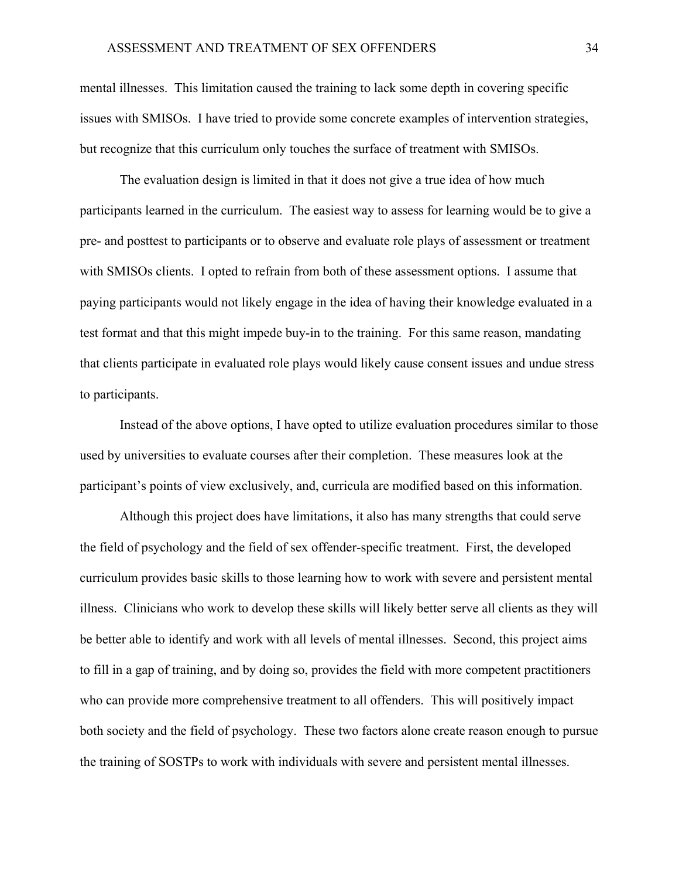mental illnesses. This limitation caused the training to lack some depth in covering specific issues with SMISOs. I have tried to provide some concrete examples of intervention strategies, but recognize that this curriculum only touches the surface of treatment with SMISOs.

The evaluation design is limited in that it does not give a true idea of how much participants learned in the curriculum. The easiest way to assess for learning would be to give a pre- and posttest to participants or to observe and evaluate role plays of assessment or treatment with SMISOs clients. I opted to refrain from both of these assessment options. I assume that paying participants would not likely engage in the idea of having their knowledge evaluated in a test format and that this might impede buy-in to the training. For this same reason, mandating that clients participate in evaluated role plays would likely cause consent issues and undue stress to participants.

Instead of the above options, I have opted to utilize evaluation procedures similar to those used by universities to evaluate courses after their completion. These measures look at the participant's points of view exclusively, and, curricula are modified based on this information.

Although this project does have limitations, it also has many strengths that could serve the field of psychology and the field of sex offender-specific treatment. First, the developed curriculum provides basic skills to those learning how to work with severe and persistent mental illness. Clinicians who work to develop these skills will likely better serve all clients as they will be better able to identify and work with all levels of mental illnesses. Second, this project aims to fill in a gap of training, and by doing so, provides the field with more competent practitioners who can provide more comprehensive treatment to all offenders. This will positively impact both society and the field of psychology. These two factors alone create reason enough to pursue the training of SOSTPs to work with individuals with severe and persistent mental illnesses.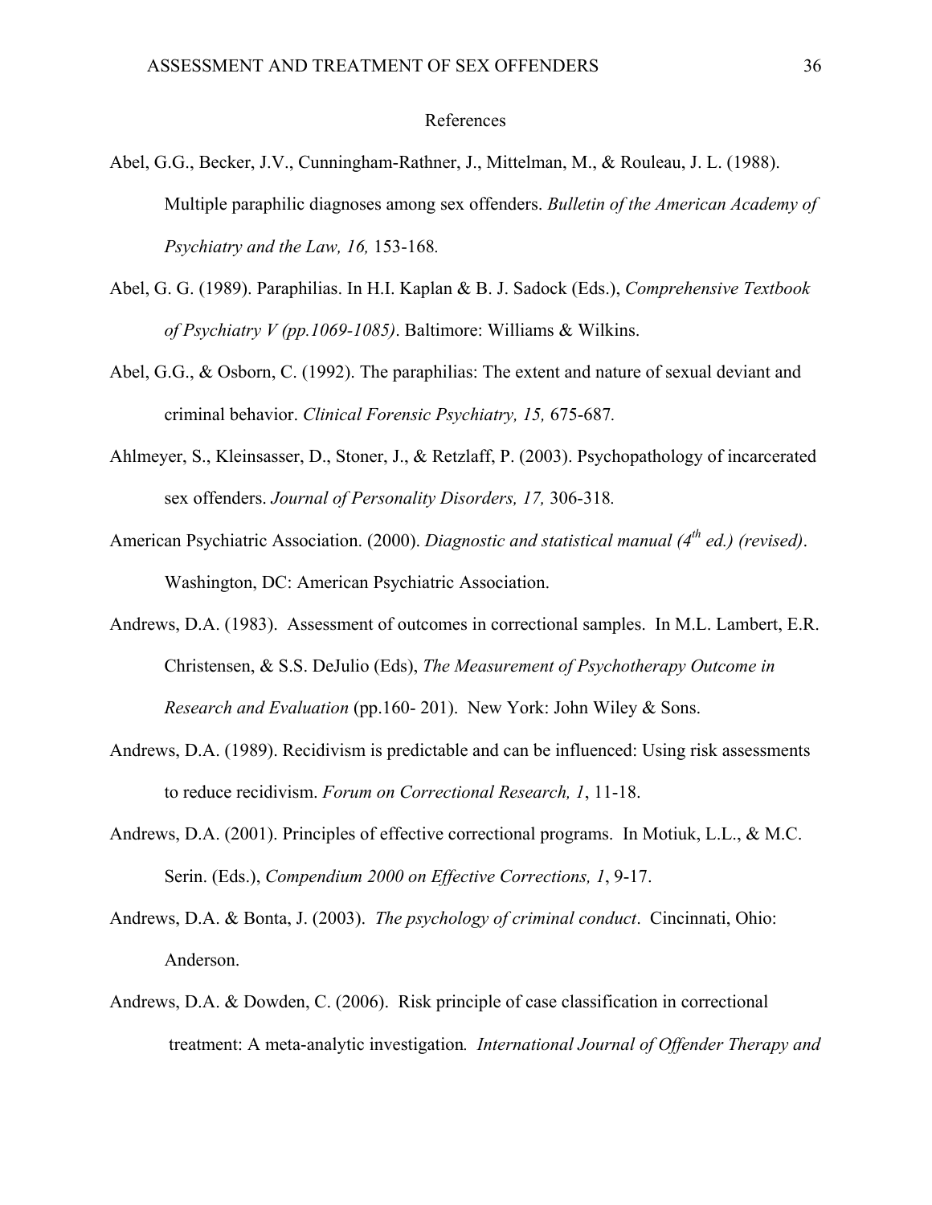## References

Abel, G.G., Becker, J.V., Cunningham-Rathner, J., Mittelman, M., & Rouleau, J. L. (1988). Multiple paraphilic diagnoses among sex offenders. *Bulletin of the American Academy of Psychiatry and the Law, 16,* 153-168.

Abel, G. G. (1989). Paraphilias. In H.I. Kaplan & B. J. Sadock (Eds.), *Comprehensive Textbook of Psychiatry V (pp.1069-1085)*. Baltimore: Williams & Wilkins.

Abel, G.G., & Osborn, C. (1992). The paraphilias: The extent and nature of sexual deviant and criminal behavior. *Clinical Forensic Psychiatry, 15,* 675-687.

Ahlmeyer, S., Kleinsasser, D., Stoner, J., & Retzlaff, P. (2003). Psychopathology of incarcerated sex offenders. *Journal of Personality Disorders, 17,* 306-318.

American Psychiatric Association. (2000). *Diagnostic and statistical manual (4th ed.) (revised)*. Washington, DC: American Psychiatric Association.

Andrews, D.A. (1983). Assessment of outcomes in correctional samples. In M.L. Lambert, E.R. Christensen, & S.S. DeJulio (Eds), *The Measurement of Psychotherapy Outcome in Research and Evaluation* (pp.160- 201). New York: John Wiley & Sons.

Andrews, D.A. (1989). Recidivism is predictable and can be influenced: Using risk assessments to reduce recidivism. *Forum on Correctional Research, 1*, 11-18.

Andrews, D.A. (2001). Principles of effective correctional programs. In Motiuk, L.L., & M.C. Serin. (Eds.), *Compendium 2000 on Effective Corrections, 1*, 9-17.

Andrews, D.A. & Bonta, J. (2003). *The psychology of criminal conduct*. Cincinnati, Ohio: Anderson.

Andrews, D.A. & Dowden, C. (2006). Risk principle of case classification in correctional treatment: A meta-analytic investigation*. International Journal of Offender Therapy and*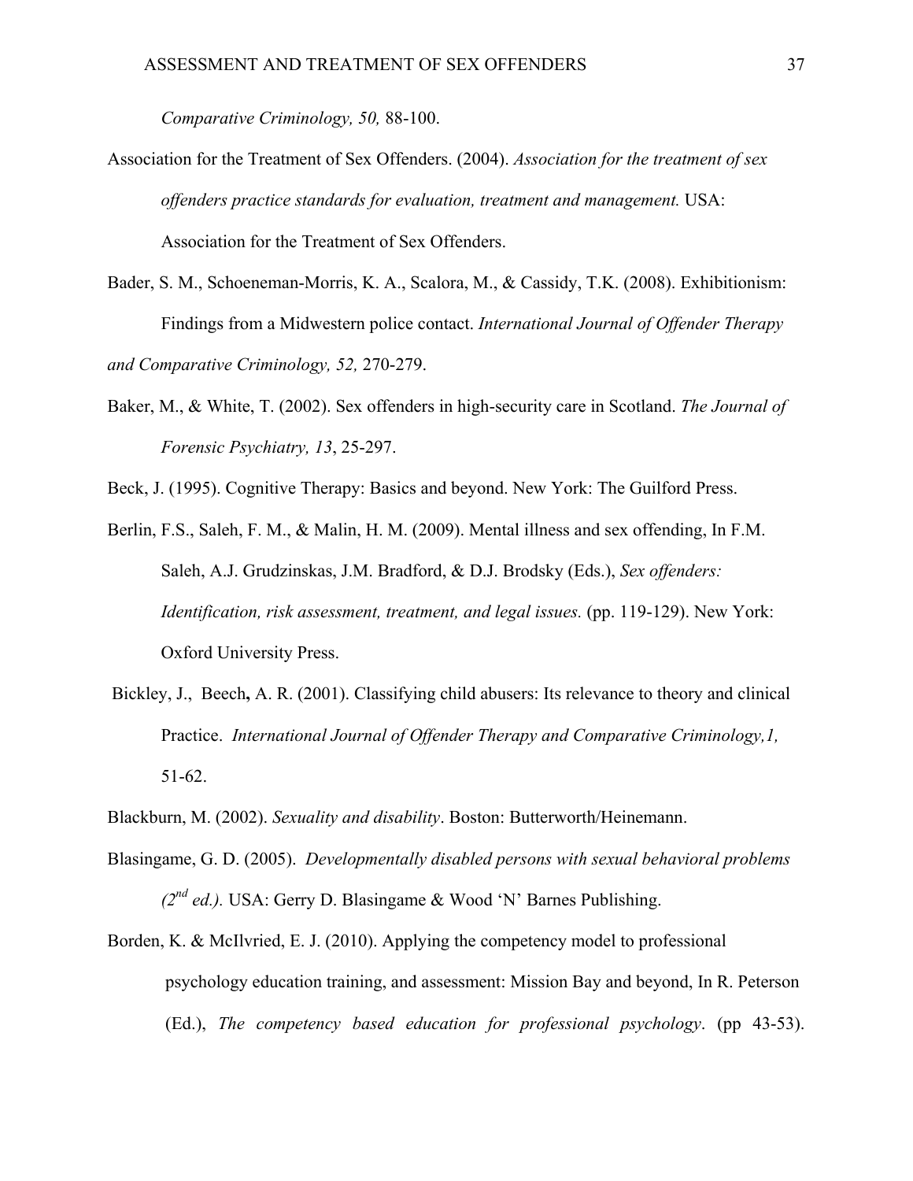*Comparative Criminology, 50,* 88-100.

Association for the Treatment of Sex Offenders. (2004). *Association for the treatment of sex offenders practice standards for evaluation, treatment and management.* USA: Association for the Treatment of Sex Offenders.

Bader, S. M., Schoeneman-Morris, K. A., Scalora, M., & Cassidy, T.K. (2008). Exhibitionism: Findings from a Midwestern police contact. *International Journal of Offender Therapy and Comparative Criminology, 52,* 270-279.

Baker, M., & White, T. (2002). Sex offenders in high-security care in Scotland. *The Journal of Forensic Psychiatry, 13*, 25-297.

Beck, J. (1995). Cognitive Therapy: Basics and beyond. New York: The Guilford Press.

Berlin, F.S., Saleh, F. M., & Malin, H. M. (2009). Mental illness and sex offending, In F.M. Saleh, A.J. Grudzinskas, J.M. Bradford, & D.J. Brodsky (Eds.), *Sex offenders: Identification, risk assessment, treatment, and legal issues.* (pp. 119-129). New York: Oxford University Press.

Bickley, J., Beech**,** A. R. (2001). Classifying child abusers: Its relevance to theory and clinical Practice. *International Journal of Offender Therapy and Comparative Criminology,1,* 51-62.

Blackburn, M. (2002). *Sexuality and disability*. Boston: Butterworth/Heinemann.

Blasingame, G. D. (2005). *Developmentally disabled persons with sexual behavioral problems (2nd ed.).* USA: Gerry D. Blasingame & Wood 'N' Barnes Publishing.

Borden, K. & McIlvried, E. J. (2010). Applying the competency model to professional psychology education training, and assessment: Mission Bay and beyond, In R. Peterson (Ed.), *The competency based education for professional psychology*. (pp 43-53).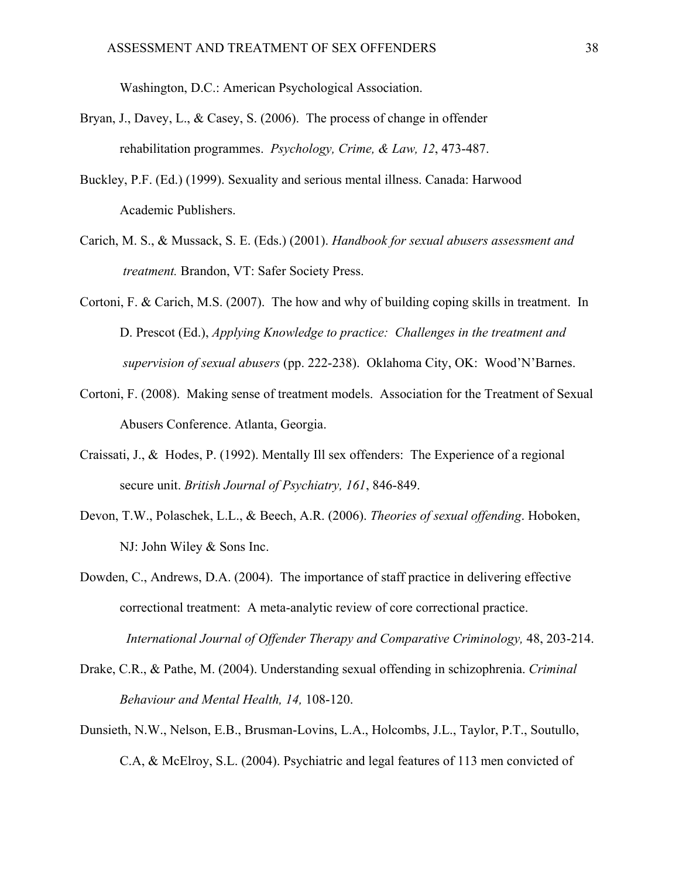Washington, D.C.: American Psychological Association.

Bryan, J., Davey, L., & Casey, S. (2006). The process of change in offender rehabilitation programmes. *Psychology, Crime, & Law, 12*, 473-487.

Buckley, P.F. (Ed.) (1999). Sexuality and serious mental illness. Canada: Harwood Academic Publishers.

Carich, M. S., & Mussack, S. E. (Eds.) (2001). *Handbook for sexual abusers assessment and treatment.* Brandon, VT: Safer Society Press.

Cortoni, F. & Carich, M.S. (2007). The how and why of building coping skills in treatment. In D. Prescot (Ed.), *Applying Knowledge to practice: Challenges in the treatment and supervision of sexual abusers* (pp. 222-238). Oklahoma City, OK: Wood'N'Barnes.

Cortoni, F. (2008). Making sense of treatment models. Association for the Treatment of Sexual Abusers Conference. Atlanta, Georgia.

Craissati, J., & Hodes, P. (1992). Mentally Ill sex offenders: The Experience of a regional secure unit. *British Journal of Psychiatry, 161*, 846-849.

Devon, T.W., Polaschek, L.L., & Beech, A.R. (2006). *Theories of sexual offending*. Hoboken, NJ: John Wiley & Sons Inc.

Dowden, C., Andrews, D.A. (2004). The importance of staff practice in delivering effective correctional treatment: A meta-analytic review of core correctional practice. *International Journal of Offender Therapy and Comparative Criminology,* 48, 203-214.

Drake, C.R., & Pathe, M. (2004). Understanding sexual offending in schizophrenia. *Criminal Behaviour and Mental Health, 14,* 108-120.

Dunsieth, N.W., Nelson, E.B., Brusman-Lovins, L.A., Holcombs, J.L., Taylor, P.T., Soutullo, C.A, & McElroy, S.L. (2004). Psychiatric and legal features of 113 men convicted of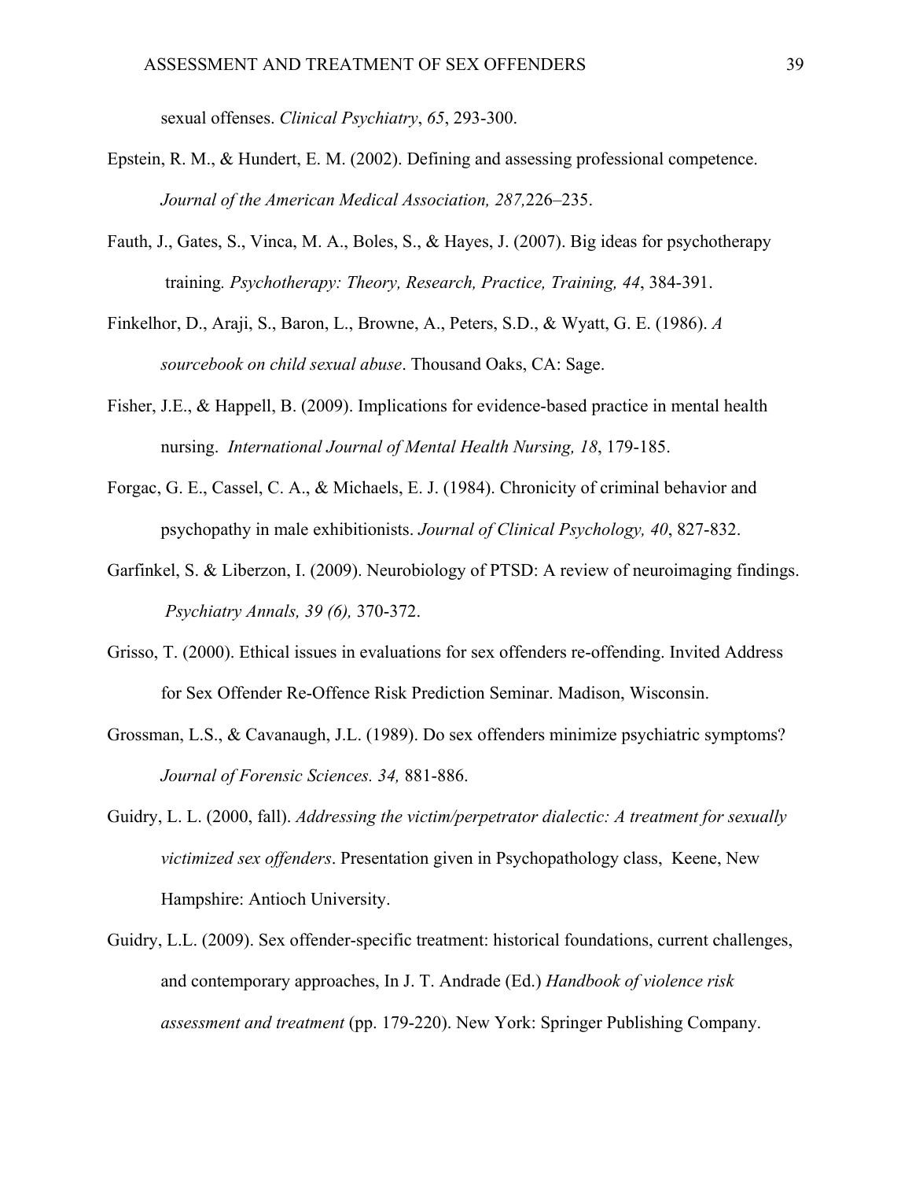sexual offenses. *Clinical Psychiatry*, *65*, 293-300.

Epstein, R. M., & Hundert, E. M. (2002). Defining and assessing professional competence. *Journal of the American Medical Association, 287,*226–235.

Fauth, J., Gates, S., Vinca, M. A., Boles, S., & Hayes, J. (2007). Big ideas for psychotherapy training*. Psychotherapy: Theory, Research, Practice, Training, 44*, 384-391.

Finkelhor, D., Araji, S., Baron, L., Browne, A., Peters, S.D., & Wyatt, G. E. (1986). *A sourcebook on child sexual abuse*. Thousand Oaks, CA: Sage.

Fisher, J.E., & Happell, B. (2009). Implications for evidence-based practice in mental health nursing. *International Journal of Mental Health Nursing, 18*, 179-185.

Forgac, G. E., Cassel, C. A., & Michaels, E. J. (1984). Chronicity of criminal behavior and psychopathy in male exhibitionists. *Journal of Clinical Psychology, 40*, 827-832.

Garfinkel, S. & Liberzon, I. (2009). Neurobiology of PTSD: A review of neuroimaging findings. *Psychiatry Annals, 39 (6),* 370-372.

Grisso, T. (2000). Ethical issues in evaluations for sex offenders re-offending. Invited Address for Sex Offender Re-Offence Risk Prediction Seminar. Madison, Wisconsin.

Grossman, L.S., & Cavanaugh, J.L. (1989). Do sex offenders minimize psychiatric symptoms? *Journal of Forensic Sciences. 34,* 881-886.

Guidry, L. L. (2000, fall). *Addressing the victim/perpetrator dialectic: A treatment for sexually victimized sex offenders*. Presentation given in Psychopathology class, Keene, New Hampshire: Antioch University.

Guidry, L.L. (2009). Sex offender-specific treatment: historical foundations, current challenges, and contemporary approaches, In J. T. Andrade (Ed.) *Handbook of violence risk assessment and treatment* (pp. 179-220). New York: Springer Publishing Company.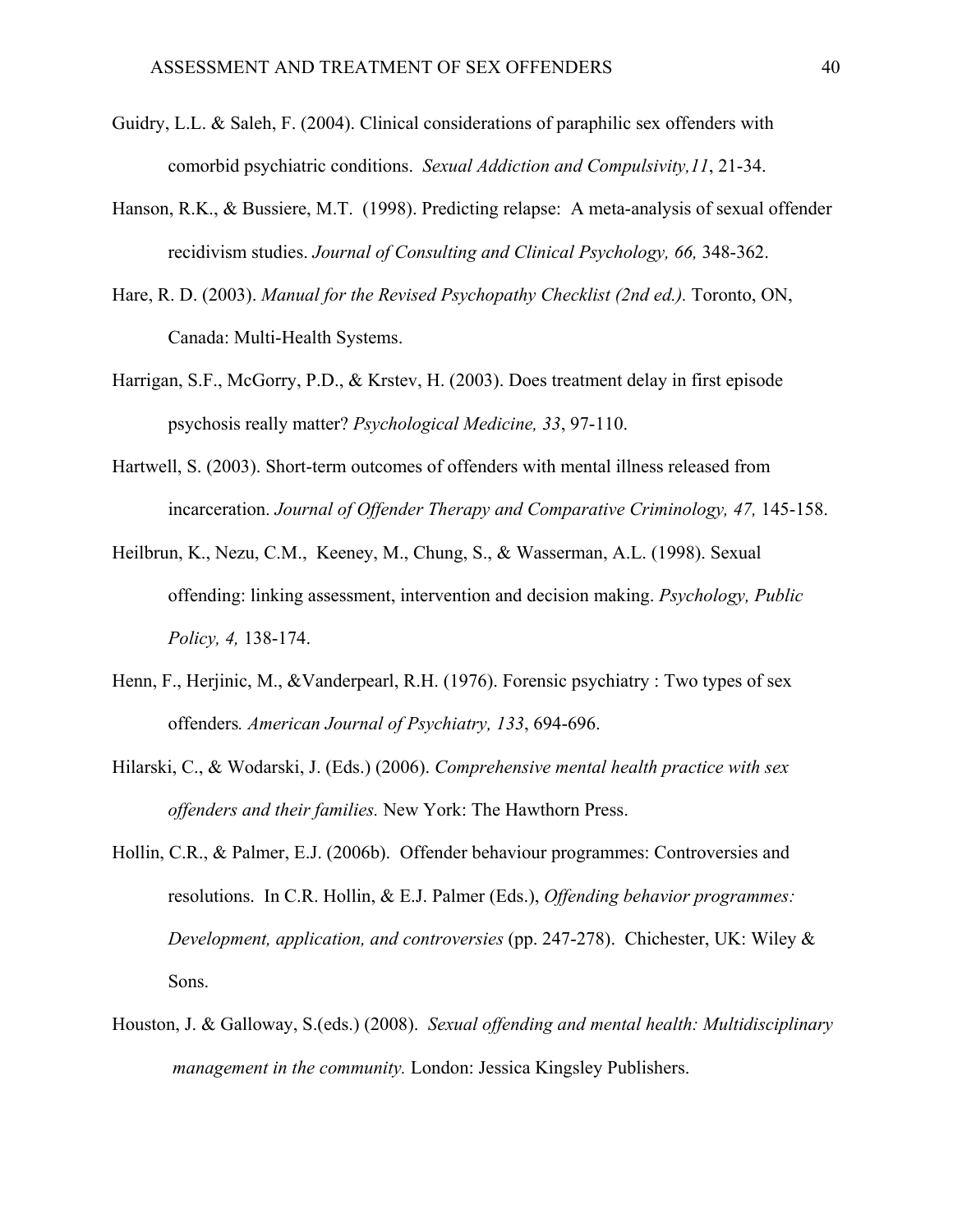Guidry, L.L. & Saleh, F. (2004). Clinical considerations of paraphilic sex offenders with comorbid psychiatric conditions. *Sexual Addiction and Compulsivity,11*, 21-34.

Hanson, R.K., & Bussiere, M.T. (1998). Predicting relapse: A meta-analysis of sexual offender recidivism studies. *Journal of Consulting and Clinical Psychology, 66,* 348-362.

Hare, R. D. (2003). *Manual for the Revised Psychopathy Checklist (2nd ed.).* Toronto, ON, Canada: Multi-Health Systems.

Harrigan, S.F., McGorry, P.D., & Krstev, H. (2003). Does treatment delay in first episode psychosis really matter? *Psychological Medicine, 33*, 97-110.

Hartwell, S. (2003). Short-term outcomes of offenders with mental illness released from incarceration. *Journal of Offender Therapy and Comparative Criminology, 47,* 145-158.

Heilbrun, K., Nezu, C.M., Keeney, M., Chung, S., & Wasserman, A.L. (1998). Sexual offending: linking assessment, intervention and decision making. *Psychology, Public Policy, 4,* 138-174.

Henn, F., Herjinic, M., &Vanderpearl, R.H. (1976). Forensic psychiatry : Two types of sex offenders*. American Journal of Psychiatry, 133*, 694-696.

Hilarski, C., & Wodarski, J. (Eds.) (2006). *Comprehensive mental health practice with sex offenders and their families.* New York: The Hawthorn Press.

Hollin, C.R., & Palmer, E.J. (2006b). Offender behaviour programmes: Controversies and resolutions. In C.R. Hollin, & E.J. Palmer (Eds.), *Offending behavior programmes: Development, application, and controversies* (pp. 247-278). Chichester, UK: Wiley & Sons.

Houston, J. & Galloway, S.(eds.) (2008). *Sexual offending and mental health: Multidisciplinary management in the community.* London: Jessica Kingsley Publishers.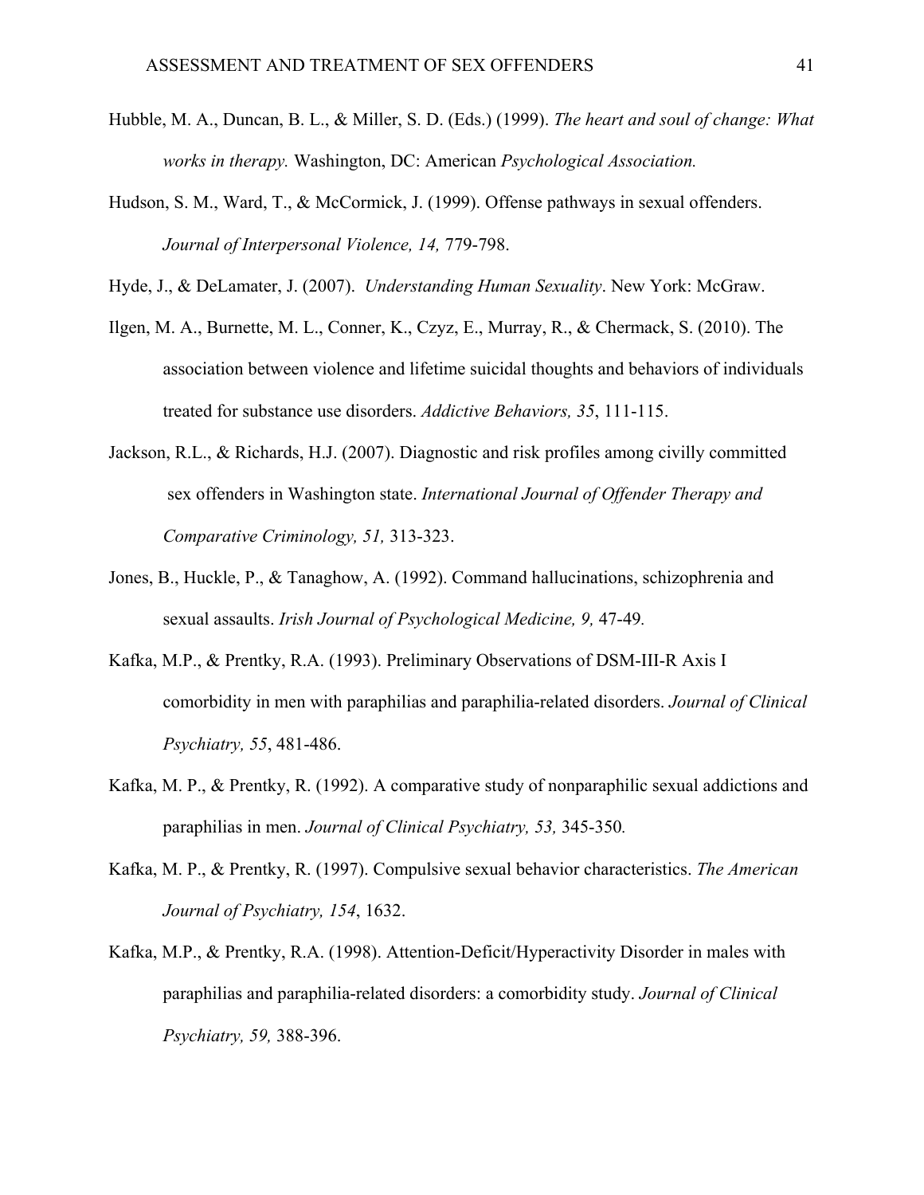Hubble, M. A., Duncan, B. L., & Miller, S. D. (Eds.) (1999). *The heart and soul of change: What works in therapy.* Washington, DC: American *Psychological Association.*

Hudson, S. M., Ward, T., & McCormick, J. (1999). Offense pathways in sexual offenders. *Journal of Interpersonal Violence, 14,* 779-798.

Hyde, J., & DeLamater, J. (2007). *Understanding Human Sexuality*. New York: McGraw.

Ilgen, M. A., Burnette, M. L., Conner, K., Czyz, E., Murray, R., & Chermack, S. (2010). The association between violence and lifetime suicidal thoughts and behaviors of individuals treated for substance use disorders. *Addictive Behaviors, 35*, 111-115.

Jackson, R.L., & Richards, H.J. (2007). Diagnostic and risk profiles among civilly committed sex offenders in Washington state. *International Journal of Offender Therapy and Comparative Criminology, 51,* 313-323.

Jones, B., Huckle, P., & Tanaghow, A. (1992). Command hallucinations, schizophrenia and sexual assaults. *Irish Journal of Psychological Medicine, 9,* 47-49.

Kafka, M.P., & Prentky, R.A. (1993). Preliminary Observations of DSM-III-R Axis I comorbidity in men with paraphilias and paraphilia-related disorders. *Journal of Clinical Psychiatry, 55*, 481-486.

Kafka, M. P., & Prentky, R. (1992). A comparative study of nonparaphilic sexual addictions and paraphilias in men. *Journal of Clinical Psychiatry, 53,* 345-350*.*

Kafka, M. P., & Prentky, R. (1997). Compulsive sexual behavior characteristics. *The American Journal of Psychiatry, 154*, 1632.

Kafka, M.P., & Prentky, R.A. (1998). Attention-Deficit/Hyperactivity Disorder in males with paraphilias and paraphilia-related disorders: a comorbidity study. *Journal of Clinical Psychiatry, 59,* 388-396.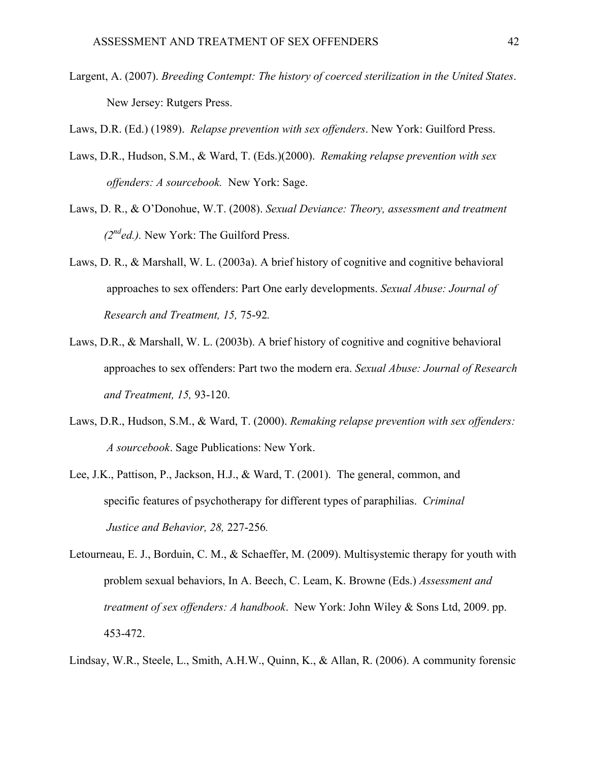Largent, A. (2007). *Breeding Contempt: The history of coerced sterilization in the United States*. New Jersey: Rutgers Press.

Laws, D.R. (Ed.) (1989). *Relapse prevention with sex offenders*. New York: Guilford Press.

Laws, D.R., Hudson, S.M., & Ward, T. (Eds.)(2000). *Remaking relapse prevention with sex offenders: A sourcebook.* New York: Sage.

Laws, D. R., & O'Donohue, W.T. (2008). *Sexual Deviance: Theory, assessment and treatment (2nd ed.).* New York: The Guilford Press.

Laws, D. R., & Marshall, W. L. (2003a). A brief history of cognitive and cognitive behavioral approaches to sex offenders: Part One early developments. *Sexual Abuse: Journal of Research and Treatment, 15,* 75-92*.*

Laws, D.R., & Marshall, W. L. (2003b). A brief history of cognitive and cognitive behavioral approaches to sex offenders: Part two the modern era. *Sexual Abuse: Journal of Research and Treatment, 15,* 93-120.

Laws, D.R., Hudson, S.M., & Ward, T. (2000). *Remaking relapse prevention with sex offenders: A sourcebook*. Sage Publications: New York.

Lee, J.K., Pattison, P., Jackson, H.J., & Ward, T. (2001). The general, common, and specific features of psychotherapy for different types of paraphilias. *Criminal Justice and Behavior, 28,* 227-256*.*

Letourneau, E. J., Borduin, C. M., & Schaeffer, M. (2009). Multisystemic therapy for youth with problem sexual behaviors, In A. Beech, C. Leam, K. Browne (Eds.) *Assessment and treatment of sex offenders: A handbook*. New York: John Wiley & Sons Ltd, 2009. pp. 453-472.

Lindsay, W.R., Steele, L., Smith, A.H.W., Quinn, K., & Allan, R. (2006). A community forensic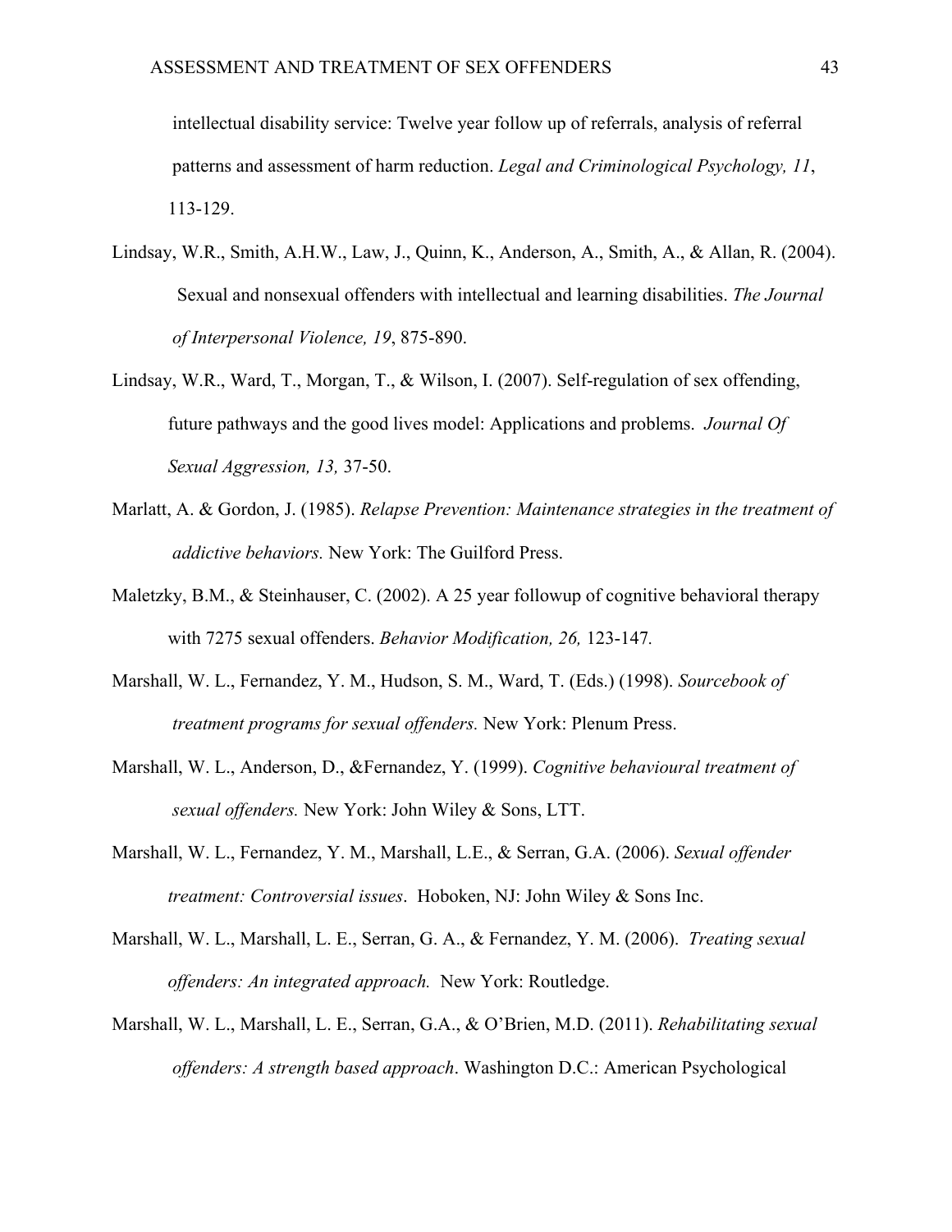intellectual disability service: Twelve year follow up of referrals, analysis of referral patterns and assessment of harm reduction. *Legal and Criminological Psychology, 11*, 113-129.

Lindsay, W.R., Smith, A.H.W., Law, J., Quinn, K., Anderson, A., Smith, A., & Allan, R. (2004). Sexual and nonsexual offenders with intellectual and learning disabilities. *The Journal of Interpersonal Violence, 19*, 875-890.

Lindsay, W.R., Ward, T., Morgan, T., & Wilson, I. (2007). Self-regulation of sex offending, future pathways and the good lives model: Applications and problems. *Journal Of Sexual Aggression, 13,* 37-50.

Marlatt, A. & Gordon, J. (1985). *Relapse Prevention: Maintenance strategies in the treatment of addictive behaviors.* New York: The Guilford Press.

Maletzky, B.M., & Steinhauser, C. (2002). A 25 year followup of cognitive behavioral therapy with 7275 sexual offenders. *Behavior Modification, 26,* 123-147.

Marshall, W. L., Fernandez, Y. M., Hudson, S. M., Ward, T. (Eds.) (1998). *Sourcebook of treatment programs for sexual offenders.* New York: Plenum Press.

Marshall, W. L., Anderson, D., &Fernandez, Y. (1999). *Cognitive behavioural treatment of sexual offenders.* New York: John Wiley & Sons, LTT.

Marshall, W. L., Fernandez, Y. M., Marshall, L.E., & Serran, G.A. (2006). *Sexual offender treatment: Controversial issues*. Hoboken, NJ: John Wiley & Sons Inc.

Marshall, W. L., Marshall, L. E., Serran, G. A., & Fernandez, Y. M. (2006). *Treating sexual offenders: An integrated approach.* New York: Routledge.

Marshall, W. L., Marshall, L. E., Serran, G.A., & O'Brien, M.D. (2011). *Rehabilitating sexual offenders: A strength based approach*. Washington D.C.: American Psychological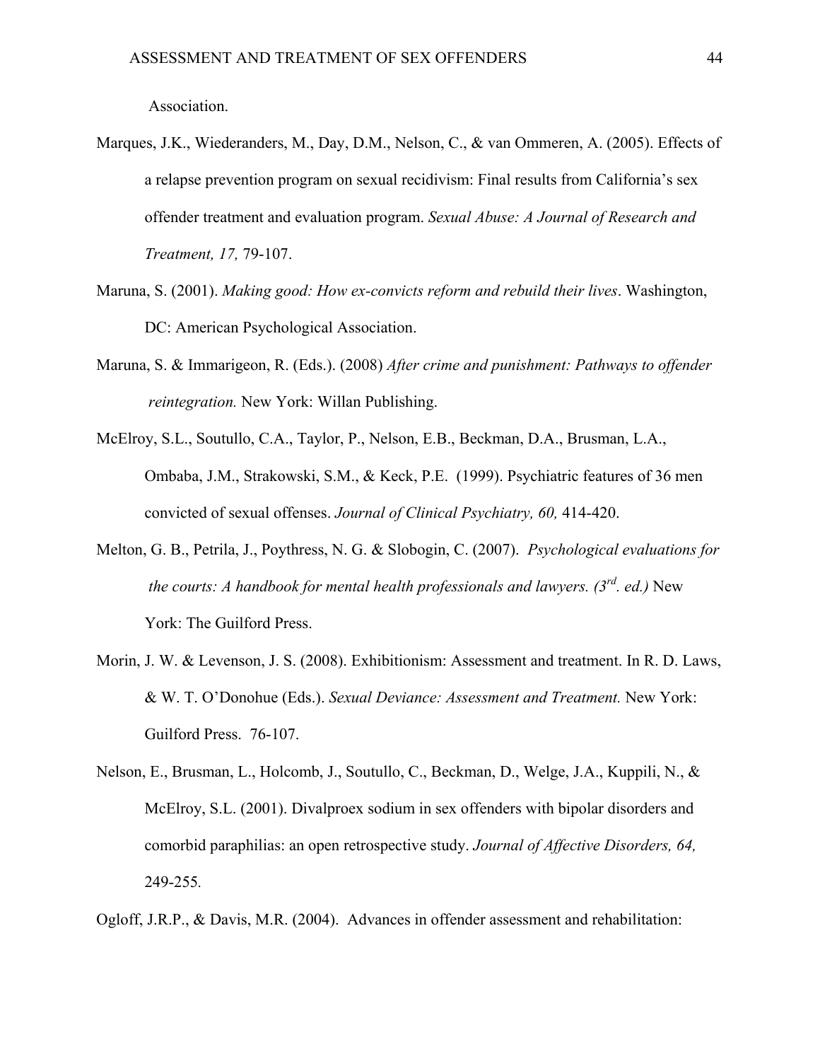Association.

Marques, J.K., Wiederanders, M., Day, D.M., Nelson, C., & van Ommeren, A. (2005). Effects of a relapse prevention program on sexual recidivism: Final results from California's sex offender treatment and evaluation program. *Sexual Abuse: A Journal of Research and Treatment, 17,* 79-107.

Maruna, S. (2001). *Making good: How ex-convicts reform and rebuild their lives*. Washington, DC: American Psychological Association.

Maruna, S. & Immarigeon, R. (Eds.). (2008) *After crime and punishment: Pathways to offender reintegration.* New York: Willan Publishing.

McElroy, S.L., Soutullo, C.A., Taylor, P., Nelson, E.B., Beckman, D.A., Brusman, L.A., Ombaba, J.M., Strakowski, S.M., & Keck, P.E. (1999). Psychiatric features of 36 men convicted of sexual offenses. *Journal of Clinical Psychiatry, 60,* 414-420.

Melton, G. B., Petrila, J., Poythress, N. G. & Slobogin, C. (2007). *Psychological evaluations for the courts: A handbook for mental health professionals and lawyers. (3rd. ed.)* New York: The Guilford Press.

Morin, J. W. & Levenson, J. S. (2008). Exhibitionism: Assessment and treatment. In R. D. Laws, & W. T. O'Donohue (Eds.). *Sexual Deviance: Assessment and Treatment.* New York: Guilford Press. 76-107.

Nelson, E., Brusman, L., Holcomb, J., Soutullo, C., Beckman, D., Welge, J.A., Kuppili, N., & McElroy, S.L. (2001). Divalproex sodium in sex offenders with bipolar disorders and comorbid paraphilias: an open retrospective study. *Journal of Affective Disorders, 64,* 249-255.

Ogloff, J.R.P., & Davis, M.R. (2004). Advances in offender assessment and rehabilitation: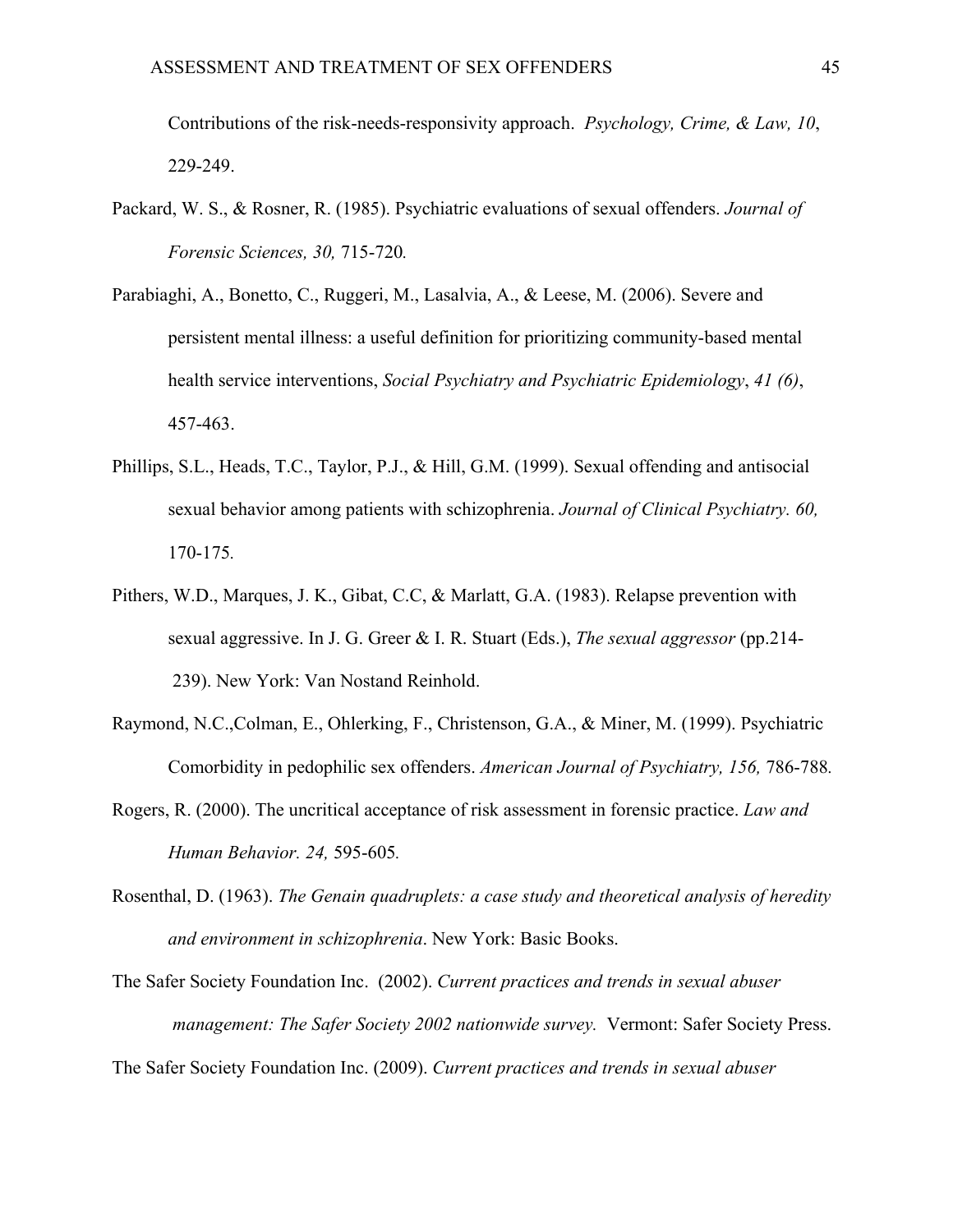Contributions of the risk-needs-responsivity approach. *Psychology, Crime, & Law, 10*, 229-249.

Packard, W. S., & Rosner, R. (1985). Psychiatric evaluations of sexual offenders. *Journal of Forensic Sciences, 30,* 715-720*.*

Parabiaghi, A., Bonetto, C., Ruggeri, M., Lasalvia, A., & Leese, M. (2006). Severe and persistent mental illness: a useful definition for prioritizing community-based mental health service interventions, *Social Psychiatry and Psychiatric Epidemiology*, *41 (6)*, 457-463.

Phillips, S.L., Heads, T.C., Taylor, P.J., & Hill, G.M. (1999). Sexual offending and antisocial sexual behavior among patients with schizophrenia. *Journal of Clinical Psychiatry. 60,* 170-175.

Pithers, W.D., Marques, J. K., Gibat, C.C, & Marlatt, G.A. (1983). Relapse prevention with sexual aggressive. In J. G. Greer & I. R. Stuart (Eds.), *The sexual aggressor* (pp.214-239). New York: Van Nostand Reinhold.

Raymond, N.C.,Colman, E., Ohlerking, F., Christenson, G.A., & Miner, M. (1999). Psychiatric Comorbidity in pedophilic sex offenders. *American Journal of Psychiatry, 156,* 786-788*.*

Rogers, R. (2000). The uncritical acceptance of risk assessment in forensic practice. *Law and Human Behavior. 24,* 595-605*.*

Rosenthal, D. (1963). *The Genain quadruplets: a case study and theoretical analysis of heredity and environment in schizophrenia*. New York: Basic Books.

The Safer Society Foundation Inc. (2002). *Current practices and trends in sexual abuser management: The Safer Society 2002 nationwide survey.* Vermont: Safer Society Press.

The Safer Society Foundation Inc. (2009). *Current practices and trends in sexual abuser*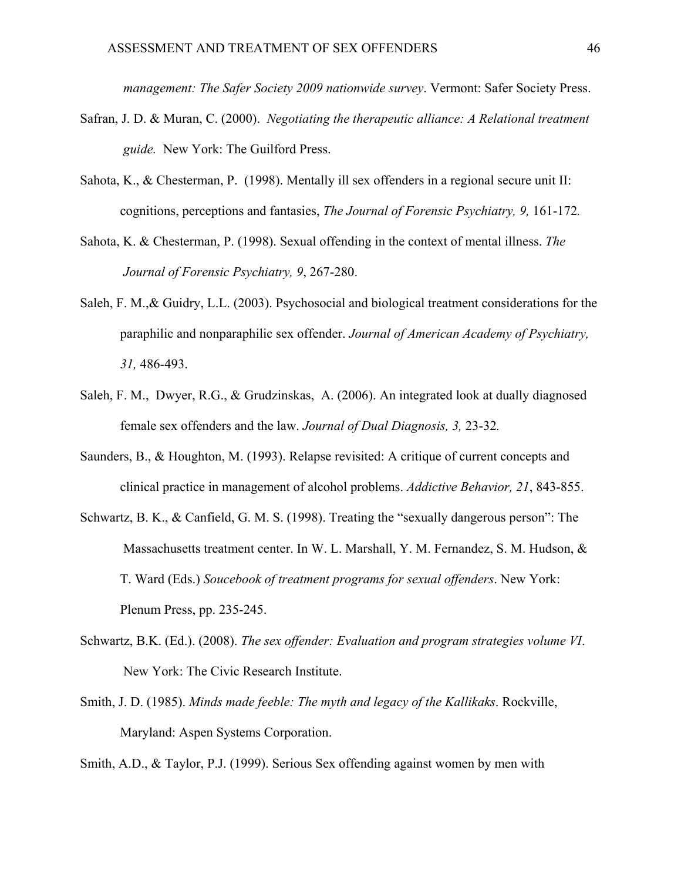*management: The Safer Society 2009 nationwide survey*. Vermont: Safer Society Press.

Safran, J. D. & Muran, C. (2000). *Negotiating the therapeutic alliance: A Relational treatment guide.* New York: The Guilford Press.

Sahota, K., & Chesterman, P. (1998). Mentally ill sex offenders in a regional secure unit II: cognitions, perceptions and fantasies, *The Journal of Forensic Psychiatry, 9,* 161-172*.*

Sahota, K. & Chesterman, P. (1998). Sexual offending in the context of mental illness. *The Journal of Forensic Psychiatry, 9*, 267-280.

Saleh, F. M.,& Guidry, L.L. (2003). Psychosocial and biological treatment considerations for the paraphilic and nonparaphilic sex offender. *Journal of American Academy of Psychiatry, 31,* 486-493.

Saleh, F. M., Dwyer, R.G., & Grudzinskas, A. (2006). An integrated look at dually diagnosed female sex offenders and the law. *Journal of Dual Diagnosis, 3,* 23-32*.*

Saunders, B., & Houghton, M. (1993). Relapse revisited: A critique of current concepts and clinical practice in management of alcohol problems. *Addictive Behavior, 21*, 843-855.

Schwartz, B. K., & Canfield, G. M. S. (1998). Treating the "sexually dangerous person": The Massachusetts treatment center. In W. L. Marshall, Y. M. Fernandez, S. M. Hudson, & T. Ward (Eds.) *Soucebook of treatment programs for sexual offenders*. New York: Plenum Press, pp. 235-245.

Schwartz, B.K. (Ed.). (2008). *The sex offender: Evaluation and program strategies volume VI*. New York: The Civic Research Institute.

Smith, J. D. (1985). *Minds made feeble: The myth and legacy of the Kallikaks*. Rockville, Maryland: Aspen Systems Corporation.

Smith, A.D., & Taylor, P.J. (1999). Serious Sex offending against women by men with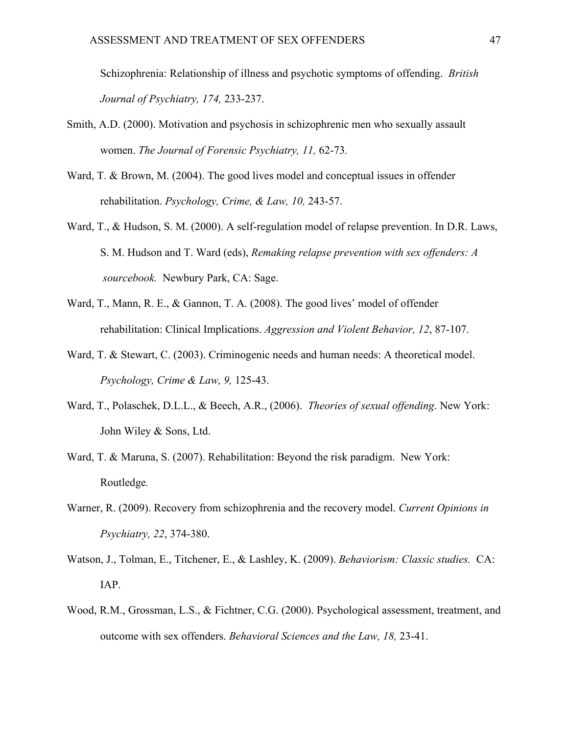Schizophrenia: Relationship of illness and psychotic symptoms of offending. *British Journal of Psychiatry, 174,* 233-237.

Smith, A.D. (2000). Motivation and psychosis in schizophrenic men who sexually assault women. *The Journal of Forensic Psychiatry, 11,* 62-73.

Ward, T. & Brown, M. (2004). The good lives model and conceptual issues in offender rehabilitation. *Psychology, Crime, & Law, 10,* 243-57.

Ward, T., & Hudson, S. M. (2000). A self-regulation model of relapse prevention. In D.R. Laws, S. M. Hudson and T. Ward (eds), *Remaking relapse prevention with sex offenders: A sourcebook.* Newbury Park, CA: Sage.

Ward, T., Mann, R. E., & Gannon, T. A. (2008). The good lives' model of offender rehabilitation: Clinical Implications. *Aggression and Violent Behavior, 12*, 87-107.

Ward, T. & Stewart, C. (2003). Criminogenic needs and human needs: A theoretical model. *Psychology, Crime & Law, 9,* 125-43.

Ward, T., Polaschek, D.L.L., & Beech, A.R., (2006). *Theories of sexual offending*. New York: John Wiley & Sons, Ltd.

Ward, T. & Maruna, S. (2007). Rehabilitation: Beyond the risk paradigm. New York: Routledge.

Warner, R. (2009). Recovery from schizophrenia and the recovery model. *Current Opinions in Psychiatry, 22*, 374-380.

Watson, J., Tolman, E., Titchener, E., & Lashley, K. (2009). *Behaviorism: Classic studies.* CA: IAP.

Wood, R.M., Grossman, L.S., & Fichtner, C.G. (2000). Psychological assessment, treatment, and outcome with sex offenders. *Behavioral Sciences and the Law, 18,* 23-41.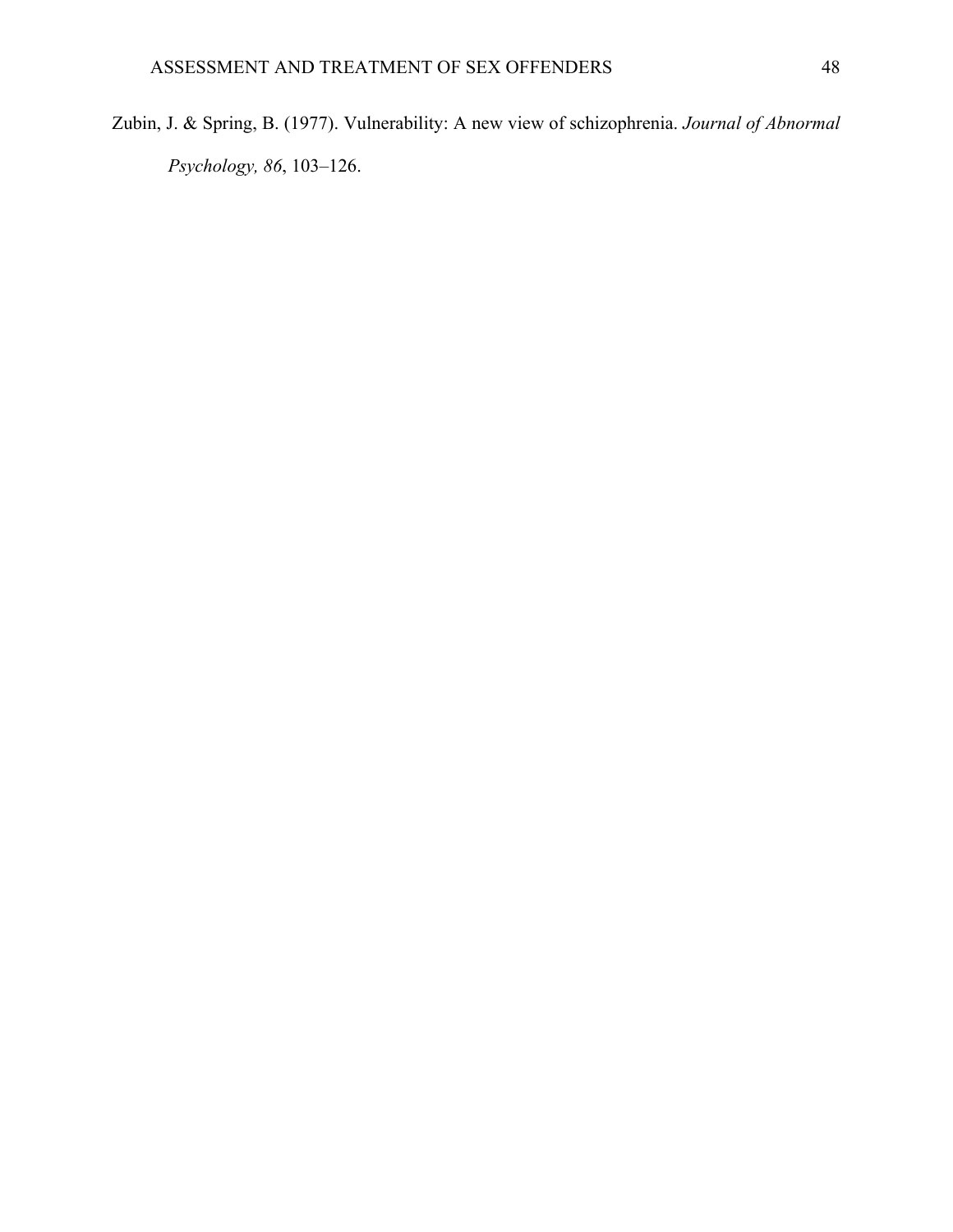Zubin, J. & Spring, B. (1977). Vulnerability: A new view of schizophrenia. *Journal of Abnormal Psychology, 86*, 103–126.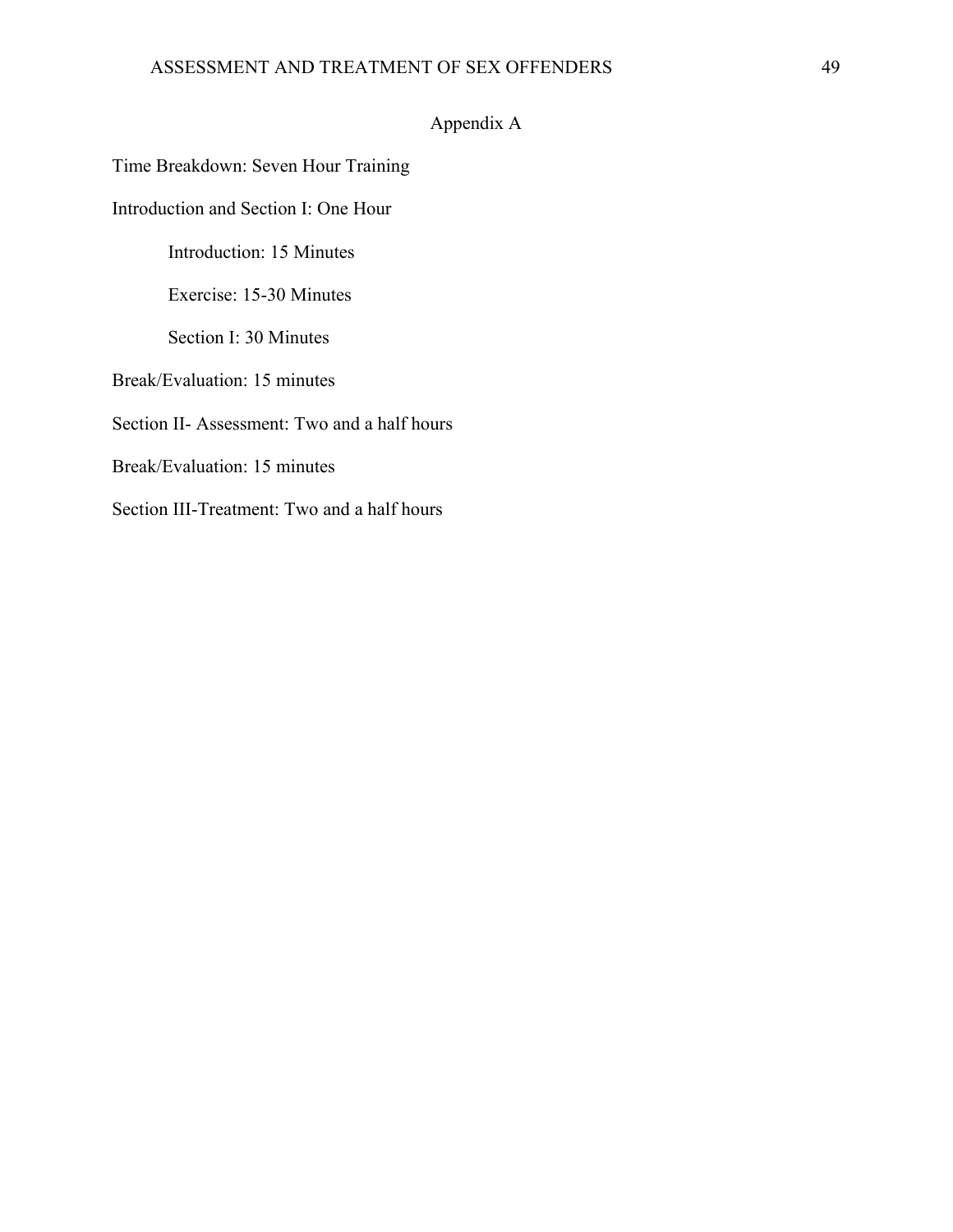# Appendix A

Time Breakdown: Seven Hour Training

Introduction and Section I: One Hour

- Introduction: 15 Minutes
- Exercise: 15-30 Minutes
- Section I: 30 Minutes

Break/Evaluation: 15 minutes

Section II- Assessment: Two and a half hours

Break/Evaluation: 15 minutes

Section III-Treatment: Two and a half hours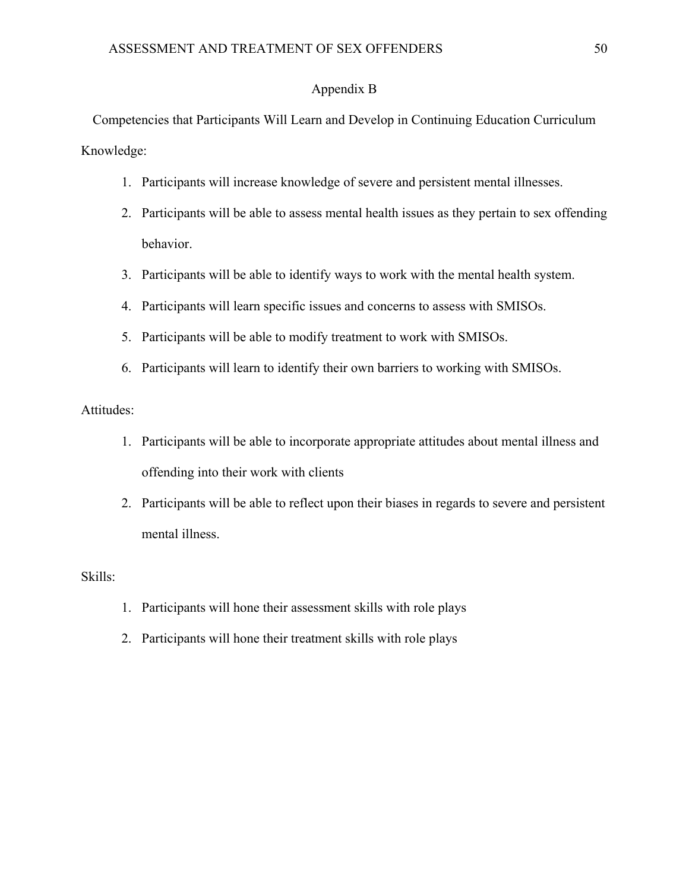## Appendix B

Competencies that Participants Will Learn and Develop in Continuing Education Curriculum

Knowledge:

1. Participants will increase knowledge of severe and persistent mental illnesses.
2. Participants will be able to assess mental health issues as they pertain to sex offending behavior.
3. Participants will be able to identify ways to work with the mental health system.
4. Participants will learn specific issues and concerns to assess with SMISOs.
5. Participants will be able to modify treatment to work with SMISOs.
6. Participants will learn to identify their own barriers to working with SMISOs.

Attitudes:

1. Participants will be able to incorporate appropriate attitudes about mental illness and offending into their work with clients
2. Participants will be able to reflect upon their biases in regards to severe and persistent mental illness.

Skills:

1. Participants will hone their assessment skills with role plays
2. Participants will hone their treatment skills with role plays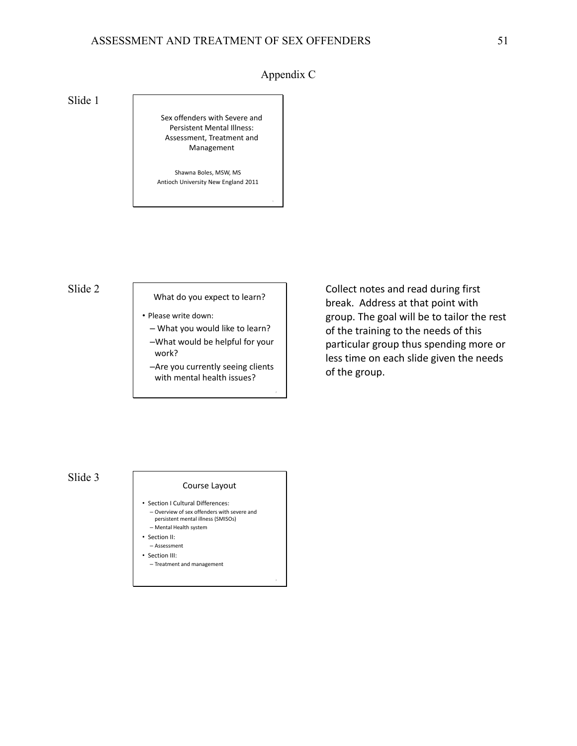## Appendix C

Slide 1

Sex offenders with Severe and Persistent Mental Illness: Assessment, Treatment and Management

Shawna Boles, MSW, MS
Antioch University New England 2011

Slide 2

What do you expect to learn?

- Please write down:
  - What you would like to learn?
  - What would be helpful for your work?
  - Are you currently seeing clients with mental health issues?

Collect notes and read during first break. Address at that point with group. The goal will be to tailor the rest of the training to the needs of this particular group thus spending more or less time on each slide given the needs of the group.

Slide 3

Course Layout

- Section I Cultural Differences:
  - Overview of sex offenders with severe and persistent mental illness (SMISOs)
  - Mental Health system
- Section II:
  - Assessment
- Section III:
  - Treatment and management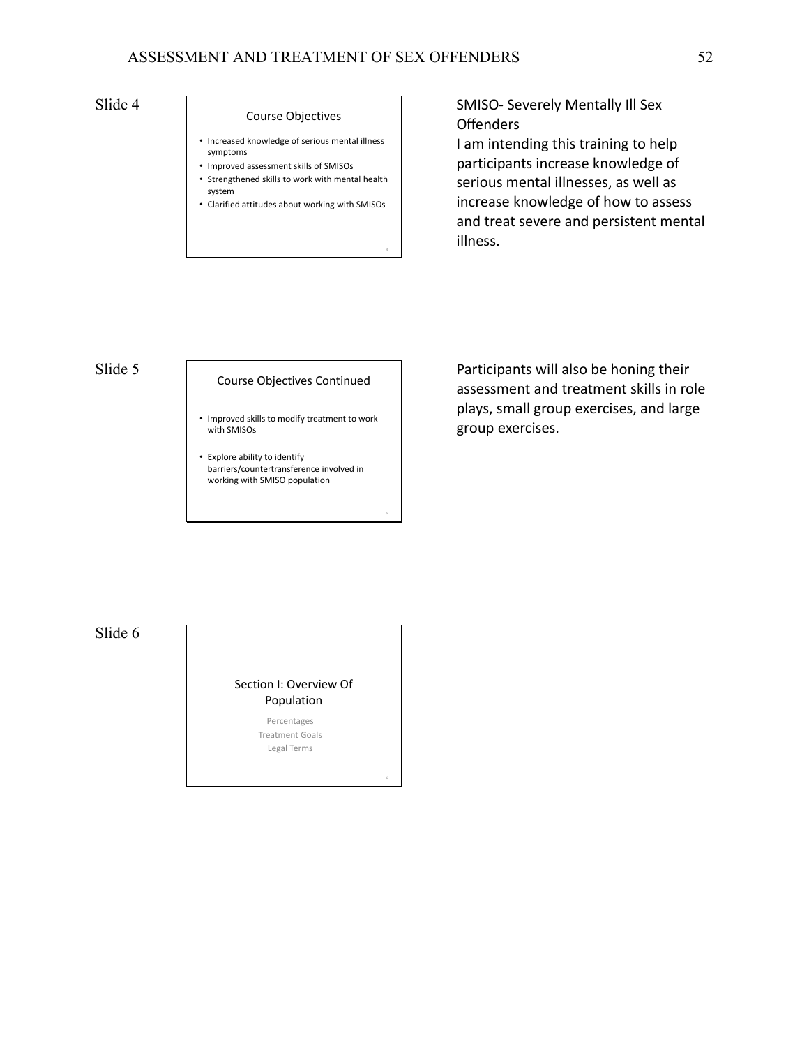Slide 4

Course Objectives

- Increased knowledge of serious mental illness symptoms
- Improved assessment skills of SMISOs
- Strengthened skills to work with mental health system
- Clarified attitudes about working with SMISOs

SMISO- Severely Mentally Ill Sex Offenders
I am intending this training to help participants increase knowledge of serious mental illnesses, as well as increase knowledge of how to assess and treat severe and persistent mental illness.

Slide 5

Course Objectives Continued

- Improved skills to modify treatment to work with SMISOs
- Explore ability to identify barriers/countertransference involved in working with SMISO population

Participants will also be honing their assessment and treatment skills in role plays, small group exercises, and large group exercises.

Slide 6

Section I: Overview Of Population

Percentages
Treatment Goals
Legal Terms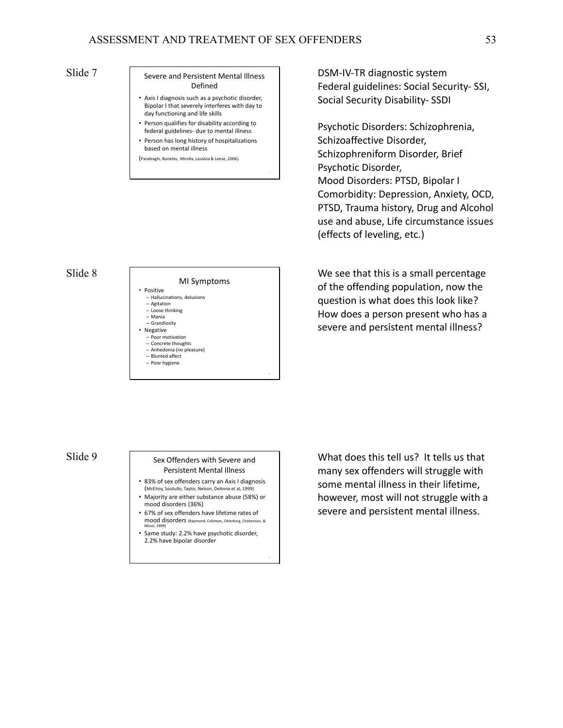Slide 7

Severe and Persistent Mental Illness Defined

- Axis I diagnosis such as a psychotic disorder, Bipolar I that severely interferes with day to day functioning and life skills
- Person qualifies for disability according to federal guidelines- due to mental illness
- Person has long history of hospitalizations based on mental illness

(Parabiaghi, Bonetto, Mirella, Lasalvia & Leese, 2006).

DSM-IV-TR diagnostic system
Federal guidelines: Social Security- SSI, Social Security Disability- SSDI

Psychotic Disorders: Schizophrenia, Schizoaffective Disorder, Schizophreniform Disorder, Brief Psychotic Disorder,
Mood Disorders: PTSD, Bipolar I
Comorbidity: Depression, Anxiety, OCD, PTSD, Trauma history, Drug and Alcohol use and abuse, Life circumstance issues (effects of leveling, etc.)

Slide 8

MI Symptoms

- Positive
  - Hallucinations, delusions
  - Agitation
  - Loose thinking
  - Mania
  - Grandiosity
- Negative
  - Poor motivation
  - Concrete thoughts
  - Anhedonia (no pleasure)
  - Blunted affect
  - Poor hygiene

We see that this is a small percentage of the offending population, now the question is what does this look like? How does a person present who has a severe and persistent mental illness?

Slide 9

Sex Offenders with Severe and Persistent Mental Illness

- 83% of sex offenders carry an Axis I diagnosis (McElroy, Soutullo, Taylor, Nelson, DeAnna et al, 1999)
- Majority are either substance abuse (58%) or mood disorders (36%)
- 67% of sex offenders have lifetime rates of mood disorders (Raymond, Coleman, Ohlerking, Chistenson, & Miner, 1999)
- Same study: 2.2% have psychotic disorder, 2.2% have bipolar disorder

What does this tell us? It tells us that many sex offenders will struggle with some mental illness in their lifetime, however, most will not struggle with a severe and persistent mental illness.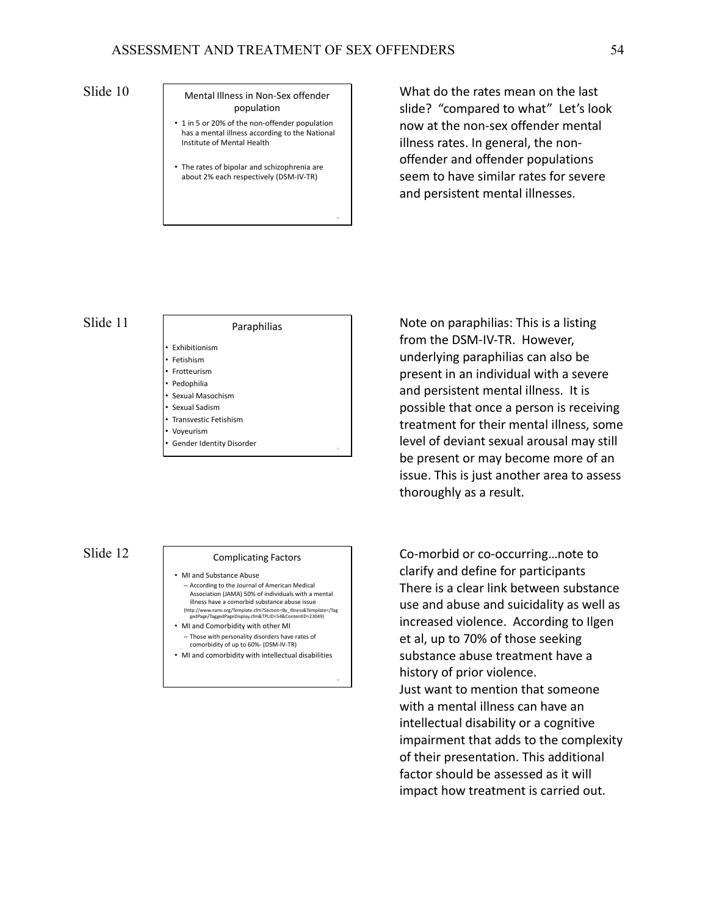Slide 10

**Mental Illness in Non-Sex offender population**

- 1 in 5 or 20% of the non-offender population has a mental illness according to the National Institute of Mental Health
- The rates of bipolar and schizophrenia are about 2% each respectively (DSM-IV-TR)

What do the rates mean on the last slide? "compared to what" Let's look now at the non-sex offender mental illness rates. In general, the non-offender and offender populations seem to have similar rates for severe and persistent mental illnesses.

Slide 11

**Paraphilias**

- Exhibitionism
- Fetishism
- Frotteurism
- Pedophilia
- Sexual Masochism
- Sexual Sadism
- Transvestic Fetishism
- Voyeurism
- Gender Identity Disorder

Note on paraphilias: This is a listing from the DSM-IV-TR. However, underlying paraphilias can also be present in an individual with a severe and persistent mental illness. It is possible that once a person is receiving treatment for their mental illness, some level of deviant sexual arousal may still be present or may become more of an issue. This is just another area to assess thoroughly as a result.

Slide 12

**Complicating Factors**

- MI and Substance Abuse
  - According to the Journal of American Medical Association (JAMA) 50% of individuals with a mental illness have a comorbid substance abuse issue (http://www.nami.org/Template.cfm?Section=By_Illness&Template=/TaggedPage/TaggedPageDisplay.cfm&TPLID=54&ContentID=23049)
- MI and Comorbidity with other MI
  - Those with personality disorders have rates of comorbidity of up to 60%- (DSM-IV-TR)
- MI and comorbidity with intellectual disabilities

Co-morbid or co-occurring…note to clarify and define for participants
There is a clear link between substance use and abuse and suicidality as well as increased violence. According to Ilgen et al, up to 70% of those seeking substance abuse treatment have a history of prior violence.
Just want to mention that someone with a mental illness can have an intellectual disability or a cognitive impairment that adds to the complexity of their presentation. This additional factor should be assessed as it will impact how treatment is carried out.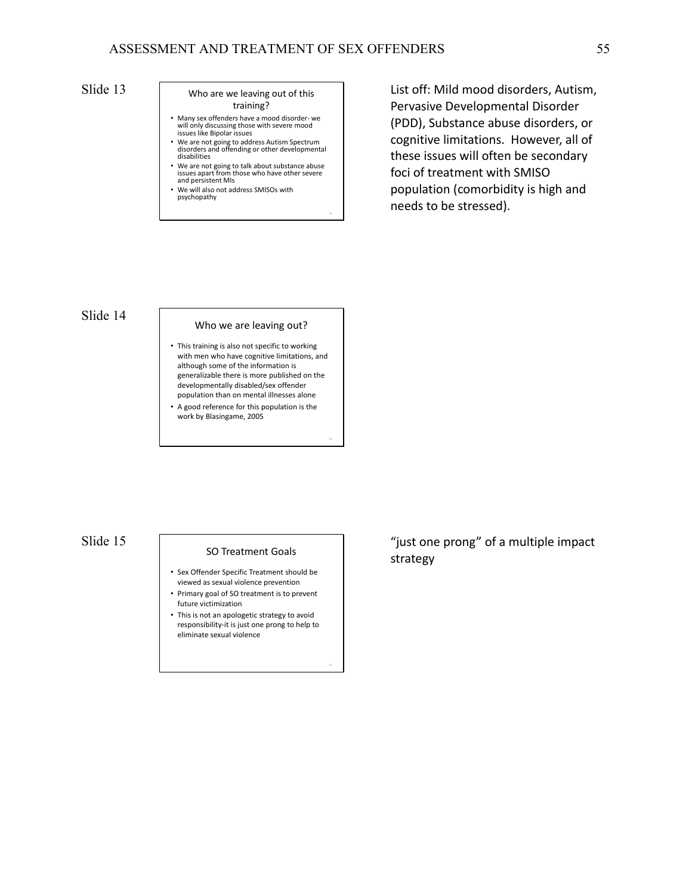Slide 13

Who are we leaving out of this training?

- Many sex offenders have a mood disorder- we will only discussing those with severe mood issues like Bipolar issues
- We are not going to address Autism Spectrum disorders and offending or other developmental disabilities
- We are not going to talk about substance abuse issues apart from those who have other severe and persistent MIs
- We will also not address SMISOs with psychopathy

List off: Mild mood disorders, Autism, Pervasive Developmental Disorder (PDD), Substance abuse disorders, or cognitive limitations. However, all of these issues will often be secondary foci of treatment with SMISO population (comorbidity is high and needs to be stressed).

Slide 14

Who we are leaving out?

- This training is also not specific to working with men who have cognitive limitations, and although some of the information is generalizable there is more published on the developmentally disabled/sex offender population than on mental illnesses alone
- A good reference for this population is the work by Blasingame, 2005

Slide 15

SO Treatment Goals

- Sex Offender Specific Treatment should be viewed as sexual violence prevention
- Primary goal of SO treatment is to prevent future victimization
- This is not an apologetic strategy to avoid responsibility-it is just one prong to help to eliminate sexual violence

"just one prong" of a multiple impact strategy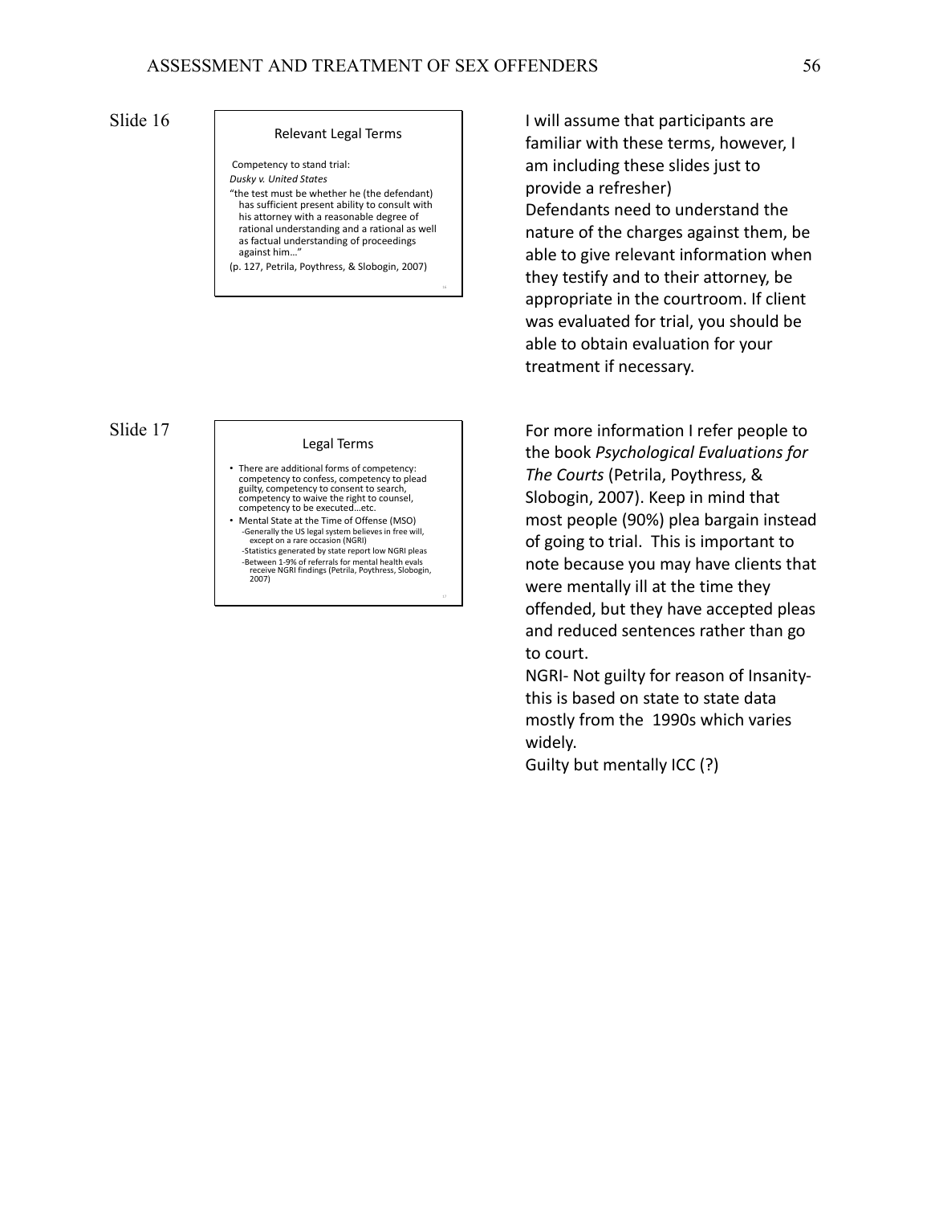Slide 16

**Relevant Legal Terms**

Competency to stand trial:

*Dusky v. United States*

"the test must be whether he (the defendant) has sufficient present ability to consult with his attorney with a reasonable degree of rational understanding and a rational as well as factual understanding of proceedings against him…"

(p. 127, Petrila, Poythress, & Slobogin, 2007)

I will assume that participants are familiar with these terms, however, I am including these slides just to provide a refresher)

Defendants need to understand the nature of the charges against them, be able to give relevant information when they testify and to their attorney, be appropriate in the courtroom. If client was evaluated for trial, you should be able to obtain evaluation for your treatment if necessary.

Slide 17

**Legal Terms**

- There are additional forms of competency: competency to confess, competency to plead guilty, competency to consent to search, competency to waive the right to counsel, competency to be executed…etc.
- Mental State at the Time of Offense (MSO)
  - -Generally the US legal system believes in free will, except on a rare occasion (NGRI)
  - -Statistics generated by state report low NGRI pleas
  - -Between 1-9% of referrals for mental health evals receive NGRI findings (Petrila, Poythress, Slobogin, 2007)

For more information I refer people to the book *Psychological Evaluations for The Courts* (Petrila, Poythress, & Slobogin, 2007). Keep in mind that most people (90%) plea bargain instead of going to trial. This is important to note because you may have clients that were mentally ill at the time they offended, but they have accepted pleas and reduced sentences rather than go to court.

NGRI- Not guilty for reason of Insanity- this is based on state to state data mostly from the 1990s which varies widely.

Guilty but mentally ICC (?)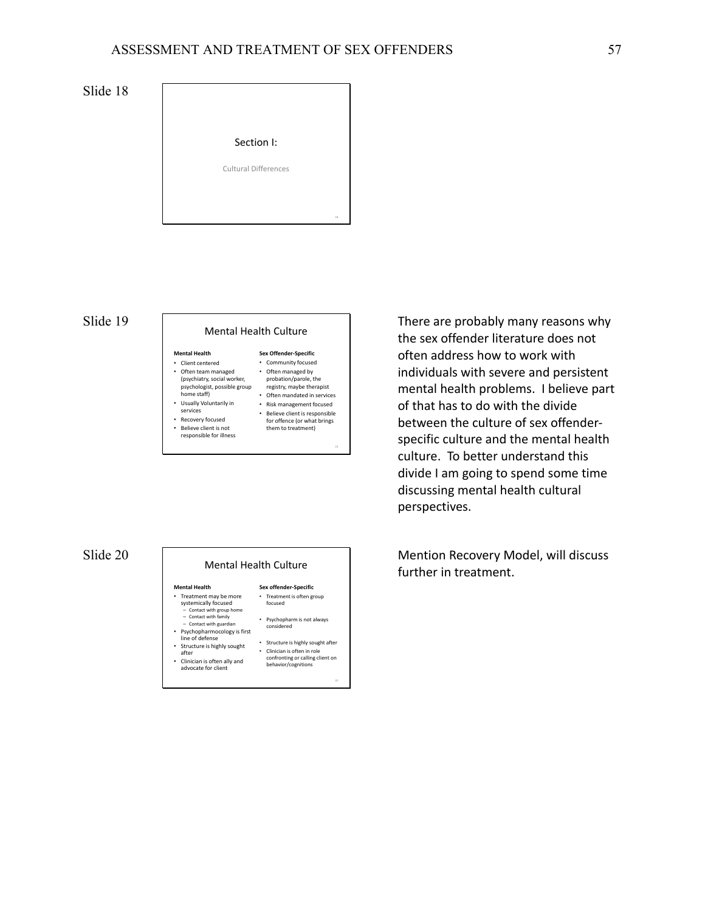Slide 18

Section I:

Cultural Differences

Slide 19

## Mental Health Culture

| Mental Health | Sex Offender-Specific |
| --- | --- |
| • Client centered<br>• Often team managed (psychiatry, social worker, psychologist, possible group home staff)<br>• Usually Voluntarily in services<br>• Recovery focused<br>• Believe client is not responsible for illness | • Community focused<br>• Often managed by probation/parole, the registry, maybe therapist<br>• Often mandated in services<br>• Risk management focused<br>• Believe client is responsible for offence (or what brings them to treatment) |

There are probably many reasons why the sex offender literature does not often address how to work with individuals with severe and persistent mental health problems. I believe part of that has to do with the divide between the culture of sex offender-specific culture and the mental health culture. To better understand this divide I am going to spend some time discussing mental health cultural perspectives.

Slide 20

## Mental Health Culture

| Mental Health | Sex offender-Specific |
| --- | --- |
| • Treatment may be more systemically focused<br>– Contact with group home<br>– Contact with family<br>– Contact with guardian<br>• Psychopharmocology is first line of defense<br>• Structure is highly sought after<br>• Clinician is often ally and advocate for client | • Treatment is often group focused<br>• Psychopharm is not always considered<br>• Structure is highly sought after<br>• Clinician is often in role confronting or calling client on behavior/cognitions |

Mention Recovery Model, will discuss further in treatment.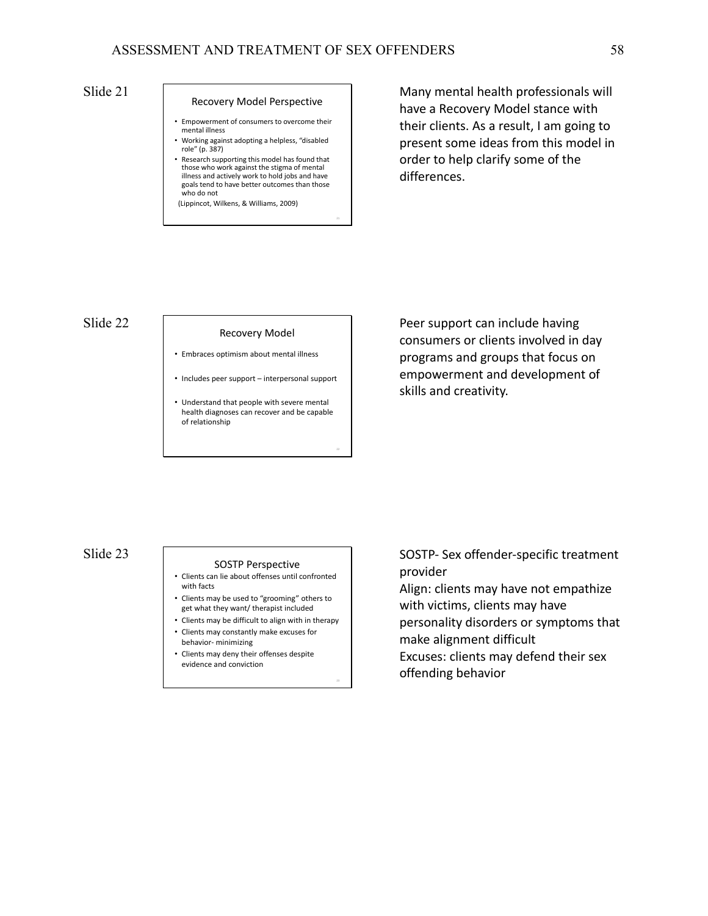Slide 21

### Recovery Model Perspective

- Empowerment of consumers to overcome their mental illness
- Working against adopting a helpless, "disabled role" (p. 387)
- Research supporting this model has found that those who work against the stigma of mental illness and actively work to hold jobs and have goals tend to have better outcomes than those who do not

(Lippincot, Wilkens, & Williams, 2009)

Many mental health professionals will have a Recovery Model stance with their clients. As a result, I am going to present some ideas from this model in order to help clarify some of the differences.

Slide 22

### Recovery Model

- Embraces optimism about mental illness
- Includes peer support – interpersonal support
- Understand that people with severe mental health diagnoses can recover and be capable of relationship

Peer support can include having consumers or clients involved in day programs and groups that focus on empowerment and development of skills and creativity.

Slide 23

### SOSTP Perspective

- Clients can lie about offenses until confronted with facts
- Clients may be used to "grooming" others to get what they want/ therapist included
- Clients may be difficult to align with in therapy
- Clients may constantly make excuses for behavior- minimizing
- Clients may deny their offenses despite evidence and conviction

SOSTP- Sex offender-specific treatment provider

Align: clients may have not empathize with victims, clients may have personality disorders or symptoms that make alignment difficult

Excuses: clients may defend their sex offending behavior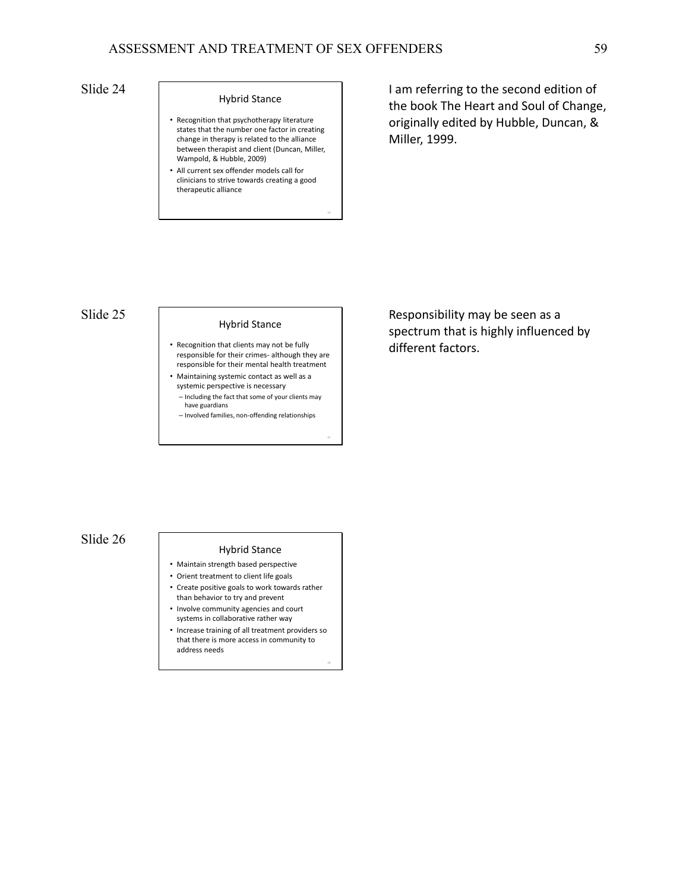Slide 24

### Hybrid Stance

- Recognition that psychotherapy literature states that the number one factor in creating change in therapy is related to the alliance between therapist and client (Duncan, Miller, Wampold, & Hubble, 2009)
- All current sex offender models call for clinicians to strive towards creating a good therapeutic alliance

I am referring to the second edition of the book The Heart and Soul of Change, originally edited by Hubble, Duncan, & Miller, 1999.

Slide 25

### Hybrid Stance

- Recognition that clients may not be fully responsible for their crimes- although they are responsible for their mental health treatment
- Maintaining systemic contact as well as a systemic perspective is necessary
  - Including the fact that some of your clients may have guardians
  - Involved families, non-offending relationships

Responsibility may be seen as a spectrum that is highly influenced by different factors.

Slide 26

### Hybrid Stance

- Maintain strength based perspective
- Orient treatment to client life goals
- Create positive goals to work towards rather than behavior to try and prevent
- Involve community agencies and court systems in collaborative rather way
- Increase training of all treatment providers so that there is more access in community to address needs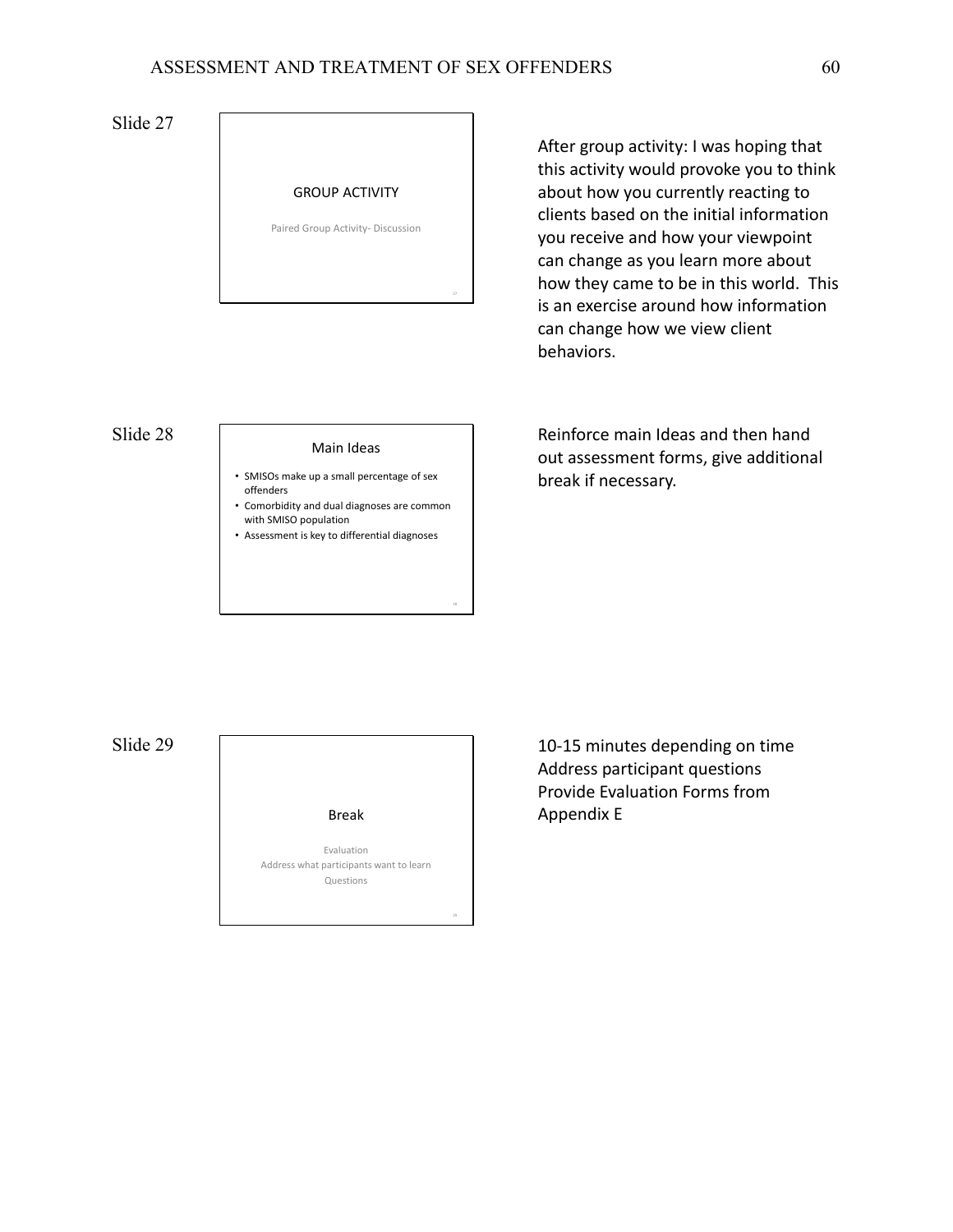Slide 27

GROUP ACTIVITY

Paired Group Activity- Discussion

After group activity: I was hoping that this activity would provoke you to think about how you currently reacting to clients based on the initial information you receive and how your viewpoint can change as you learn more about how they came to be in this world. This is an exercise around how information can change how we view client behaviors.

Slide 28

Main Ideas

- SMISOs make up a small percentage of sex offenders
- Comorbidity and dual diagnoses are common with SMISO population
- Assessment is key to differential diagnoses

Reinforce main Ideas and then hand out assessment forms, give additional break if necessary.

Slide 29

Break

Evaluation
Address what participants want to learn
Questions

10-15 minutes depending on time
Address participant questions
Provide Evaluation Forms from Appendix E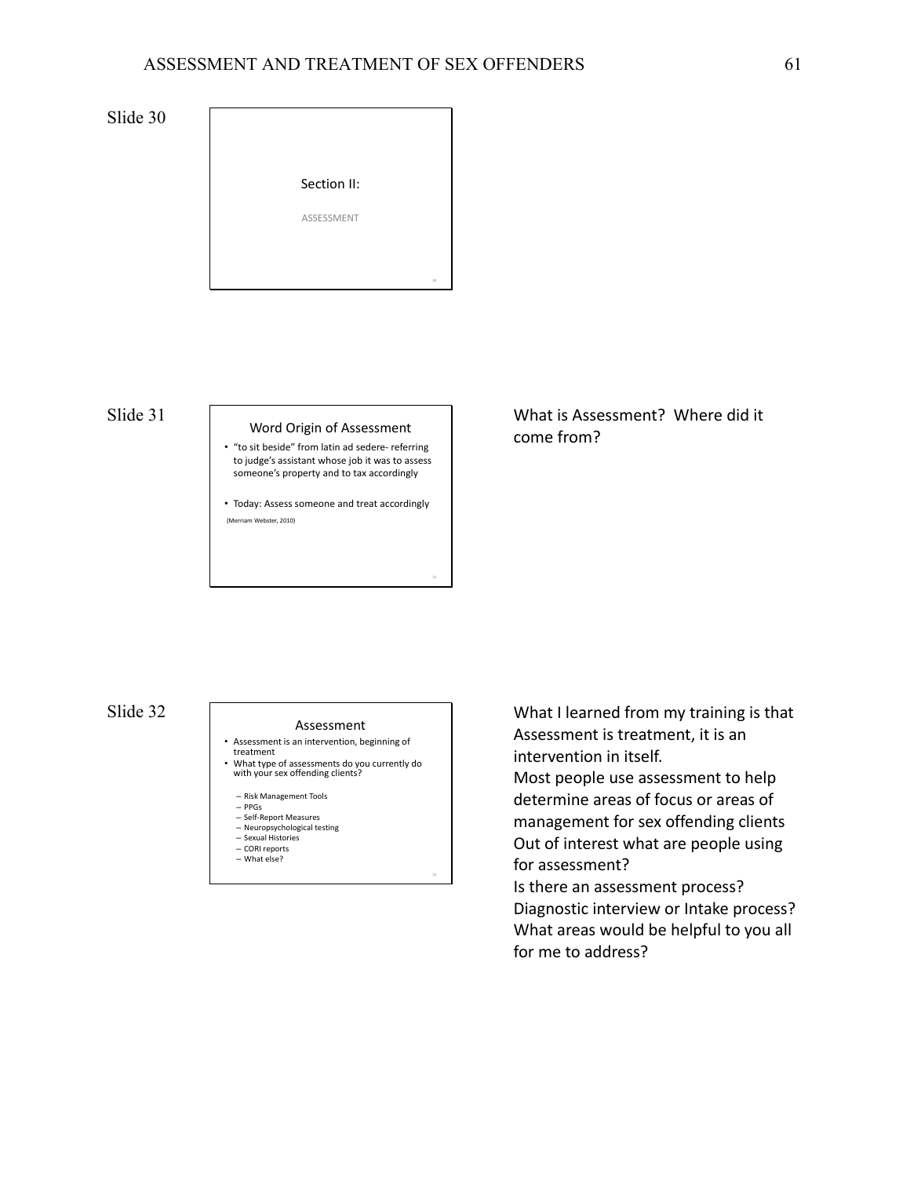Slide 30

Section II:

ASSESSMENT

Slide 31

Word Origin of Assessment

- "to sit beside" from latin ad sedere- referring to judge's assistant whose job it was to assess someone's property and to tax accordingly
- Today: Assess someone and treat accordingly

(Merriam Webster, 2010)

What is Assessment? Where did it come from?

Slide 32

Assessment

- Assessment is an intervention, beginning of treatment
- What type of assessments do you currently do with your sex offending clients?
  - Risk Management Tools
  - PPGs
  - Self-Report Measures
  - Neuropsychological testing
  - Sexual Histories
  - CORI reports
  - What else?

What I learned from my training is that Assessment is treatment, it is an intervention in itself.
Most people use assessment to help determine areas of focus or areas of management for sex offending clients
Out of interest what are people using for assessment?
Is there an assessment process?
Diagnostic interview or Intake process?
What areas would be helpful to you all for me to address?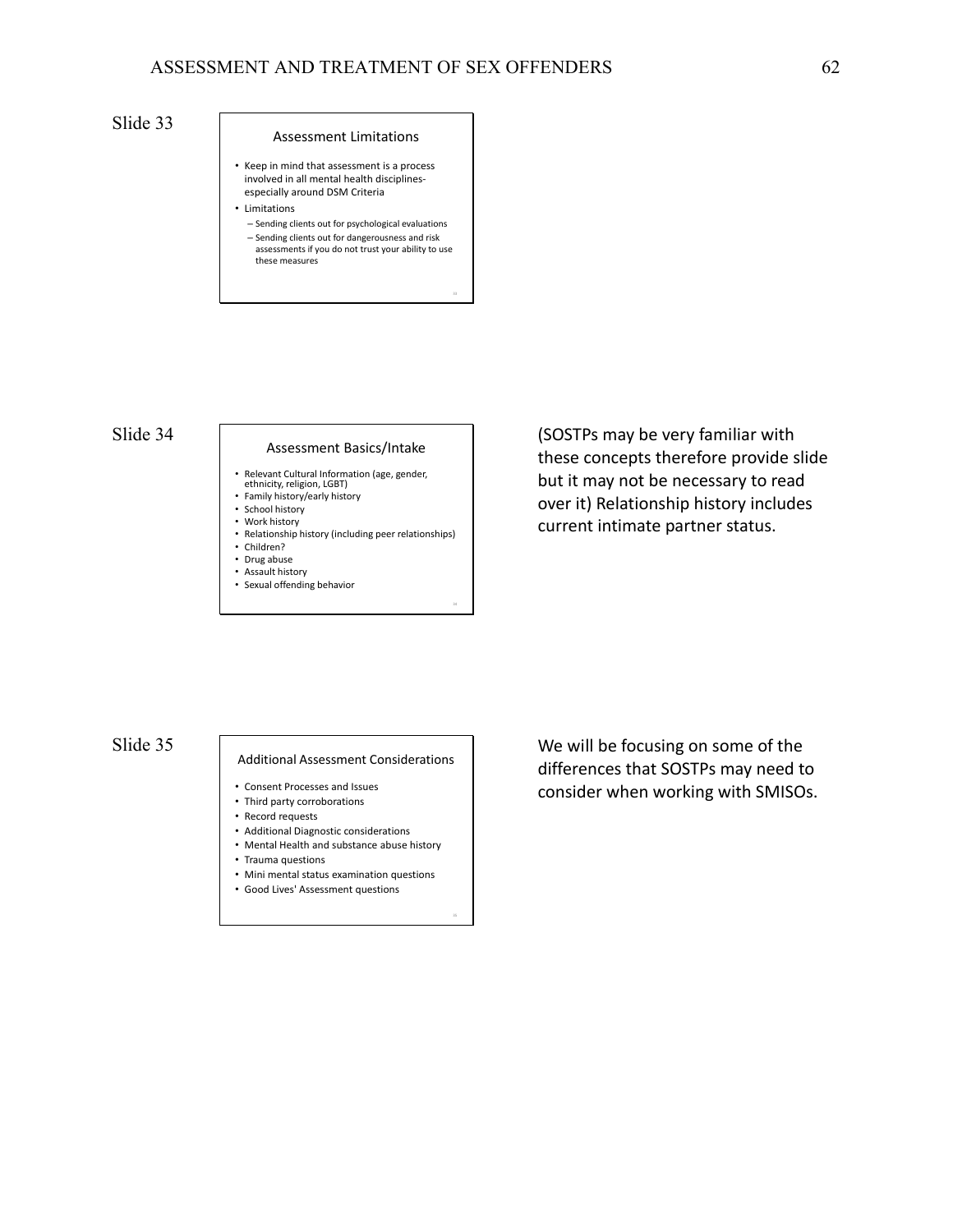Slide 33

### Assessment Limitations

- Keep in mind that assessment is a process involved in all mental health disciplines- especially around DSM Criteria
- Limitations
  - Sending clients out for psychological evaluations
  - Sending clients out for dangerousness and risk assessments if you do not trust your ability to use these measures

Slide 34

### Assessment Basics/Intake

- Relevant Cultural Information (age, gender, ethnicity, religion, LGBT)
- Family history/early history
- School history
- Work history
- Relationship history (including peer relationships)
- Children?
- Drug abuse
- Assault history
- Sexual offending behavior

(SOSTPs may be very familiar with these concepts therefore provide slide but it may not be necessary to read over it) Relationship history includes current intimate partner status.

Slide 35

### Additional Assessment Considerations

- Consent Processes and Issues
- Third party corroborations
- Record requests
- Additional Diagnostic considerations
- Mental Health and substance abuse history
- Trauma questions
- Mini mental status examination questions
- Good Lives' Assessment questions

We will be focusing on some of the differences that SOSTPs may need to consider when working with SMISOs.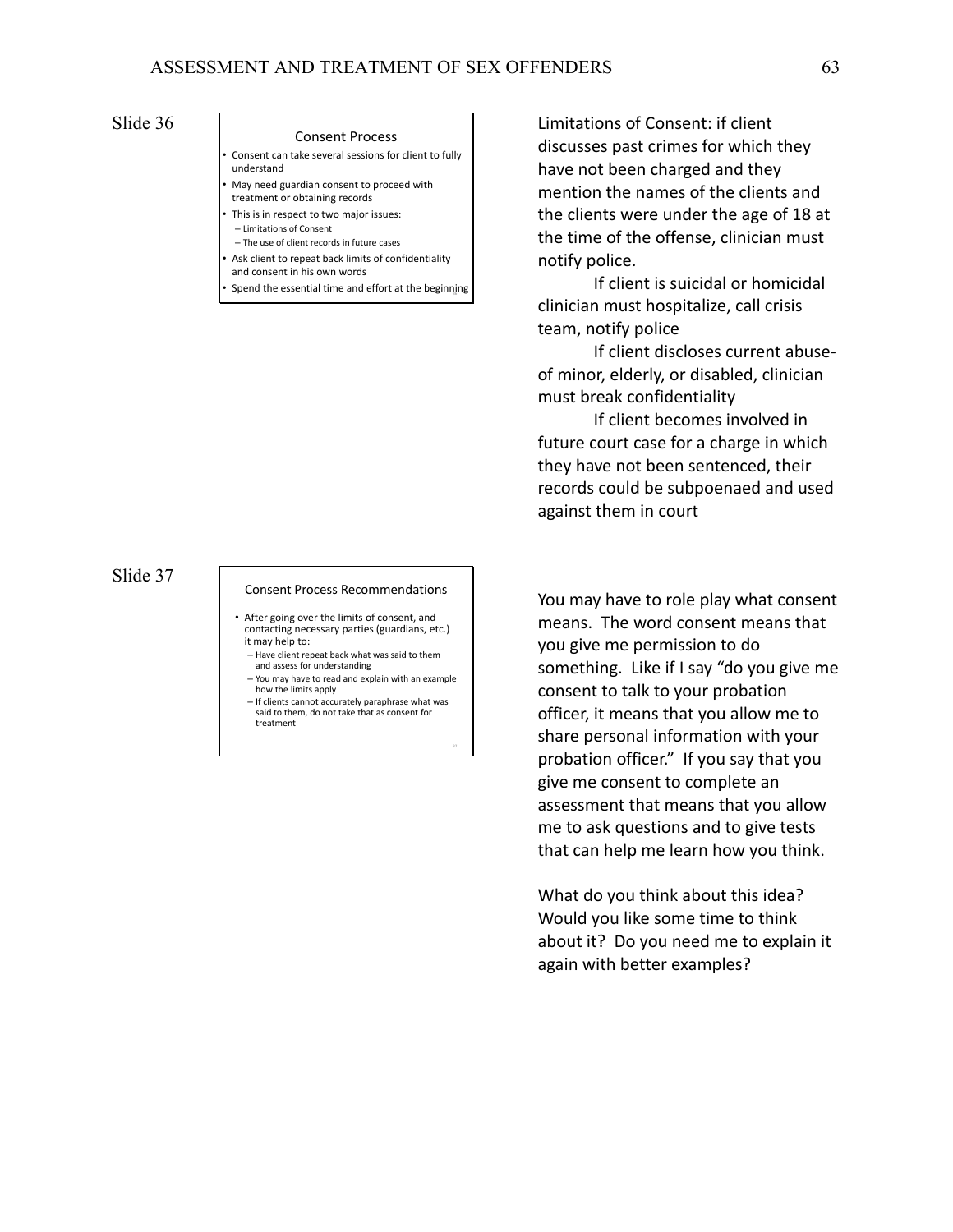Slide 36

**Consent Process**

- Consent can take several sessions for client to fully understand
- May need guardian consent to proceed with treatment or obtaining records
- This is in respect to two major issues:
  - Limitations of Consent
  - The use of client records in future cases
- Ask client to repeat back limits of confidentiality and consent in his own words
- Spend the essential time and effort at the beginning

Limitations of Consent: if client discusses past crimes for which they have not been charged and they mention the names of the clients and the clients were under the age of 18 at the time of the offense, clinician must notify police.

If client is suicidal or homicidal clinician must hospitalize, call crisis team, notify police

If client discloses current abuse-of minor, elderly, or disabled, clinician must break confidentiality

If client becomes involved in future court case for a charge in which they have not been sentenced, their records could be subpoenaed and used against them in court

Slide 37

**Consent Process Recommendations**

- After going over the limits of consent, and contacting necessary parties (guardians, etc.) it may help to:
  - Have client repeat back what was said to them and assess for understanding
  - You may have to read and explain with an example how the limits apply
  - If clients cannot accurately paraphrase what was said to them, do not take that as consent for treatment

You may have to role play what consent means. The word consent means that you give me permission to do something. Like if I say "do you give me consent to talk to your probation officer, it means that you allow me to share personal information with your probation officer." If you say that you give me consent to complete an assessment that means that you allow me to ask questions and to give tests that can help me learn how you think.

What do you think about this idea? Would you like some time to think about it? Do you need me to explain it again with better examples?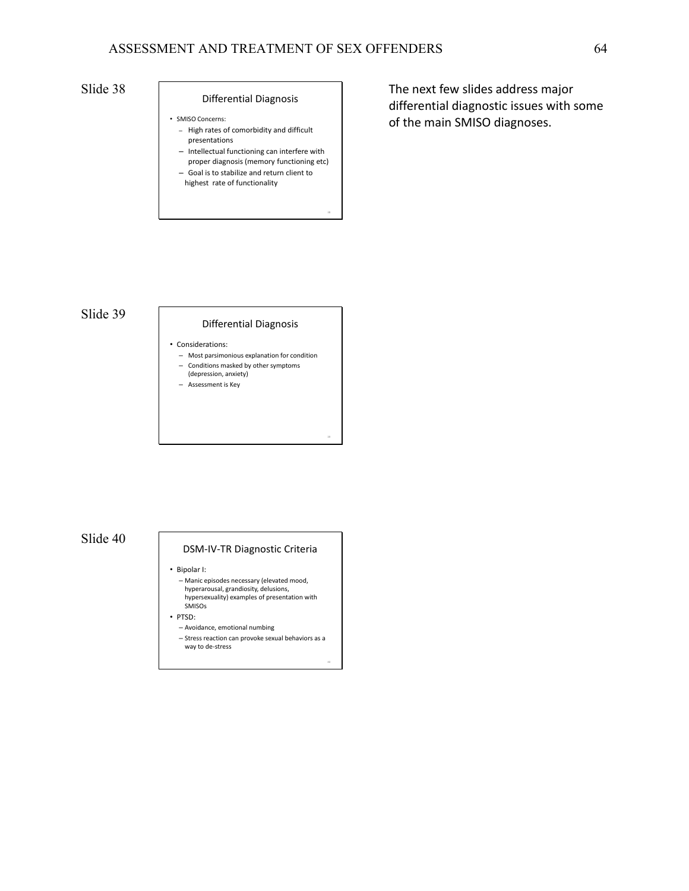Slide 38

**Differential Diagnosis**

- SMISO Concerns:
  - High rates of comorbidity and difficult presentations
  - Intellectual functioning can interfere with proper diagnosis (memory functioning etc)
  - Goal is to stabilize and return client to highest rate of functionality

The next few slides address major differential diagnostic issues with some of the main SMISO diagnoses.

Slide 39

**Differential Diagnosis**

- Considerations:
  - Most parsimonious explanation for condition
  - Conditions masked by other symptoms (depression, anxiety)
  - Assessment is Key

Slide 40

**DSM-IV-TR Diagnostic Criteria**

- Bipolar I:
  - Manic episodes necessary (elevated mood, hyperarousal, grandiosity, delusions, hypersexuality) examples of presentation with SMISOs
- PTSD:
  - Avoidance, emotional numbing
  - Stress reaction can provoke sexual behaviors as a way to de-stress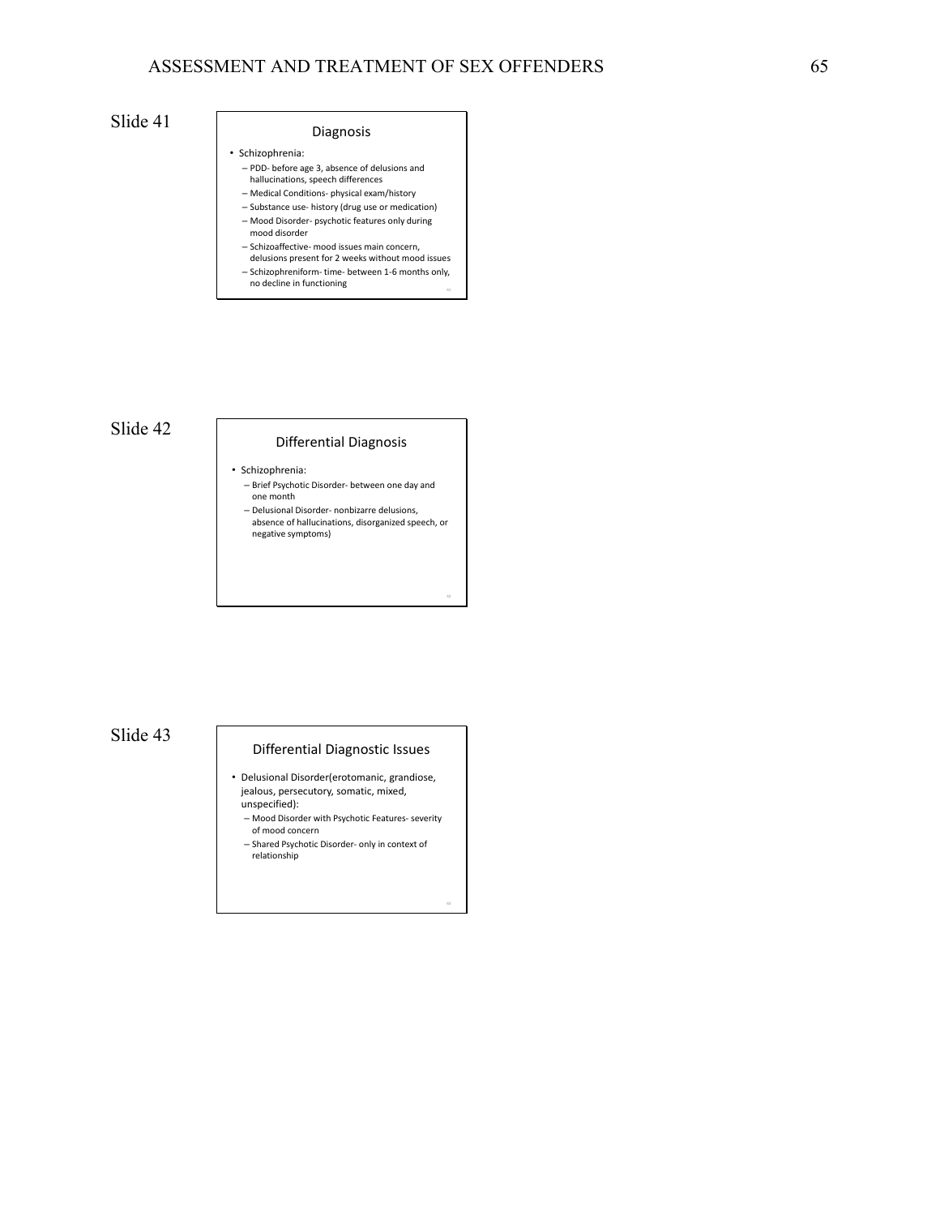Slide 41

### Diagnosis

- Schizophrenia:
  - PDD- before age 3, absence of delusions and hallucinations, speech differences
  - Medical Conditions- physical exam/history
  - Substance use- history (drug use or medication)
  - Mood Disorder- psychotic features only during mood disorder
  - Schizoaffective- mood issues main concern, delusions present for 2 weeks without mood issues
  - Schizophreniform- time- between 1-6 months only, no decline in functioning

Slide 42

### Differential Diagnosis

- Schizophrenia:
  - Brief Psychotic Disorder- between one day and one month
  - Delusional Disorder- nonbizarre delusions, absence of hallucinations, disorganized speech, or negative symptoms)

Slide 43

### Differential Diagnostic Issues

- Delusional Disorder(erotomanic, grandiose, jealous, persecutory, somatic, mixed, unspecified):
  - Mood Disorder with Psychotic Features- severity of mood concern
  - Shared Psychotic Disorder- only in context of relationship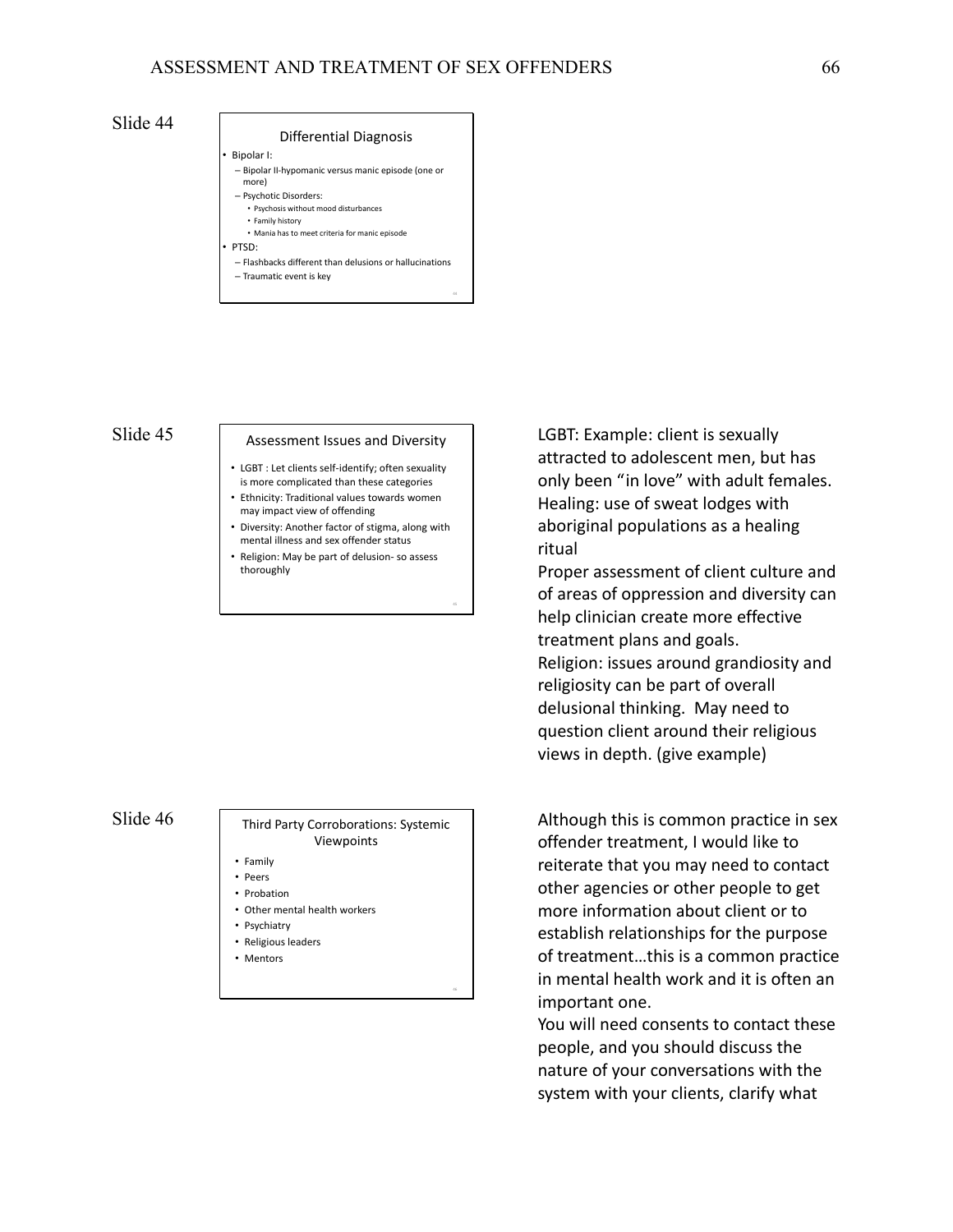Slide 44

### Differential Diagnosis

- Bipolar I:
  - Bipolar II-hypomanic versus manic episode (one or more)
  - Psychotic Disorders:
    - Psychosis without mood disturbances
    - Family history
    - Mania has to meet criteria for manic episode
- PTSD:
  - Flashbacks different than delusions or hallucinations
  - Traumatic event is key

Slide 45

### Assessment Issues and Diversity

- LGBT : Let clients self-identify; often sexuality is more complicated than these categories
- Ethnicity: Traditional values towards women may impact view of offending
- Diversity: Another factor of stigma, along with mental illness and sex offender status
- Religion: May be part of delusion- so assess thoroughly

LGBT: Example: client is sexually attracted to adolescent men, but has only been "in love" with adult females. Healing: use of sweat lodges with aboriginal populations as a healing ritual
Proper assessment of client culture and of areas of oppression and diversity can help clinician create more effective treatment plans and goals.
Religion: issues around grandiosity and religiosity can be part of overall delusional thinking. May need to question client around their religious views in depth. (give example)

Slide 46

### Third Party Corroborations: Systemic Viewpoints

- Family
- Peers
- Probation
- Other mental health workers
- Psychiatry
- Religious leaders
- Mentors

Although this is common practice in sex offender treatment, I would like to reiterate that you may need to contact other agencies or other people to get more information about client or to establish relationships for the purpose of treatment…this is a common practice in mental health work and it is often an important one.
You will need consents to contact these people, and you should discuss the nature of your conversations with the system with your clients, clarify what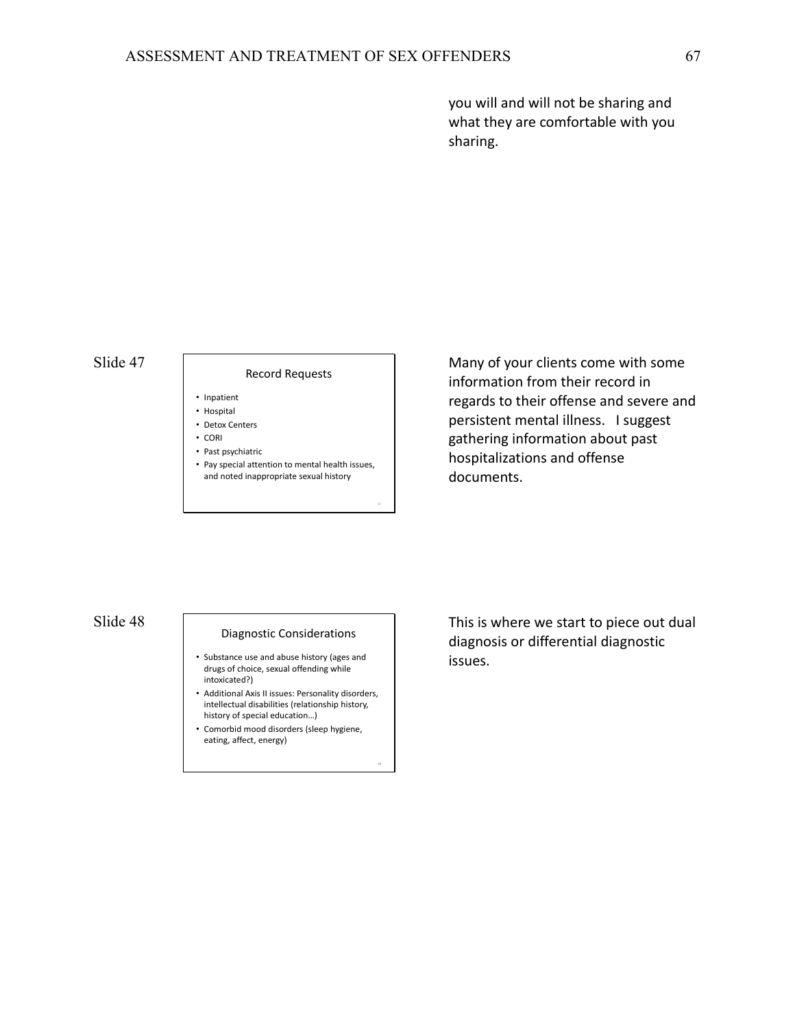you will and will not be sharing and what they are comfortable with you sharing.

Slide 47

Record Requests

- Inpatient
- Hospital
- Detox Centers
- CORI
- Past psychiatric
- Pay special attention to mental health issues, and noted inappropriate sexual history

Many of your clients come with some information from their record in regards to their offense and severe and persistent mental illness. I suggest gathering information about past hospitalizations and offense documents.

Slide 48

Diagnostic Considerations

- Substance use and abuse history (ages and drugs of choice, sexual offending while intoxicated?)
- Additional Axis II issues: Personality disorders, intellectual disabilities (relationship history, history of special education…)
- Comorbid mood disorders (sleep hygiene, eating, affect, energy)

This is where we start to piece out dual diagnosis or differential diagnostic issues.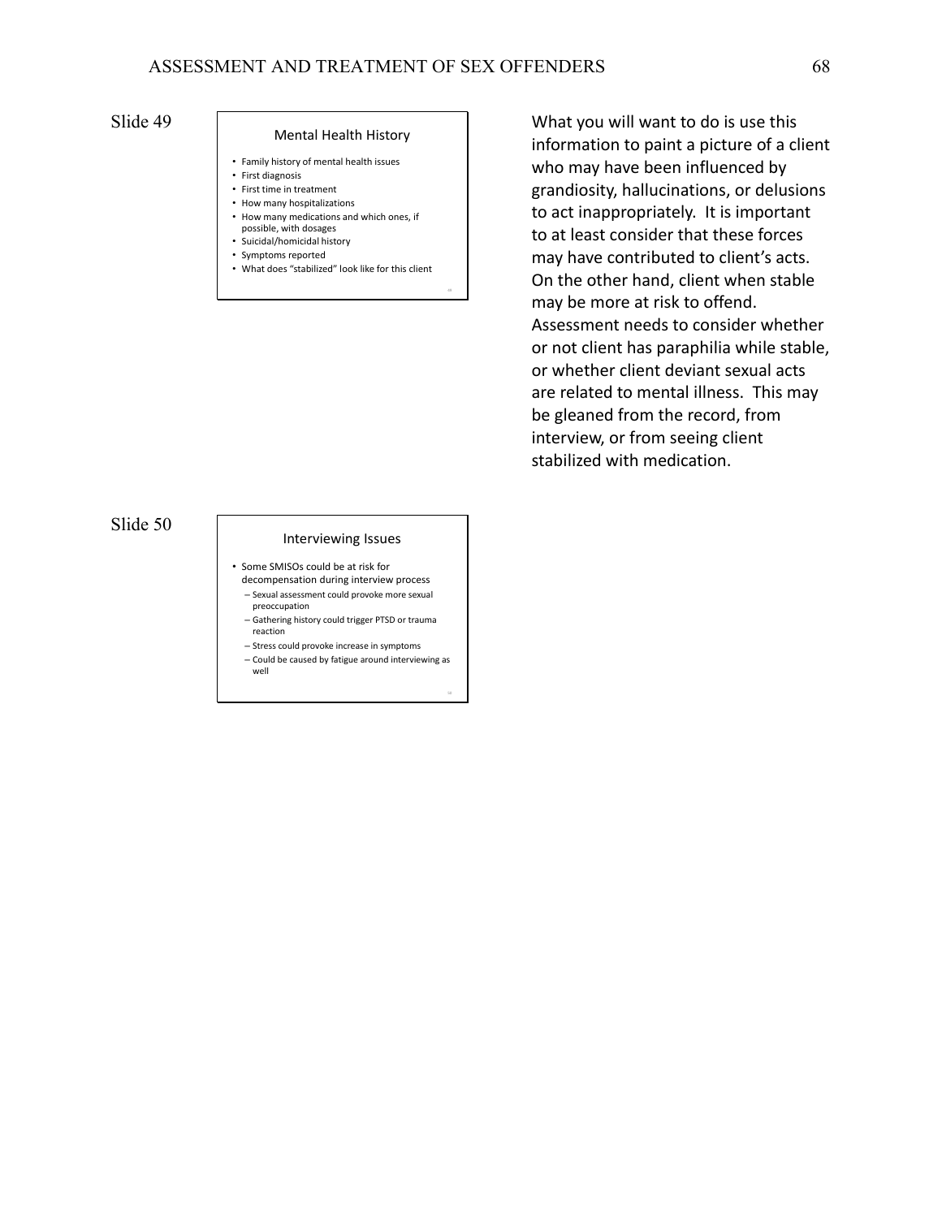Slide 49

### Mental Health History

- Family history of mental health issues
- First diagnosis
- First time in treatment
- How many hospitalizations
- How many medications and which ones, if possible, with dosages
- Suicidal/homicidal history
- Symptoms reported
- What does "stabilized" look like for this client

What you will want to do is use this information to paint a picture of a client who may have been influenced by grandiosity, hallucinations, or delusions to act inappropriately. It is important to at least consider that these forces may have contributed to client's acts. On the other hand, client when stable may be more at risk to offend. Assessment needs to consider whether or not client has paraphilia while stable, or whether client deviant sexual acts are related to mental illness. This may be gleaned from the record, from interview, or from seeing client stabilized with medication.

Slide 50

### Interviewing Issues

- Some SMISOs could be at risk for decompensation during interview process
  - Sexual assessment could provoke more sexual preoccupation
  - Gathering history could trigger PTSD or trauma reaction
  - Stress could provoke increase in symptoms
  - Could be caused by fatigue around interviewing as well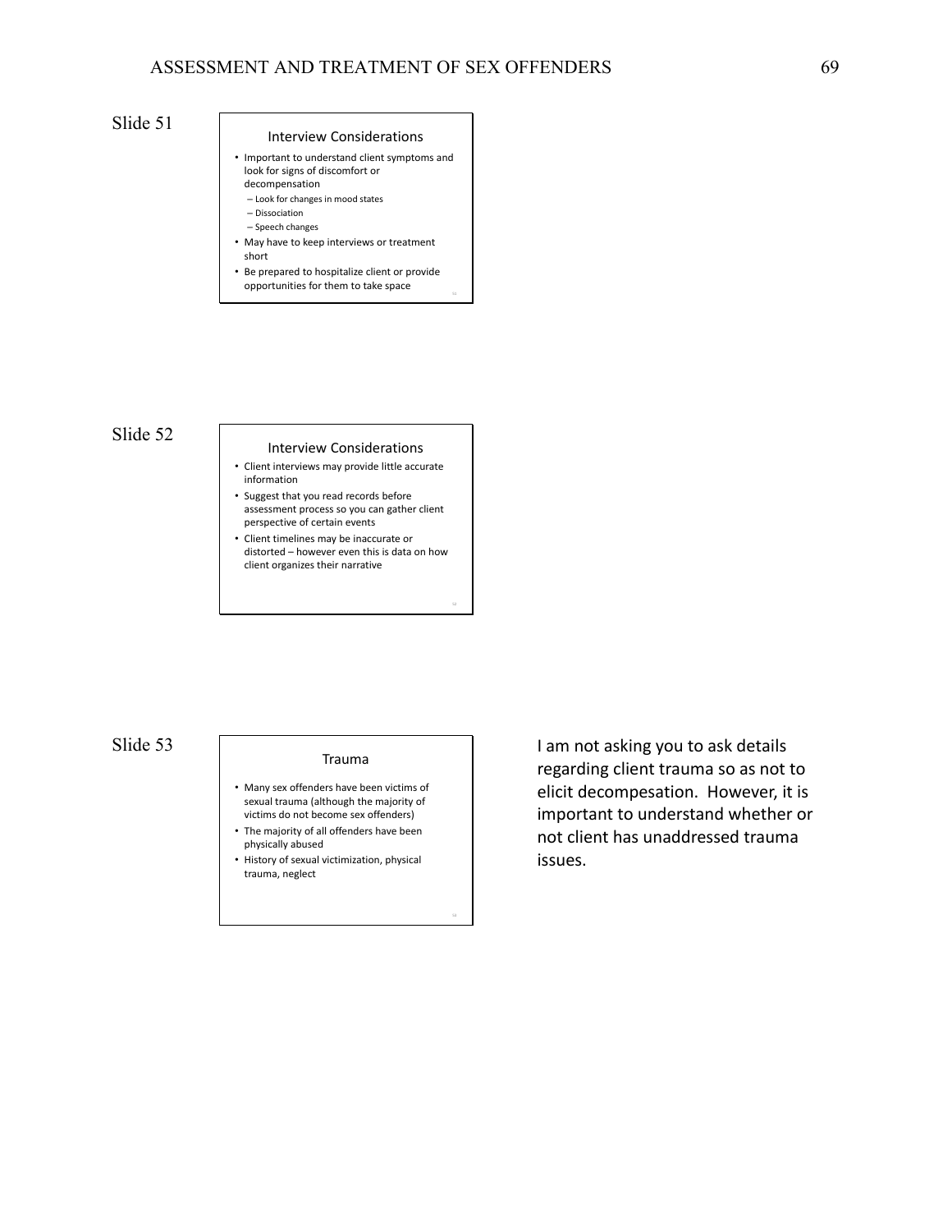Slide 51

### Interview Considerations

- Important to understand client symptoms and look for signs of discomfort or decompensation
  - Look for changes in mood states
  - Dissociation
  - Speech changes
- May have to keep interviews or treatment short
- Be prepared to hospitalize client or provide opportunities for them to take space

Slide 52

### Interview Considerations

- Client interviews may provide little accurate information
- Suggest that you read records before assessment process so you can gather client perspective of certain events
- Client timelines may be inaccurate or distorted – however even this is data on how client organizes their narrative

Slide 53

### Trauma

- Many sex offenders have been victims of sexual trauma (although the majority of victims do not become sex offenders)
- The majority of all offenders have been physically abused
- History of sexual victimization, physical trauma, neglect

I am not asking you to ask details regarding client trauma so as not to elicit decompesation. However, it is important to understand whether or not client has unaddressed trauma issues.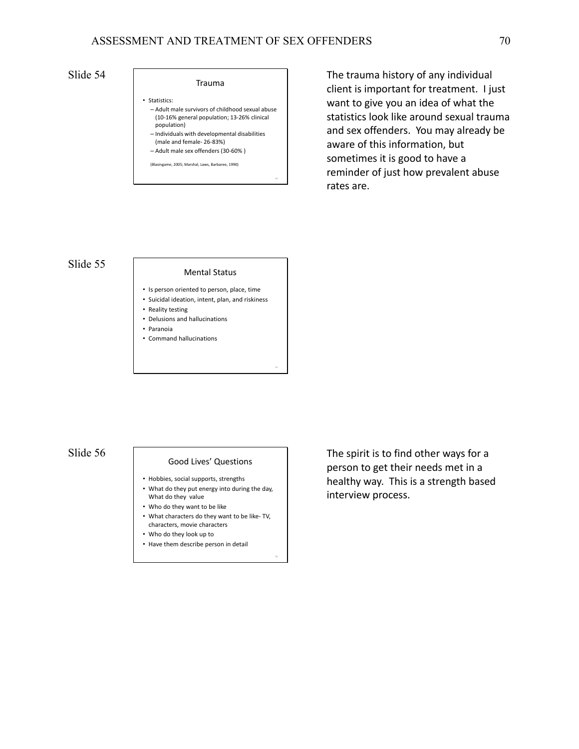Slide 54

### Trauma

- Statistics:
  - Adult male survivors of childhood sexual abuse (10-16% general population; 13-26% clinical population)
  - Individuals with developmental disabilities (male and female- 26-83%)
  - Adult male sex offenders (30-60% )

(Blasingame, 2005; Marshal, Laws, Barbaree, 1990)

The trauma history of any individual client is important for treatment. I just want to give you an idea of what the statistics look like around sexual trauma and sex offenders. You may already be aware of this information, but sometimes it is good to have a reminder of just how prevalent abuse rates are.

Slide 55

### Mental Status

- Is person oriented to person, place, time
- Suicidal ideation, intent, plan, and riskiness
- Reality testing
- Delusions and hallucinations
- Paranoia
- Command hallucinations

Slide 56

### Good Lives' Questions

- Hobbies, social supports, strengths
- What do they put energy into during the day, What do they value
- Who do they want to be like
- What characters do they want to be like- TV, characters, movie characters
- Who do they look up to
- Have them describe person in detail

The spirit is to find other ways for a person to get their needs met in a healthy way. This is a strength based interview process.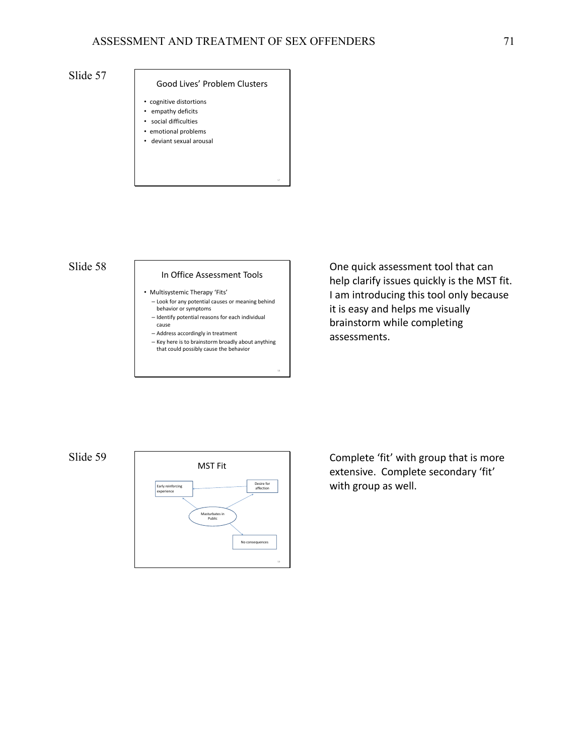Slide 57

Good Lives' Problem Clusters

- cognitive distortions
- empathy deficits
- social difficulties
- emotional problems
- deviant sexual arousal

Slide 58

In Office Assessment Tools

- Multisystemic Therapy 'Fits'
  - Look for any potential causes or meaning behind behavior or symptoms
  - Identify potential reasons for each individual cause
  - Address accordingly in treatment
  - Key here is to brainstorm broadly about anything that could possibly cause the behavior

One quick assessment tool that can help clarify issues quickly is the MST fit. I am introducing this tool only because it is easy and helps me visually brainstorm while completing assessments.

Slide 59

MST Fit

Early reinforcing experience

Desire for affection

Masturbates in Public

No consequences

Complete 'fit' with group that is more extensive. Complete secondary 'fit' with group as well.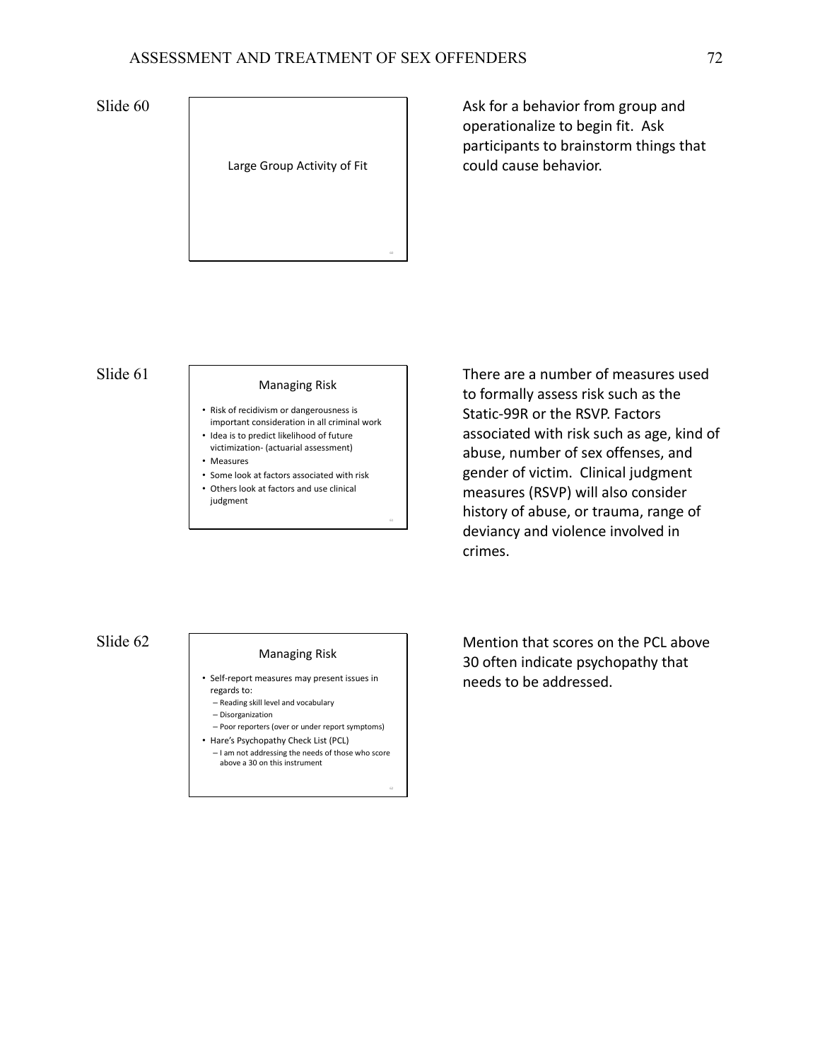Slide 60

Large Group Activity of Fit

Ask for a behavior from group and operationalize to begin fit. Ask participants to brainstorm things that could cause behavior.

Slide 61

Managing Risk

- Risk of recidivism or dangerousness is important consideration in all criminal work
- Idea is to predict likelihood of future victimization- (actuarial assessment)
- Measures
- Some look at factors associated with risk
- Others look at factors and use clinical judgment

There are a number of measures used to formally assess risk such as the Static-99R or the RSVP. Factors associated with risk such as age, kind of abuse, number of sex offenses, and gender of victim. Clinical judgment measures (RSVP) will also consider history of abuse, or trauma, range of deviancy and violence involved in crimes.

Slide 62

Managing Risk

- Self-report measures may present issues in regards to:
  - Reading skill level and vocabulary
  - Disorganization
  - Poor reporters (over or under report symptoms)
- Hare's Psychopathy Check List (PCL)
  - I am not addressing the needs of those who score above a 30 on this instrument

Mention that scores on the PCL above 30 often indicate psychopathy that needs to be addressed.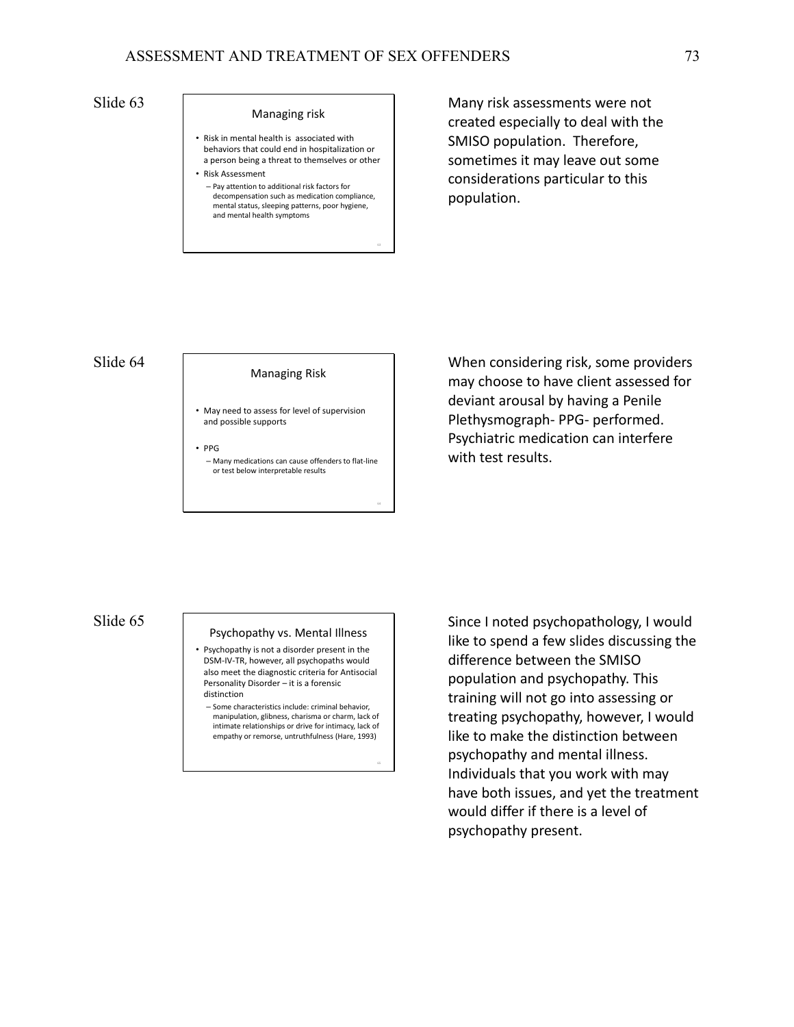Slide 63

**Managing risk**

- Risk in mental health is associated with behaviors that could end in hospitalization or a person being a threat to themselves or other
- Risk Assessment
  - Pay attention to additional risk factors for decompensation such as medication compliance, mental status, sleeping patterns, poor hygiene, and mental health symptoms

Many risk assessments were not created especially to deal with the SMISO population. Therefore, sometimes it may leave out some considerations particular to this population.

Slide 64

**Managing Risk**

- May need to assess for level of supervision and possible supports
- PPG
  - Many medications can cause offenders to flat-line or test below interpretable results

When considering risk, some providers may choose to have client assessed for deviant arousal by having a Penile Plethysmograph- PPG- performed. Psychiatric medication can interfere with test results.

Slide 65

**Psychopathy vs. Mental Illness**

- Psychopathy is not a disorder present in the DSM-IV-TR, however, all psychopaths would also meet the diagnostic criteria for Antisocial Personality Disorder – it is a forensic distinction
  - Some characteristics include: criminal behavior, manipulation, glibness, charisma or charm, lack of intimate relationships or drive for intimacy, lack of empathy or remorse, untruthfulness (Hare, 1993)

Since I noted psychopathology, I would like to spend a few slides discussing the difference between the SMISO population and psychopathy. This training will not go into assessing or treating psychopathy, however, I would like to make the distinction between psychopathy and mental illness. Individuals that you work with may have both issues, and yet the treatment would differ if there is a level of psychopathy present.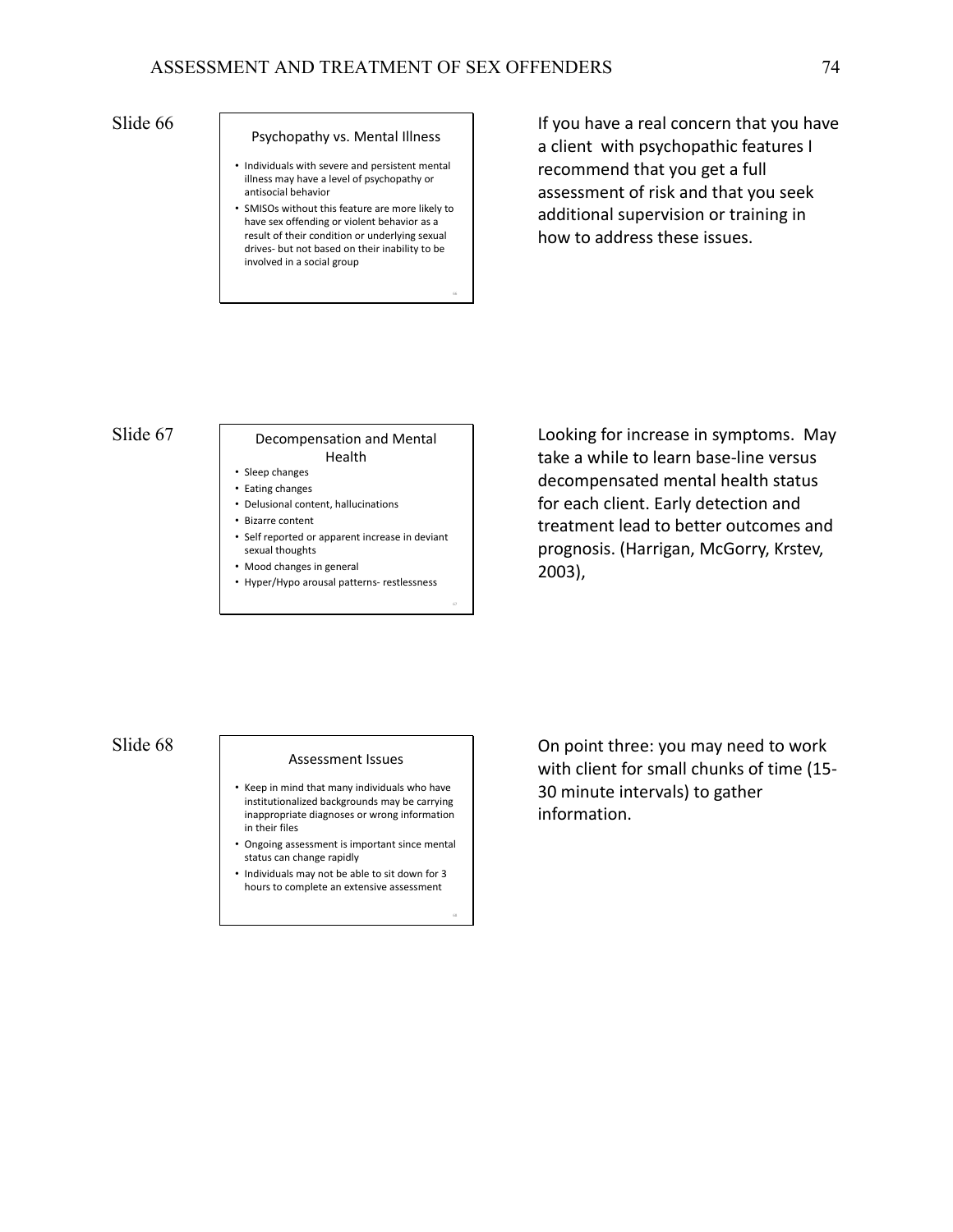Slide 66

**Psychopathy vs. Mental Illness**

- Individuals with severe and persistent mental illness may have a level of psychopathy or antisocial behavior
- SMISOs without this feature are more likely to have sex offending or violent behavior as a result of their condition or underlying sexual drives- but not based on their inability to be involved in a social group

If you have a real concern that you have a client with psychopathic features I recommend that you get a full assessment of risk and that you seek additional supervision or training in how to address these issues.

Slide 67

**Decompensation and Mental Health**

- Sleep changes
- Eating changes
- Delusional content, hallucinations
- Bizarre content
- Self reported or apparent increase in deviant sexual thoughts
- Mood changes in general
- Hyper/Hypo arousal patterns- restlessness

Looking for increase in symptoms. May take a while to learn base-line versus decompensated mental health status for each client. Early detection and treatment lead to better outcomes and prognosis. (Harrigan, McGorry, Krstev, 2003),

Slide 68

**Assessment Issues**

- Keep in mind that many individuals who have institutionalized backgrounds may be carrying inappropriate diagnoses or wrong information in their files
- Ongoing assessment is important since mental status can change rapidly
- Individuals may not be able to sit down for 3 hours to complete an extensive assessment

On point three: you may need to work with client for small chunks of time (15-30 minute intervals) to gather information.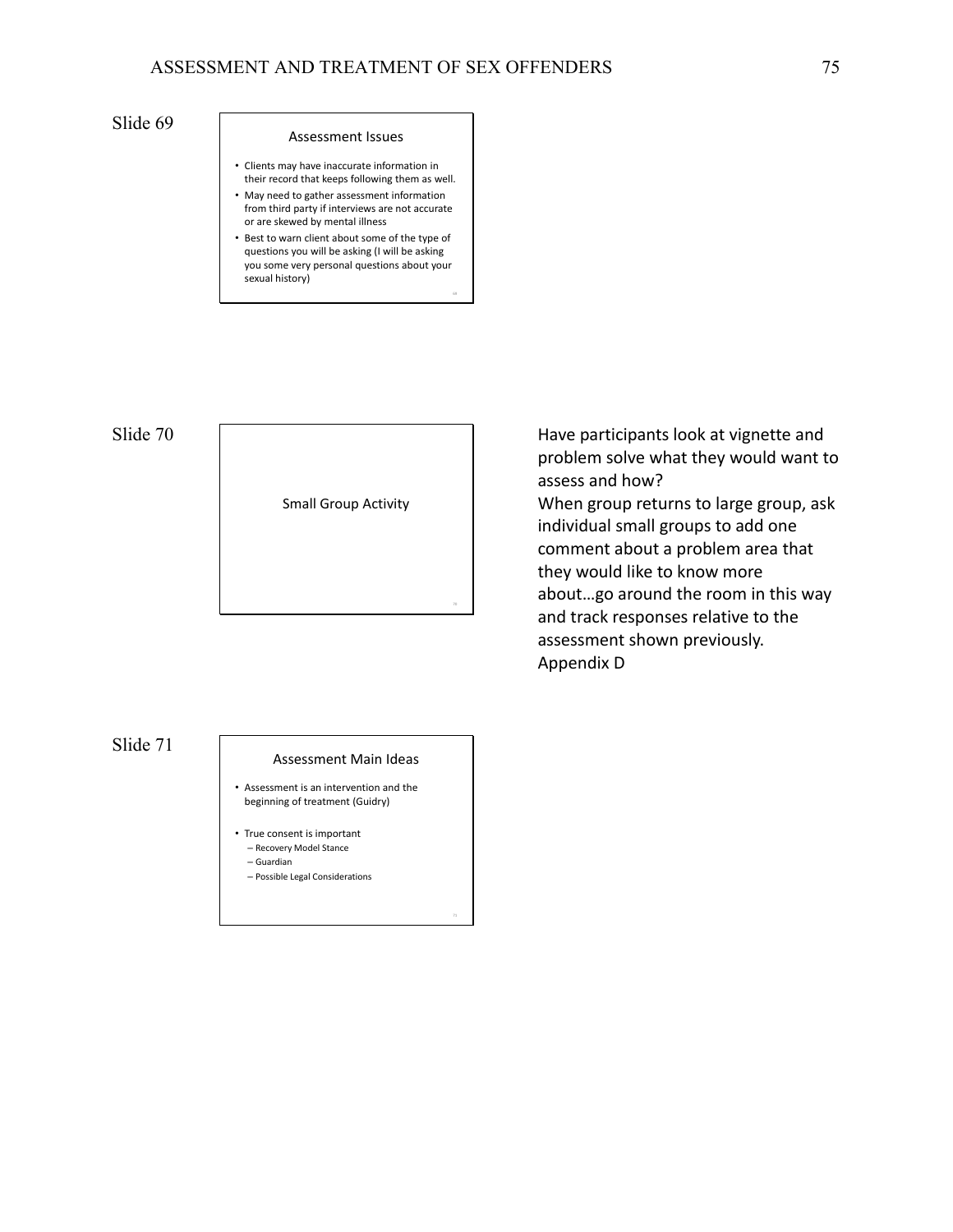Slide 69

### Assessment Issues

- Clients may have inaccurate information in their record that keeps following them as well.
- May need to gather assessment information from third party if interviews are not accurate or are skewed by mental illness
- Best to warn client about some of the type of questions you will be asking (I will be asking you some very personal questions about your sexual history)

Slide 70

### Small Group Activity

Have participants look at vignette and problem solve what they would want to assess and how?
When group returns to large group, ask individual small groups to add one comment about a problem area that they would like to know more about…go around the room in this way and track responses relative to the assessment shown previously.
Appendix D

Slide 71

### Assessment Main Ideas

- Assessment is an intervention and the beginning of treatment (Guidry)
- True consent is important
  - Recovery Model Stance
  - Guardian
  - Possible Legal Considerations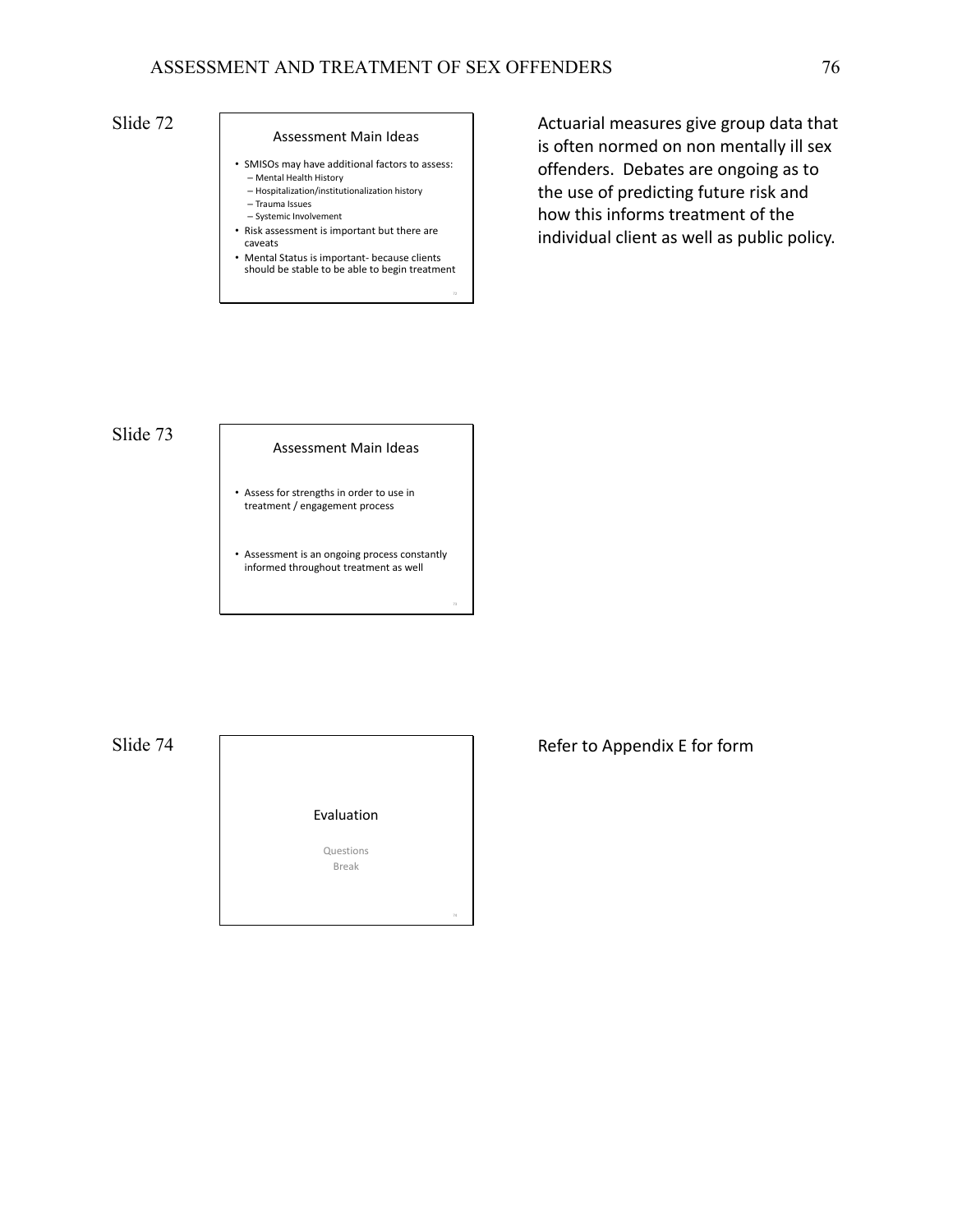Slide 72

### Assessment Main Ideas

- SMISOs may have additional factors to assess:
  - Mental Health History
  - Hospitalization/institutionalization history
  - Trauma Issues
  - Systemic Involvement
- Risk assessment is important but there are caveats
- Mental Status is important- because clients should be stable to be able to begin treatment

Actuarial measures give group data that is often normed on non mentally ill sex offenders. Debates are ongoing as to the use of predicting future risk and how this informs treatment of the individual client as well as public policy.

Slide 73

### Assessment Main Ideas

- Assess for strengths in order to use in treatment / engagement process
- Assessment is an ongoing process constantly informed throughout treatment as well

Slide 74

### Evaluation

Questions
Break

Refer to Appendix E for form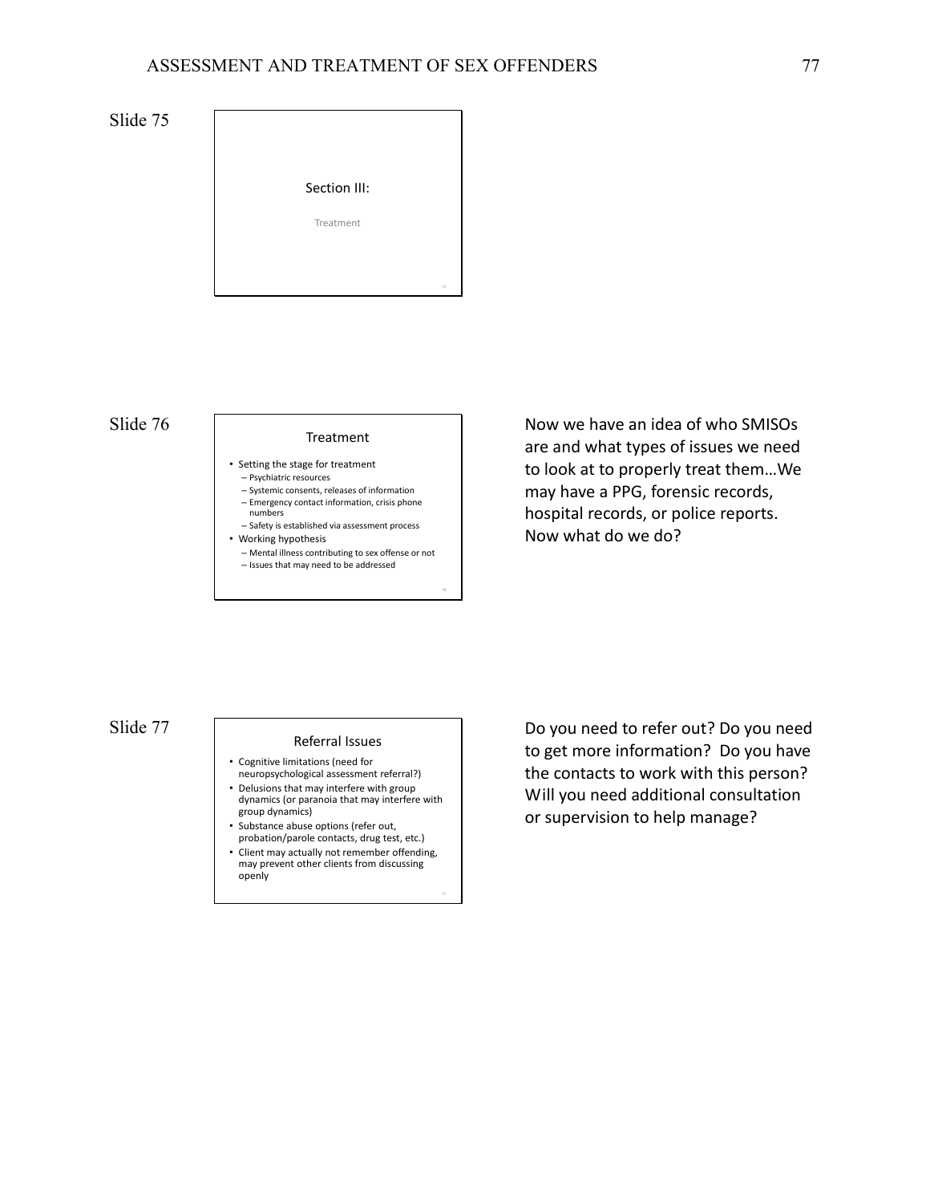Slide 75

Section III:

Treatment

Slide 76

Treatment

- Setting the stage for treatment
  - Psychiatric resources
  - Systemic consents, releases of information
  - Emergency contact information, crisis phone numbers
  - Safety is established via assessment process
- Working hypothesis
  - Mental illness contributing to sex offense or not
  - Issues that may need to be addressed

Now we have an idea of who SMISOs are and what types of issues we need to look at to properly treat them…We may have a PPG, forensic records, hospital records, or police reports. Now what do we do?

Slide 77

Referral Issues

- Cognitive limitations (need for neuropsychological assessment referral?)
- Delusions that may interfere with group dynamics (or paranoia that may interfere with group dynamics)
- Substance abuse options (refer out, probation/parole contacts, drug test, etc.)
- Client may actually not remember offending, may prevent other clients from discussing openly

Do you need to refer out? Do you need to get more information? Do you have the contacts to work with this person? Will you need additional consultation or supervision to help manage?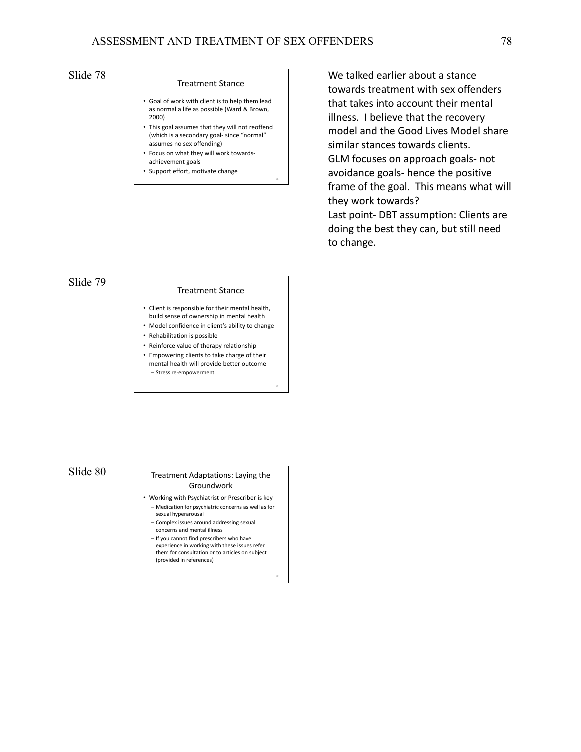Slide 78

### Treatment Stance

- Goal of work with client is to help them lead as normal a life as possible (Ward & Brown, 2000)
- This goal assumes that they will not reoffend (which is a secondary goal- since "normal" assumes no sex offending)
- Focus on what they will work towards- achievement goals
- Support effort, motivate change

We talked earlier about a stance towards treatment with sex offenders that takes into account their mental illness. I believe that the recovery model and the Good Lives Model share similar stances towards clients.
GLM focuses on approach goals- not avoidance goals- hence the positive frame of the goal. This means what will they work towards?
Last point- DBT assumption: Clients are doing the best they can, but still need to change.

Slide 79

### Treatment Stance

- Client is responsible for their mental health, build sense of ownership in mental health
- Model confidence in client's ability to change
- Rehabilitation is possible
- Reinforce value of therapy relationship
- Empowering clients to take charge of their mental health will provide better outcome
  - Stress re-empowerment

Slide 80

### Treatment Adaptations: Laying the Groundwork

- Working with Psychiatrist or Prescriber is key
  - Medication for psychiatric concerns as well as for sexual hyperarousal
  - Complex issues around addressing sexual concerns and mental illness
  - If you cannot find prescribers who have experience in working with these issues refer them for consultation or to articles on subject (provided in references)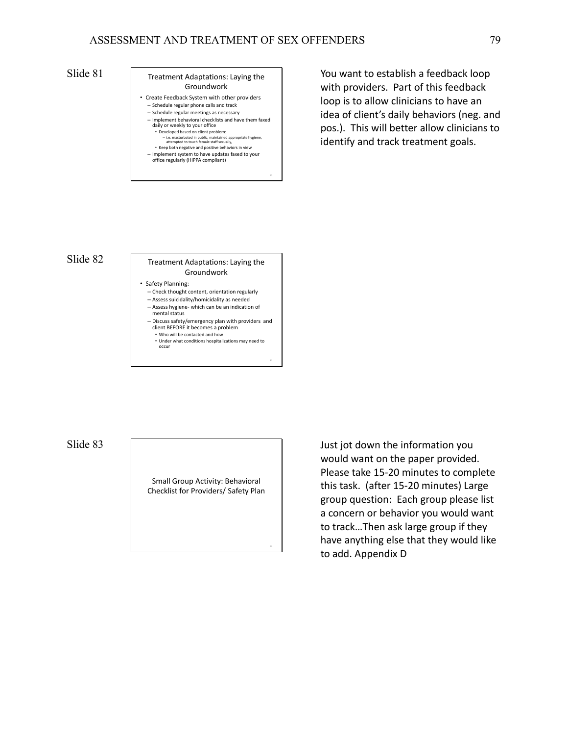Slide 81

Treatment Adaptations: Laying the Groundwork

- Create Feedback System with other providers
  - Schedule regular phone calls and track
  - Schedule regular meetings as necessary
  - Implement behavioral checklists and have them faxed daily or weekly to your office
    - Developed based on client problem:
      - i.e. masturbated in public, maintained appropriate hygiene, attempted to touch female staff sexually,
    - Keep both negative and positive behaviors in view
  - Implement system to have updates faxed to your office regularly (HIPPA compliant)

81

You want to establish a feedback loop with providers. Part of this feedback loop is to allow clinicians to have an idea of client's daily behaviors (neg. and pos.). This will better allow clinicians to identify and track treatment goals.

Slide 82

Treatment Adaptations: Laying the Groundwork

- Safety Planning:
  - Check thought content, orientation regularly
  - Assess suicidality/homicidality as needed
  - Assess hygiene- which can be an indication of mental status
  - Discuss safety/emergency plan with providers and client BEFORE it becomes a problem
    - Who will be contacted and how
    - Under what conditions hospitalizations may need to occur

82

Slide 83

Small Group Activity: Behavioral Checklist for Providers/ Safety Plan

83

Just jot down the information you would want on the paper provided. Please take 15-20 minutes to complete this task. (after 15-20 minutes) Large group question: Each group please list a concern or behavior you would want to track…Then ask large group if they have anything else that they would like to add. Appendix D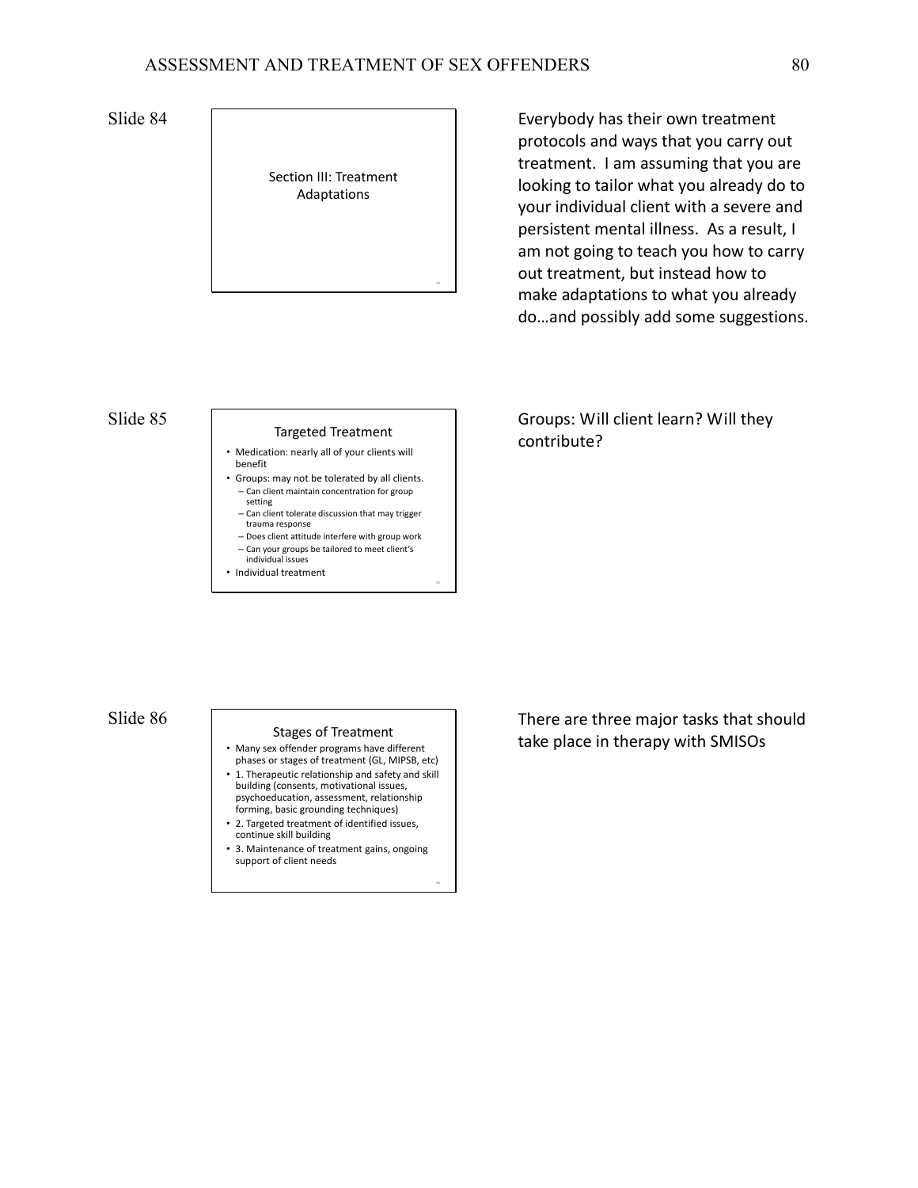Slide 84

Section III: Treatment Adaptations

Everybody has their own treatment protocols and ways that you carry out treatment. I am assuming that you are looking to tailor what you already do to your individual client with a severe and persistent mental illness. As a result, I am not going to teach you how to carry out treatment, but instead how to make adaptations to what you already do…and possibly add some suggestions.

Slide 85

Targeted Treatment

- Medication: nearly all of your clients will benefit
- Groups: may not be tolerated by all clients.
  - Can client maintain concentration for group setting
  - Can client tolerate discussion that may trigger trauma response
  - Does client attitude interfere with group work
  - Can your groups be tailored to meet client's individual issues
- Individual treatment

Groups: Will client learn? Will they contribute?

Slide 86

Stages of Treatment

- Many sex offender programs have different phases or stages of treatment (GL, MIPSB, etc)
- 1. Therapeutic relationship and safety and skill building (consents, motivational issues, psychoeducation, assessment, relationship forming, basic grounding techniques)
- 2. Targeted treatment of identified issues, continue skill building
- 3. Maintenance of treatment gains, ongoing support of client needs

There are three major tasks that should take place in therapy with SMISOs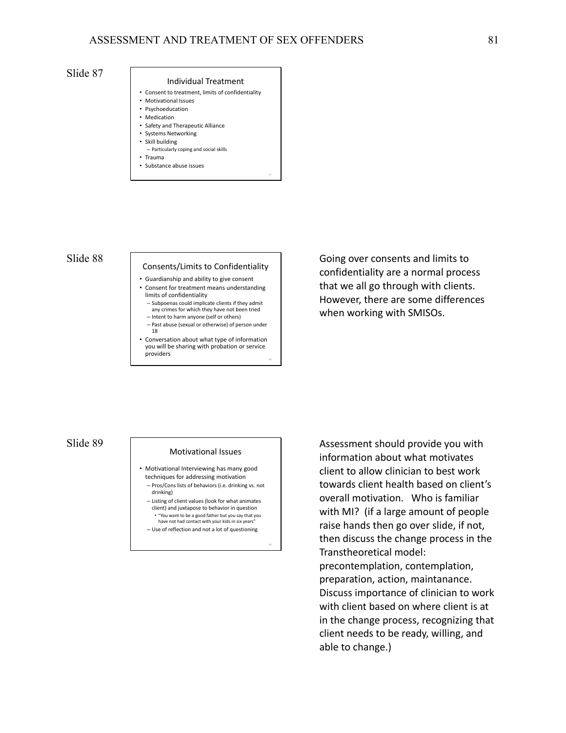Slide 87

### Individual Treatment

- Consent to treatment, limits of confidentiality
- Motivational Issues
- Psychoeducation
- Medication
- Safety and Therapeutic Alliance
- Systems Networking
- Skill building
  - Particularly coping and social skills
- Trauma
- Substance abuse issues

Slide 88

### Consents/Limits to Confidentiality

- Guardianship and ability to give consent
- Consent for treatment means understanding limits of confidentiality
  - Subpoenas could implicate clients if they admit any crimes for which they have not been tried
  - Intent to harm anyone (self or others)
  - Past abuse (sexual or otherwise) of person under 18
- Conversation about what type of information you will be sharing with probation or service providers

Going over consents and limits to confidentiality are a normal process that we all go through with clients. However, there are some differences when working with SMISOs.

Slide 89

### Motivational Issues

- Motivational Interviewing has many good techniques for addressing motivation
  - Pros/Cons lists of behaviors (i.e. drinking vs. not drinking)
  - Listing of client values (look for what animates client) and juxtapose to behavior in question
    - "You want to be a good father but you say that you have not had contact with your kids in six years"
  - Use of reflection and not a lot of questioning

Assessment should provide you with information about what motivates client to allow clinician to best work towards client health based on client's overall motivation. Who is familiar with MI? (if a large amount of people raise hands then go over slide, if not, then discuss the change process in the Transtheoretical model: precontemplation, contemplation, preparation, action, maintanance. Discuss importance of clinician to work with client based on where client is at in the change process, recognizing that client needs to be ready, willing, and able to change.)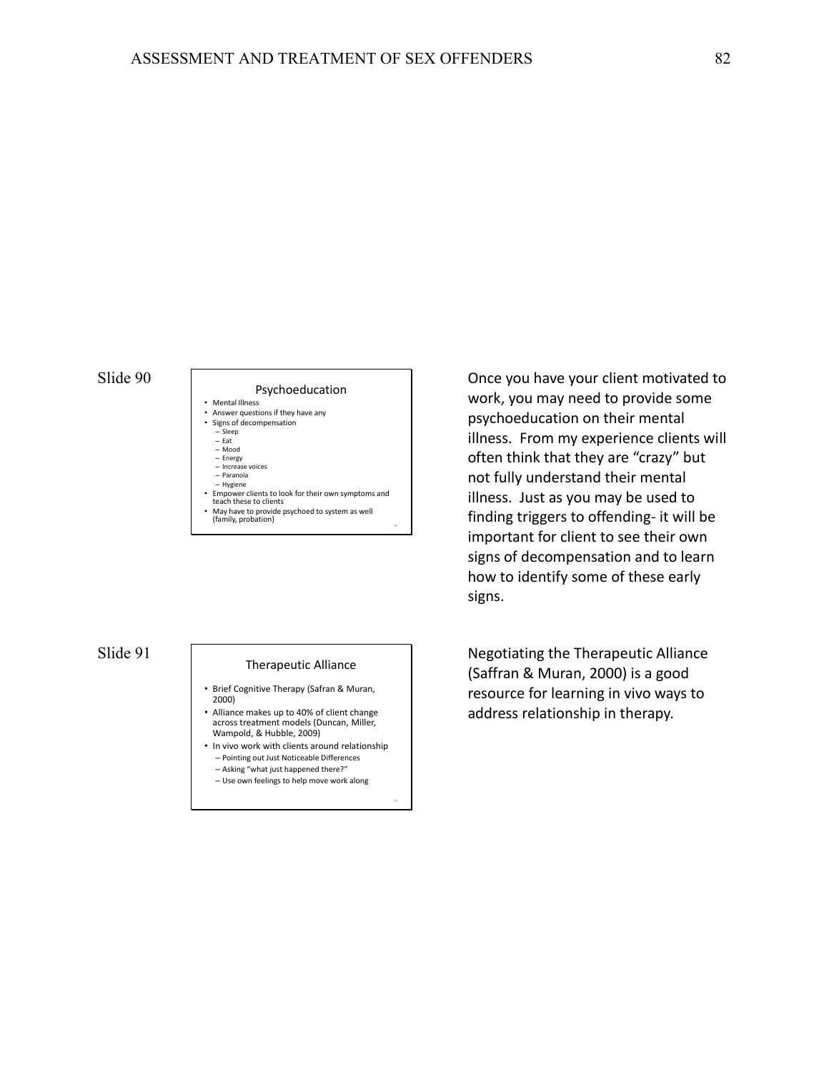Slide 90

### Psychoeducation

- Mental Illness
- Answer questions if they have any
- Signs of decompensation
  - Sleep
  - Eat
  - Mood
  - Energy
  - Increase voices
  - Paranoia
  - Hygiene
- Empower clients to look for their own symptoms and teach these to clients
- May have to provide psychoed to system as well (family, probation)

Once you have your client motivated to work, you may need to provide some psychoeducation on their mental illness. From my experience clients will often think that they are "crazy" but not fully understand their mental illness. Just as you may be used to finding triggers to offending- it will be important for client to see their own signs of decompensation and to learn how to identify some of these early signs.

Slide 91

### Therapeutic Alliance

- Brief Cognitive Therapy (Safran & Muran, 2000)
- Alliance makes up to 40% of client change across treatment models (Duncan, Miller, Wampold, & Hubble, 2009)
- In vivo work with clients around relationship
  - Pointing out Just Noticeable Differences
  - Asking "what just happened there?"
  - Use own feelings to help move work along

Negotiating the Therapeutic Alliance (Saffran & Muran, 2000) is a good resource for learning in vivo ways to address relationship in therapy.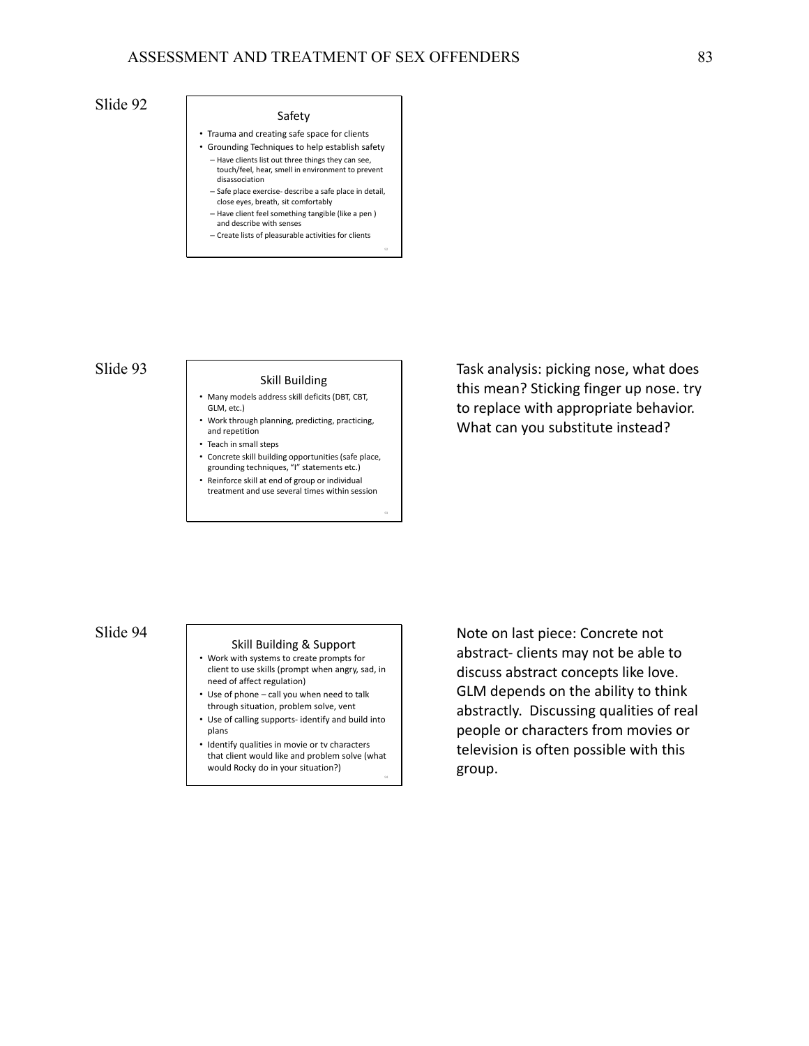Slide 92

### Safety

- Trauma and creating safe space for clients
- Grounding Techniques to help establish safety
  - Have clients list out three things they can see, touch/feel, hear, smell in environment to prevent disassociation
  - Safe place exercise- describe a safe place in detail, close eyes, breath, sit comfortably
  - Have client feel something tangible (like a pen ) and describe with senses
  - Create lists of pleasurable activities for clients

Slide 93

### Skill Building

- Many models address skill deficits (DBT, CBT, GLM, etc.)
- Work through planning, predicting, practicing, and repetition
- Teach in small steps
- Concrete skill building opportunities (safe place, grounding techniques, "I" statements etc.)
- Reinforce skill at end of group or individual treatment and use several times within session

Task analysis: picking nose, what does this mean? Sticking finger up nose. try to replace with appropriate behavior. What can you substitute instead?

Slide 94

### Skill Building & Support

- Work with systems to create prompts for client to use skills (prompt when angry, sad, in need of affect regulation)
- Use of phone – call you when need to talk through situation, problem solve, vent
- Use of calling supports- identify and build into plans
- Identify qualities in movie or tv characters that client would like and problem solve (what would Rocky do in your situation?)

Note on last piece: Concrete not abstract- clients may not be able to discuss abstract concepts like love. GLM depends on the ability to think abstractly. Discussing qualities of real people or characters from movies or television is often possible with this group.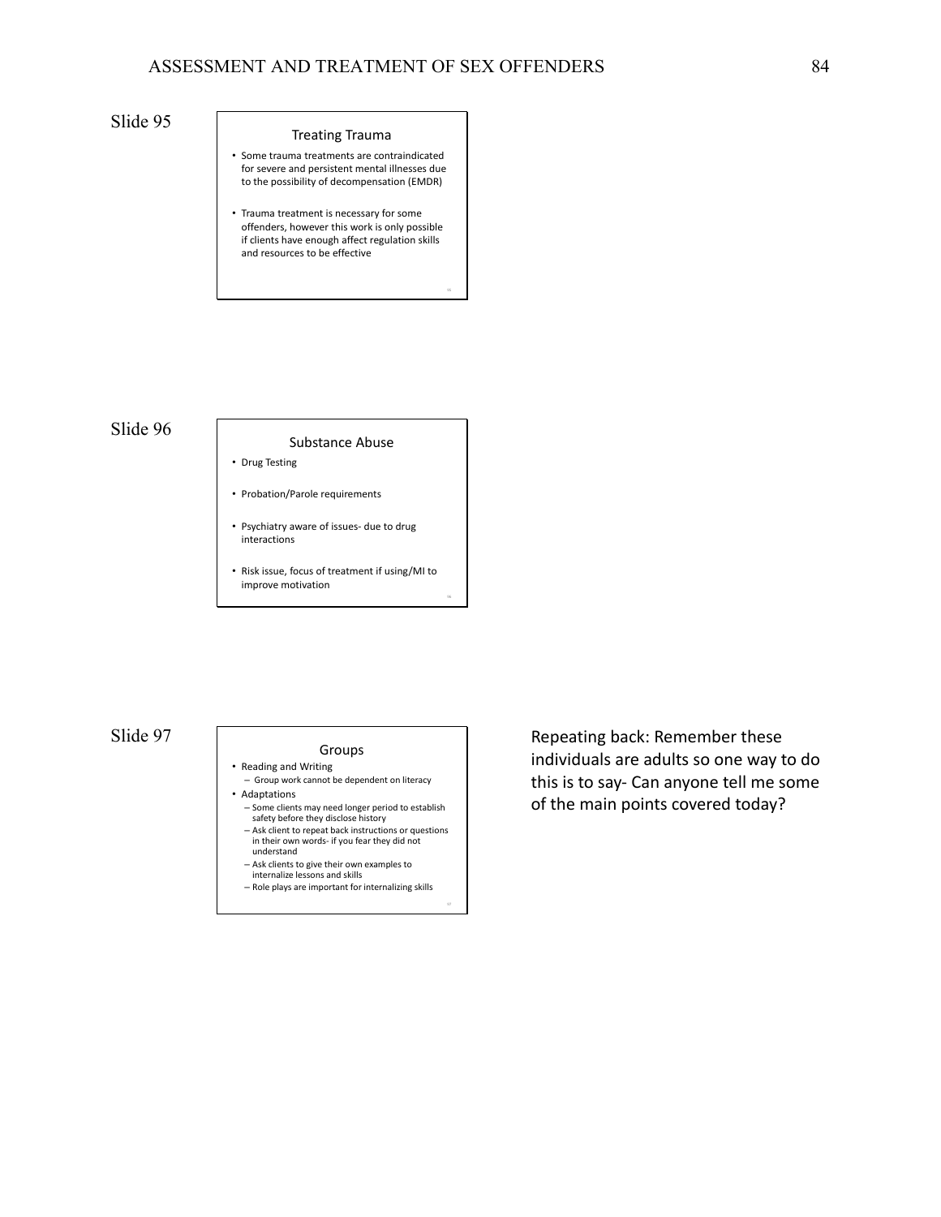Slide 95

### Treating Trauma

- Some trauma treatments are contraindicated for severe and persistent mental illnesses due to the possibility of decompensation (EMDR)
- Trauma treatment is necessary for some offenders, however this work is only possible if clients have enough affect regulation skills and resources to be effective

Slide 96

### Substance Abuse

- Drug Testing
- Probation/Parole requirements
- Psychiatry aware of issues- due to drug interactions
- Risk issue, focus of treatment if using/MI to improve motivation

Slide 97

### Groups

- Reading and Writing
  - Group work cannot be dependent on literacy
- Adaptations
  - Some clients may need longer period to establish safety before they disclose history
  - Ask client to repeat back instructions or questions in their own words- if you fear they did not understand
  - Ask clients to give their own examples to internalize lessons and skills
  - Role plays are important for internalizing skills

Repeating back: Remember these individuals are adults so one way to do this is to say- Can anyone tell me some of the main points covered today?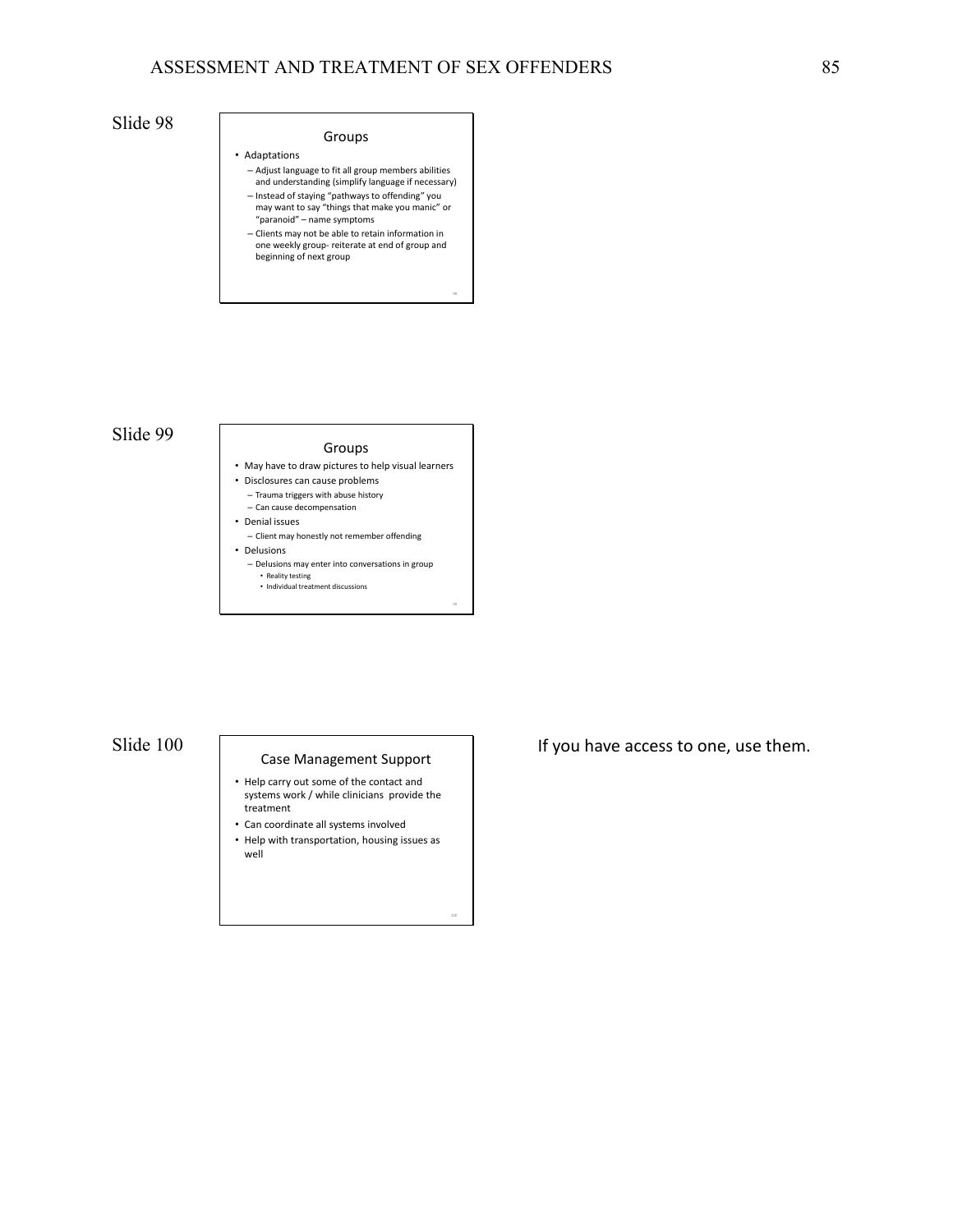Slide 98

## Groups

- Adaptations
  - Adjust language to fit all group members abilities and understanding (simplify language if necessary)
  - Instead of staying "pathways to offending" you may want to say "things that make you manic" or "paranoid" – name symptoms
  - Clients may not be able to retain information in one weekly group- reiterate at end of group and beginning of next group

Slide 99

## Groups

- May have to draw pictures to help visual learners
- Disclosures can cause problems
  - Trauma triggers with abuse history
  - Can cause decompensation
- Denial issues
  - Client may honestly not remember offending
- Delusions
  - Delusions may enter into conversations in group
    - Reality testing
    - Individual treatment discussions

Slide 100

## Case Management Support

- Help carry out some of the contact and systems work / while clinicians provide the treatment
- Can coordinate all systems involved
- Help with transportation, housing issues as well

If you have access to one, use them.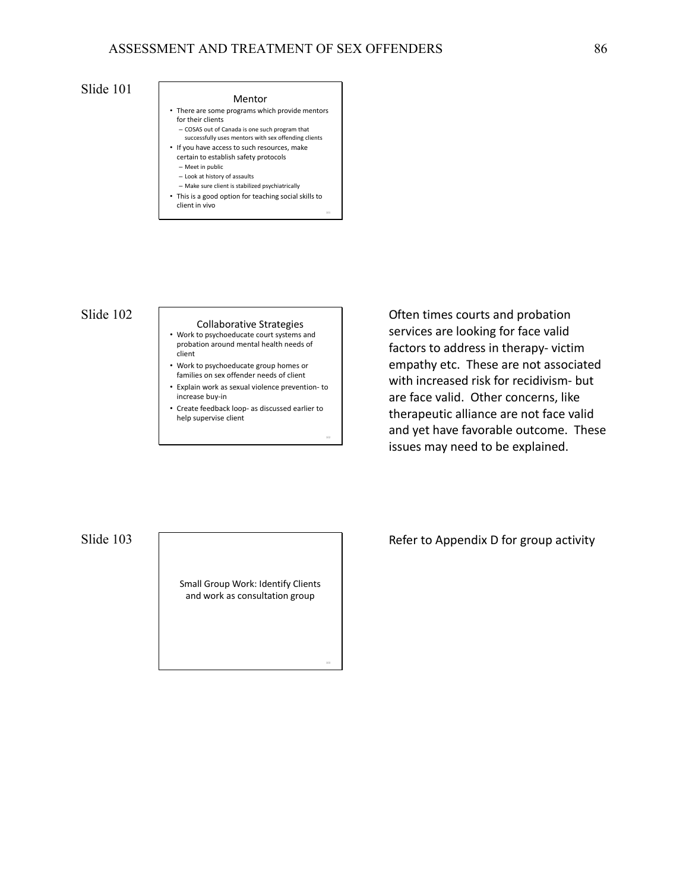Slide 101

### Mentor

- There are some programs which provide mentors for their clients
  - COSAS out of Canada is one such program that successfully uses mentors with sex offending clients
- If you have access to such resources, make certain to establish safety protocols
  - Meet in public
  - Look at history of assaults
  - Make sure client is stabilized psychiatrically
- This is a good option for teaching social skills to client in vivo

Slide 102

### Collaborative Strategies

- Work to psychoeducate court systems and probation around mental health needs of client
- Work to psychoeducate group homes or families on sex offender needs of client
- Explain work as sexual violence prevention- to increase buy-in
- Create feedback loop- as discussed earlier to help supervise client

Often times courts and probation services are looking for face valid factors to address in therapy- victim empathy etc. These are not associated with increased risk for recidivism- but are face valid. Other concerns, like therapeutic alliance are not face valid and yet have favorable outcome. These issues may need to be explained.

Slide 103

Small Group Work: Identify Clients and work as consultation group

Refer to Appendix D for group activity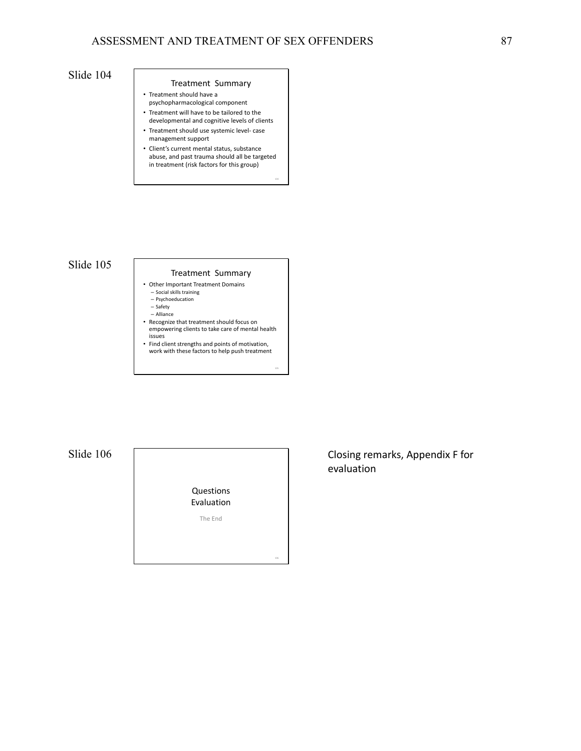Slide 104

### Treatment Summary

- Treatment should have a psychopharmacological component
- Treatment will have to be tailored to the developmental and cognitive levels of clients
- Treatment should use systemic level- case management support
- Client's current mental status, substance abuse, and past trauma should all be targeted in treatment (risk factors for this group)

Slide 105

### Treatment Summary

- Other Important Treatment Domains
  - Social skills training
  - Psychoeducation
  - Safety
  - Alliance
- Recognize that treatment should focus on empowering clients to take care of mental health issues
- Find client strengths and points of motivation, work with these factors to help push treatment

Slide 106

Questions
Evaluation

The End

Closing remarks, Appendix F for evaluation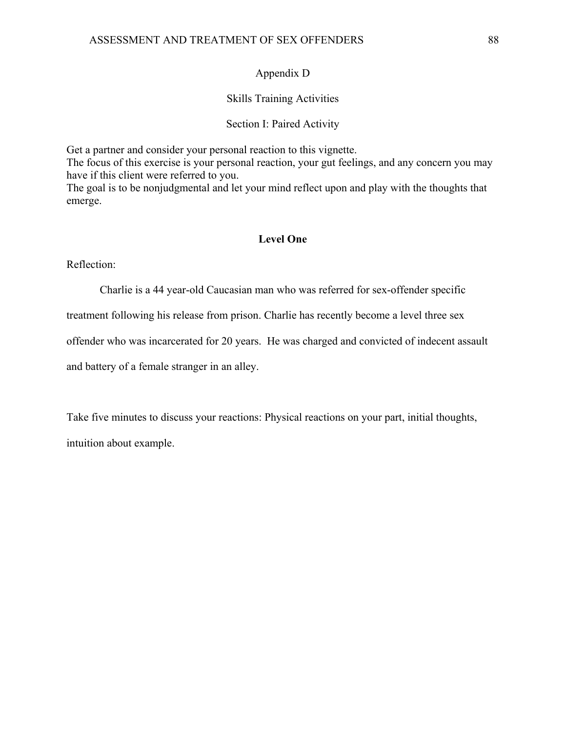# Appendix D

## Skills Training Activities

### Section I: Paired Activity

Get a partner and consider your personal reaction to this vignette.
The focus of this exercise is your personal reaction, your gut feelings, and any concern you may have if this client were referred to you.
The goal is to be nonjudgmental and let your mind reflect upon and play with the thoughts that emerge.

**Level One**

Reflection:

Charlie is a 44 year-old Caucasian man who was referred for sex-offender specific treatment following his release from prison. Charlie has recently become a level three sex offender who was incarcerated for 20 years. He was charged and convicted of indecent assault and battery of a female stranger in an alley.

Take five minutes to discuss your reactions: Physical reactions on your part, initial thoughts, intuition about example.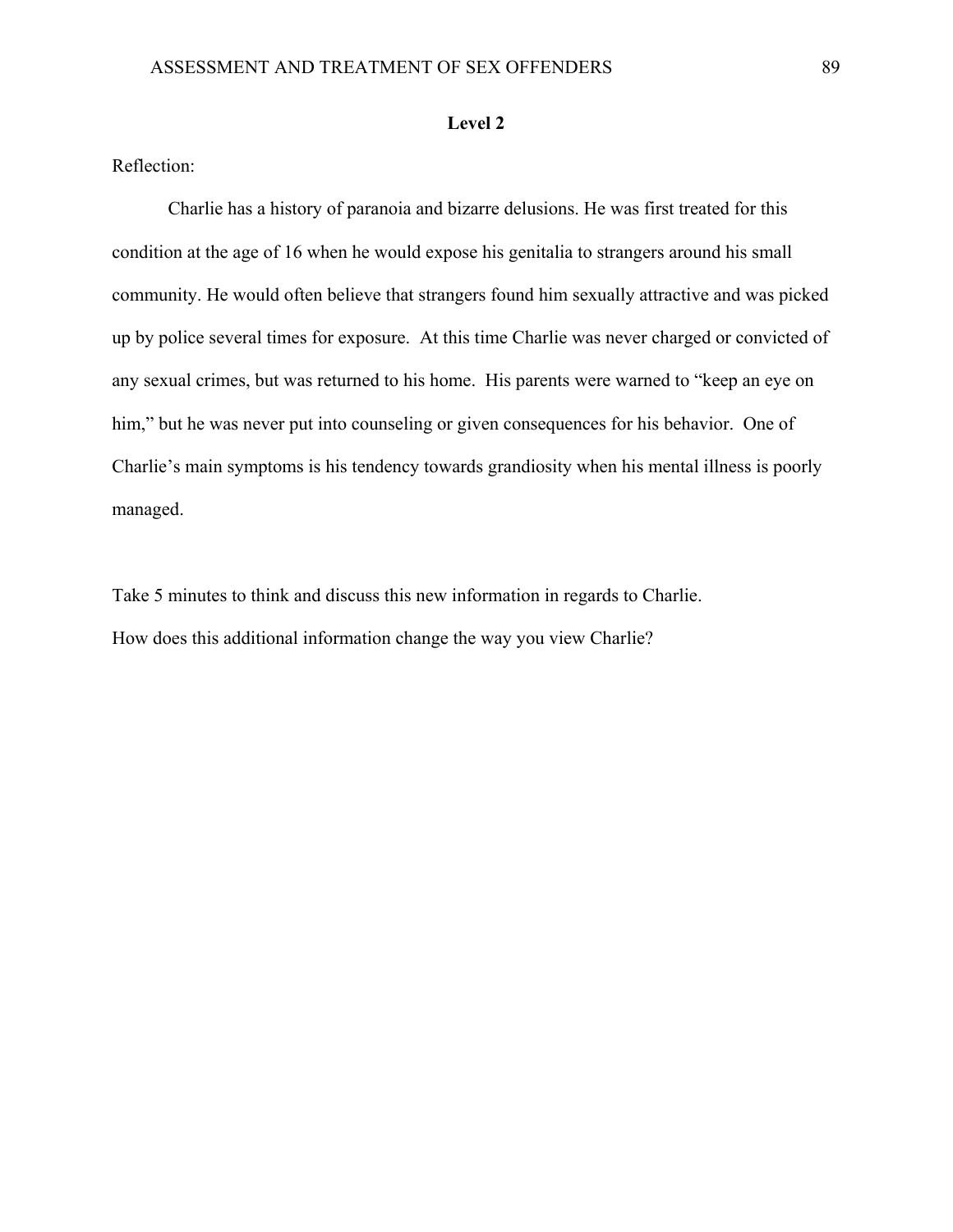## Level 2

Reflection:

Charlie has a history of paranoia and bizarre delusions. He was first treated for this condition at the age of 16 when he would expose his genitalia to strangers around his small community. He would often believe that strangers found him sexually attractive and was picked up by police several times for exposure. At this time Charlie was never charged or convicted of any sexual crimes, but was returned to his home. His parents were warned to "keep an eye on him," but he was never put into counseling or given consequences for his behavior. One of Charlie's main symptoms is his tendency towards grandiosity when his mental illness is poorly managed.

Take 5 minutes to think and discuss this new information in regards to Charlie.

How does this additional information change the way you view Charlie?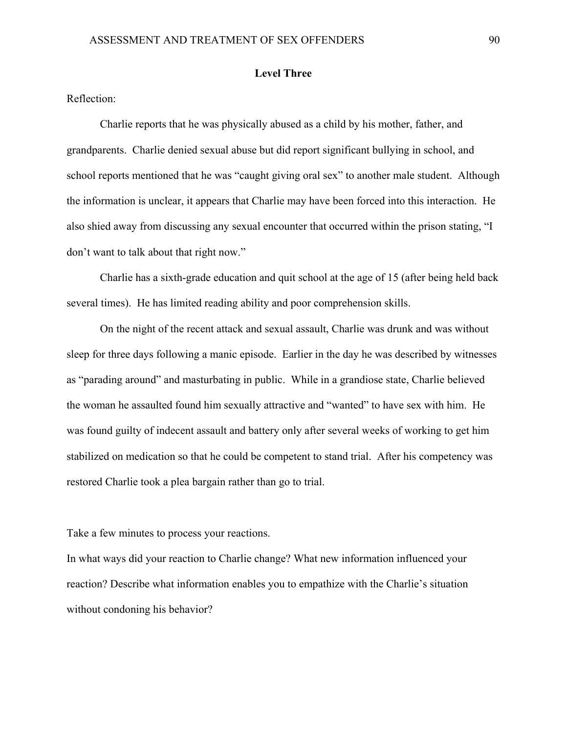**Level Three**

Reflection:

Charlie reports that he was physically abused as a child by his mother, father, and grandparents. Charlie denied sexual abuse but did report significant bullying in school, and school reports mentioned that he was "caught giving oral sex" to another male student. Although the information is unclear, it appears that Charlie may have been forced into this interaction. He also shied away from discussing any sexual encounter that occurred within the prison stating, "I don't want to talk about that right now."

Charlie has a sixth-grade education and quit school at the age of 15 (after being held back several times). He has limited reading ability and poor comprehension skills.

On the night of the recent attack and sexual assault, Charlie was drunk and was without sleep for three days following a manic episode. Earlier in the day he was described by witnesses as "parading around" and masturbating in public. While in a grandiose state, Charlie believed the woman he assaulted found him sexually attractive and "wanted" to have sex with him. He was found guilty of indecent assault and battery only after several weeks of working to get him stabilized on medication so that he could be competent to stand trial. After his competency was restored Charlie took a plea bargain rather than go to trial.

Take a few minutes to process your reactions.

In what ways did your reaction to Charlie change? What new information influenced your reaction? Describe what information enables you to empathize with the Charlie's situation without condoning his behavior?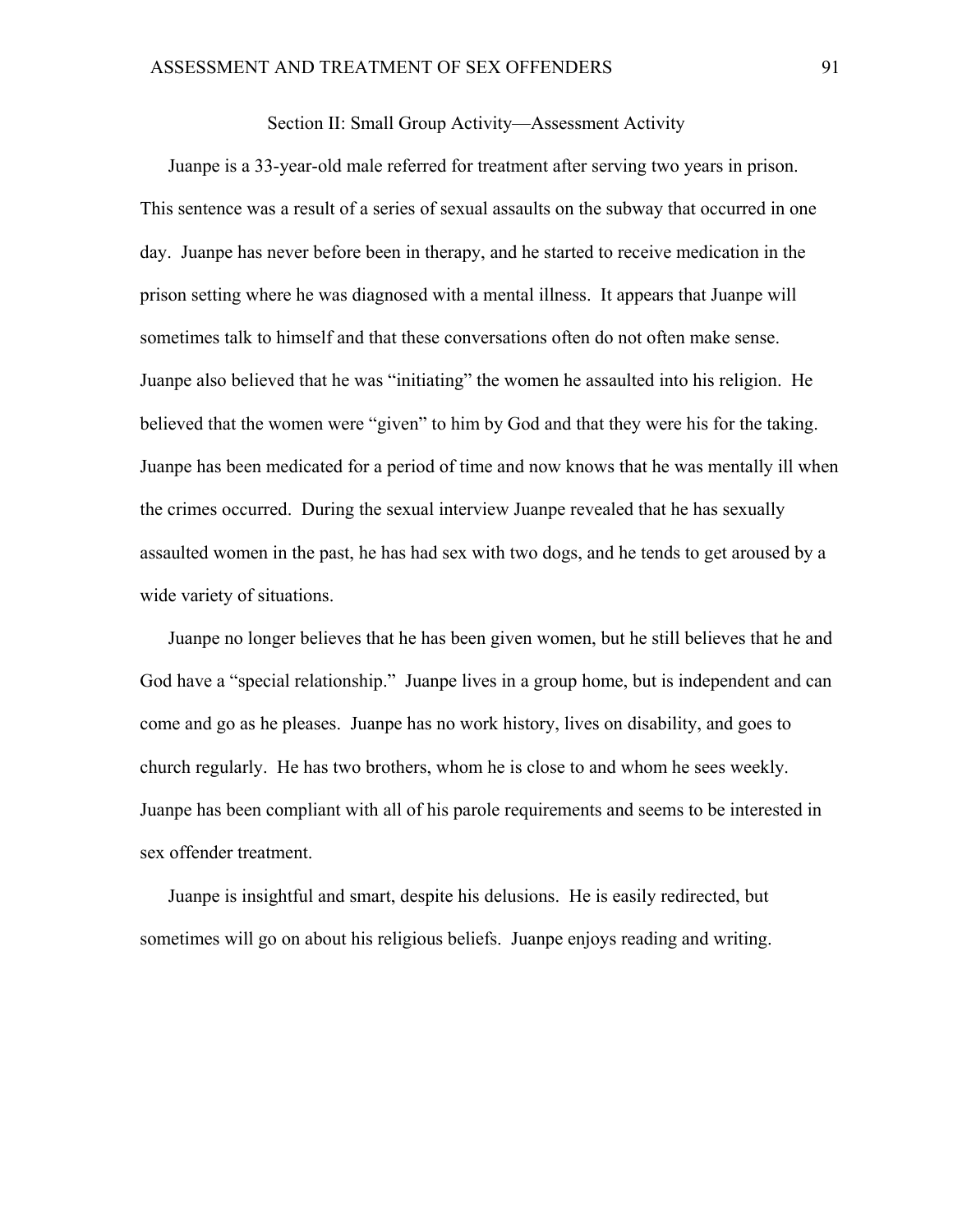## Section II: Small Group Activity—Assessment Activity

Juanpe is a 33-year-old male referred for treatment after serving two years in prison. This sentence was a result of a series of sexual assaults on the subway that occurred in one day. Juanpe has never before been in therapy, and he started to receive medication in the prison setting where he was diagnosed with a mental illness. It appears that Juanpe will sometimes talk to himself and that these conversations often do not often make sense. Juanpe also believed that he was "initiating" the women he assaulted into his religion. He believed that the women were "given" to him by God and that they were his for the taking. Juanpe has been medicated for a period of time and now knows that he was mentally ill when the crimes occurred. During the sexual interview Juanpe revealed that he has sexually assaulted women in the past, he has had sex with two dogs, and he tends to get aroused by a wide variety of situations.

Juanpe no longer believes that he has been given women, but he still believes that he and God have a "special relationship." Juanpe lives in a group home, but is independent and can come and go as he pleases. Juanpe has no work history, lives on disability, and goes to church regularly. He has two brothers, whom he is close to and whom he sees weekly. Juanpe has been compliant with all of his parole requirements and seems to be interested in sex offender treatment.

Juanpe is insightful and smart, despite his delusions. He is easily redirected, but sometimes will go on about his religious beliefs. Juanpe enjoys reading and writing.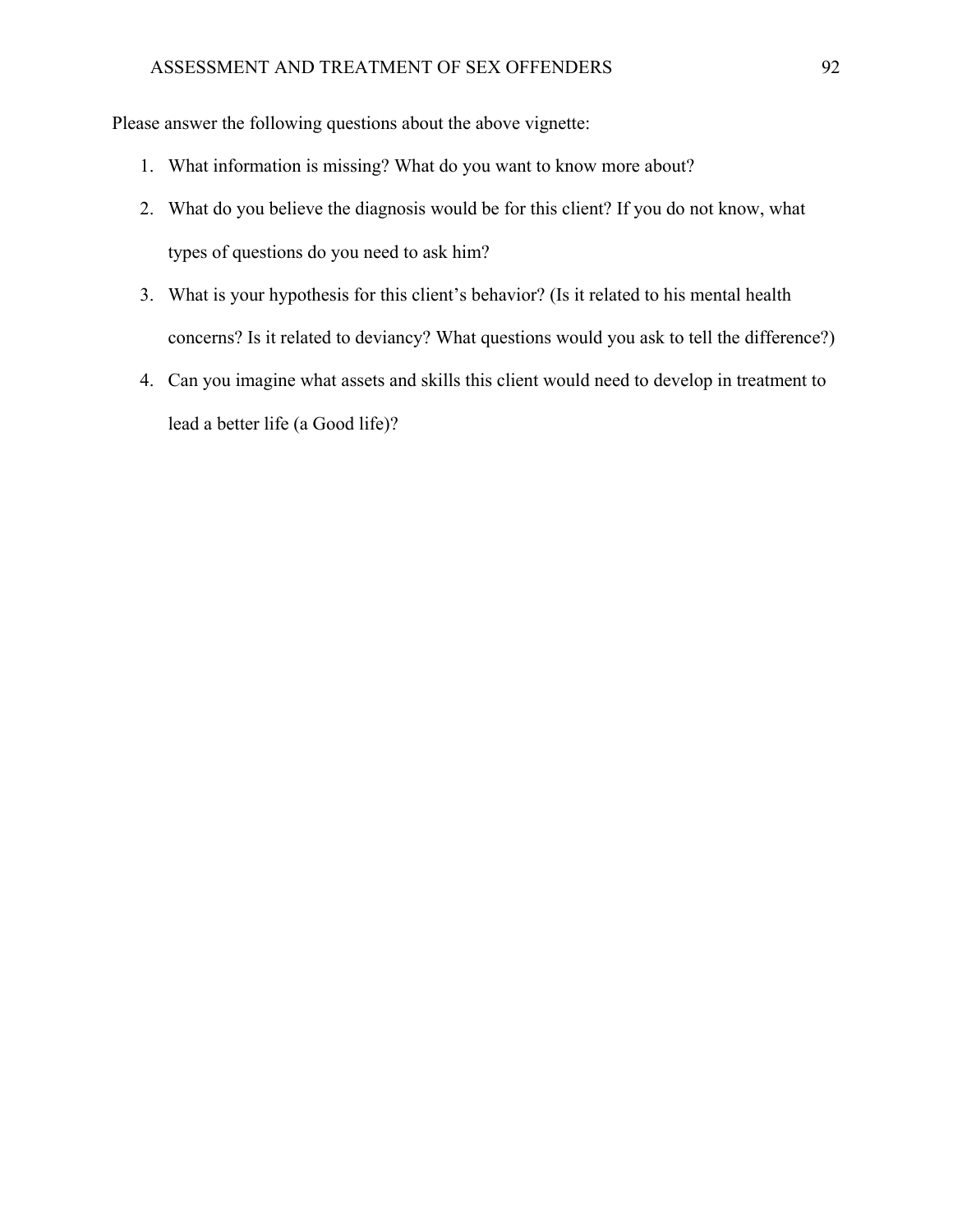Please answer the following questions about the above vignette:

1. What information is missing? What do you want to know more about?
2. What do you believe the diagnosis would be for this client? If you do not know, what types of questions do you need to ask him?
3. What is your hypothesis for this client's behavior? (Is it related to his mental health concerns? Is it related to deviancy? What questions would you ask to tell the difference?)
4. Can you imagine what assets and skills this client would need to develop in treatment to lead a better life (a Good life)?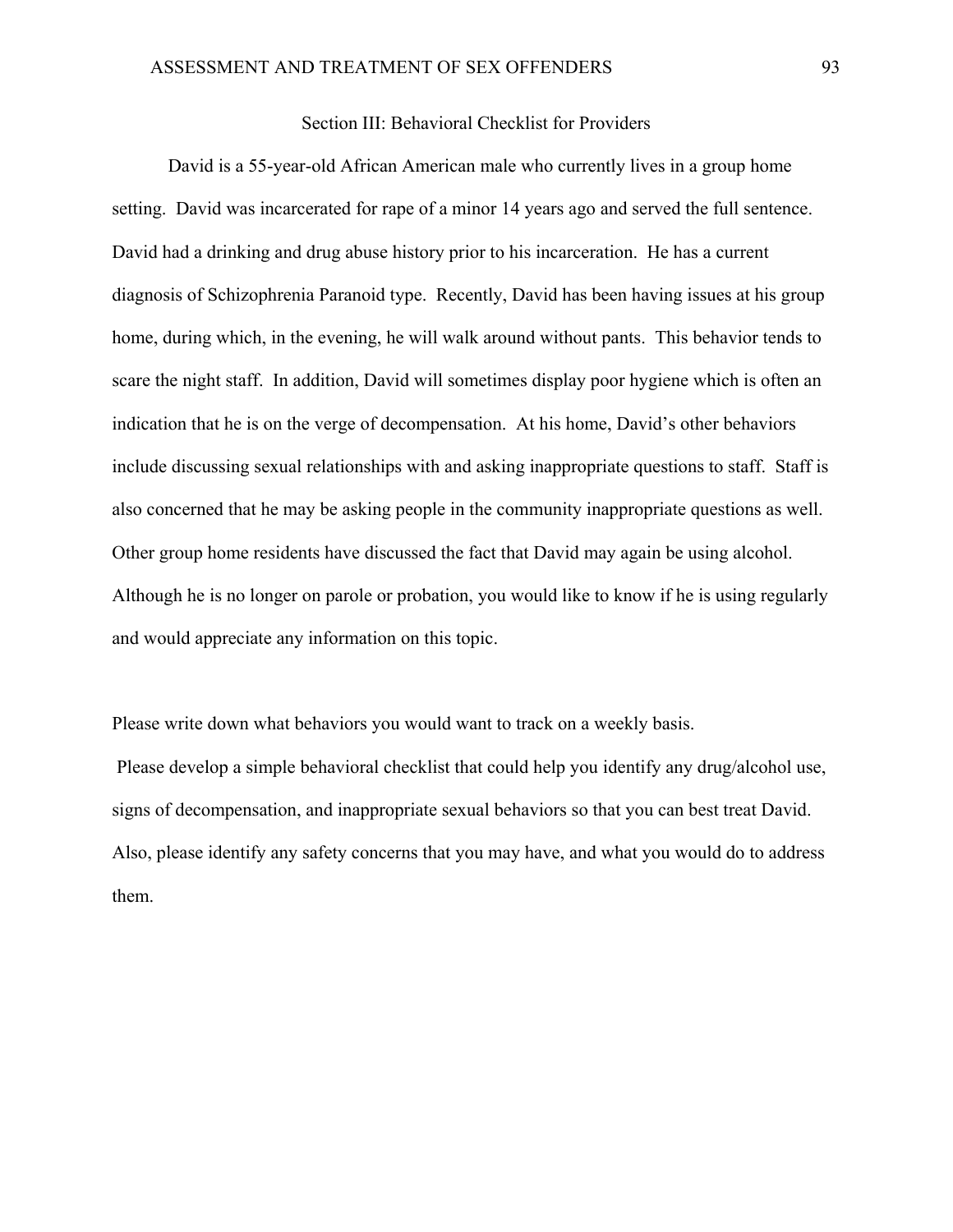## Section III: Behavioral Checklist for Providers

David is a 55-year-old African American male who currently lives in a group home setting. David was incarcerated for rape of a minor 14 years ago and served the full sentence. David had a drinking and drug abuse history prior to his incarceration. He has a current diagnosis of Schizophrenia Paranoid type. Recently, David has been having issues at his group home, during which, in the evening, he will walk around without pants. This behavior tends to scare the night staff. In addition, David will sometimes display poor hygiene which is often an indication that he is on the verge of decompensation. At his home, David's other behaviors include discussing sexual relationships with and asking inappropriate questions to staff. Staff is also concerned that he may be asking people in the community inappropriate questions as well. Other group home residents have discussed the fact that David may again be using alcohol. Although he is no longer on parole or probation, you would like to know if he is using regularly and would appreciate any information on this topic.

Please write down what behaviors you would want to track on a weekly basis.

Please develop a simple behavioral checklist that could help you identify any drug/alcohol use, signs of decompensation, and inappropriate sexual behaviors so that you can best treat David. Also, please identify any safety concerns that you may have, and what you would do to address them.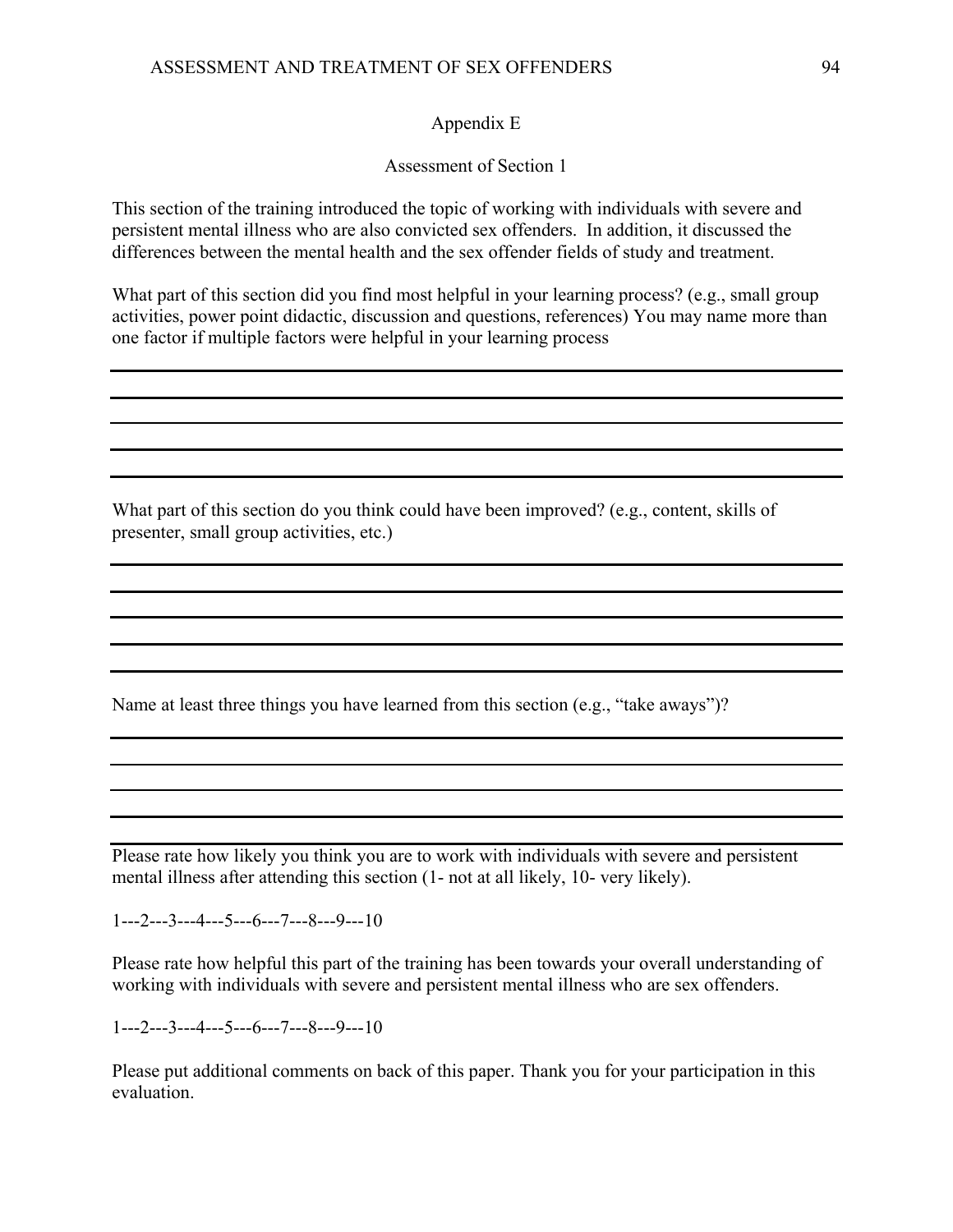# Appendix E

## Assessment of Section 1

This section of the training introduced the topic of working with individuals with severe and persistent mental illness who are also convicted sex offenders. In addition, it discussed the differences between the mental health and the sex offender fields of study and treatment.

What part of this section did you find most helpful in your learning process? (e.g., small group activities, power point didactic, discussion and questions, references) You may name more than one factor if multiple factors were helpful in your learning process

\_\_\_\_\_\_\_\_\_\_\_\_\_\_\_\_\_\_\_\_\_\_\_\_\_\_\_\_\_\_\_\_\_\_\_\_\_\_\_\_\_\_\_\_\_\_\_\_\_\_\_\_\_\_\_\_\_\_\_\_\_\_\_\_\_\_\_\_\_\_\_\_

\_\_\_\_\_\_\_\_\_\_\_\_\_\_\_\_\_\_\_\_\_\_\_\_\_\_\_\_\_\_\_\_\_\_\_\_\_\_\_\_\_\_\_\_\_\_\_\_\_\_\_\_\_\_\_\_\_\_\_\_\_\_\_\_\_\_\_\_\_\_\_\_

\_\_\_\_\_\_\_\_\_\_\_\_\_\_\_\_\_\_\_\_\_\_\_\_\_\_\_\_\_\_\_\_\_\_\_\_\_\_\_\_\_\_\_\_\_\_\_\_\_\_\_\_\_\_\_\_\_\_\_\_\_\_\_\_\_\_\_\_\_\_\_\_

\_\_\_\_\_\_\_\_\_\_\_\_\_\_\_\_\_\_\_\_\_\_\_\_\_\_\_\_\_\_\_\_\_\_\_\_\_\_\_\_\_\_\_\_\_\_\_\_\_\_\_\_\_\_\_\_\_\_\_\_\_\_\_\_\_\_\_\_\_\_\_\_

\_\_\_\_\_\_\_\_\_\_\_\_\_\_\_\_\_\_\_\_\_\_\_\_\_\_\_\_\_\_\_\_\_\_\_\_\_\_\_\_\_\_\_\_\_\_\_\_\_\_\_\_\_\_\_\_\_\_\_\_\_\_\_\_\_\_\_\_\_\_\_\_

What part of this section do you think could have been improved? (e.g., content, skills of presenter, small group activities, etc.)

\_\_\_\_\_\_\_\_\_\_\_\_\_\_\_\_\_\_\_\_\_\_\_\_\_\_\_\_\_\_\_\_\_\_\_\_\_\_\_\_\_\_\_\_\_\_\_\_\_\_\_\_\_\_\_\_\_\_\_\_\_\_\_\_\_\_\_\_\_\_\_\_

\_\_\_\_\_\_\_\_\_\_\_\_\_\_\_\_\_\_\_\_\_\_\_\_\_\_\_\_\_\_\_\_\_\_\_\_\_\_\_\_\_\_\_\_\_\_\_\_\_\_\_\_\_\_\_\_\_\_\_\_\_\_\_\_\_\_\_\_\_\_\_\_

\_\_\_\_\_\_\_\_\_\_\_\_\_\_\_\_\_\_\_\_\_\_\_\_\_\_\_\_\_\_\_\_\_\_\_\_\_\_\_\_\_\_\_\_\_\_\_\_\_\_\_\_\_\_\_\_\_\_\_\_\_\_\_\_\_\_\_\_\_\_\_\_

\_\_\_\_\_\_\_\_\_\_\_\_\_\_\_\_\_\_\_\_\_\_\_\_\_\_\_\_\_\_\_\_\_\_\_\_\_\_\_\_\_\_\_\_\_\_\_\_\_\_\_\_\_\_\_\_\_\_\_\_\_\_\_\_\_\_\_\_\_\_\_\_

\_\_\_\_\_\_\_\_\_\_\_\_\_\_\_\_\_\_\_\_\_\_\_\_\_\_\_\_\_\_\_\_\_\_\_\_\_\_\_\_\_\_\_\_\_\_\_\_\_\_\_\_\_\_\_\_\_\_\_\_\_\_\_\_\_\_\_\_\_\_\_\_

Name at least three things you have learned from this section (e.g., “take aways”)?

\_\_\_\_\_\_\_\_\_\_\_\_\_\_\_\_\_\_\_\_\_\_\_\_\_\_\_\_\_\_\_\_\_\_\_\_\_\_\_\_\_\_\_\_\_\_\_\_\_\_\_\_\_\_\_\_\_\_\_\_\_\_\_\_\_\_\_\_\_\_\_\_

\_\_\_\_\_\_\_\_\_\_\_\_\_\_\_\_\_\_\_\_\_\_\_\_\_\_\_\_\_\_\_\_\_\_\_\_\_\_\_\_\_\_\_\_\_\_\_\_\_\_\_\_\_\_\_\_\_\_\_\_\_\_\_\_\_\_\_\_\_\_\_\_

\_\_\_\_\_\_\_\_\_\_\_\_\_\_\_\_\_\_\_\_\_\_\_\_\_\_\_\_\_\_\_\_\_\_\_\_\_\_\_\_\_\_\_\_\_\_\_\_\_\_\_\_\_\_\_\_\_\_\_\_\_\_\_\_\_\_\_\_\_\_\_\_

\_\_\_\_\_\_\_\_\_\_\_\_\_\_\_\_\_\_\_\_\_\_\_\_\_\_\_\_\_\_\_\_\_\_\_\_\_\_\_\_\_\_\_\_\_\_\_\_\_\_\_\_\_\_\_\_\_\_\_\_\_\_\_\_\_\_\_\_\_\_\_\_

\_\_\_\_\_\_\_\_\_\_\_\_\_\_\_\_\_\_\_\_\_\_\_\_\_\_\_\_\_\_\_\_\_\_\_\_\_\_\_\_\_\_\_\_\_\_\_\_\_\_\_\_\_\_\_\_\_\_\_\_\_\_\_\_\_\_\_\_\_\_\_\_

Please rate how likely you think you are to work with individuals with severe and persistent mental illness after attending this section (1- not at all likely, 10- very likely).

1---2---3---4---5---6---7---8---9---10

Please rate how helpful this part of the training has been towards your overall understanding of working with individuals with severe and persistent mental illness who are sex offenders.

1---2---3---4---5---6---7---8---9---10

Please put additional comments on back of this paper. Thank you for your participation in this evaluation.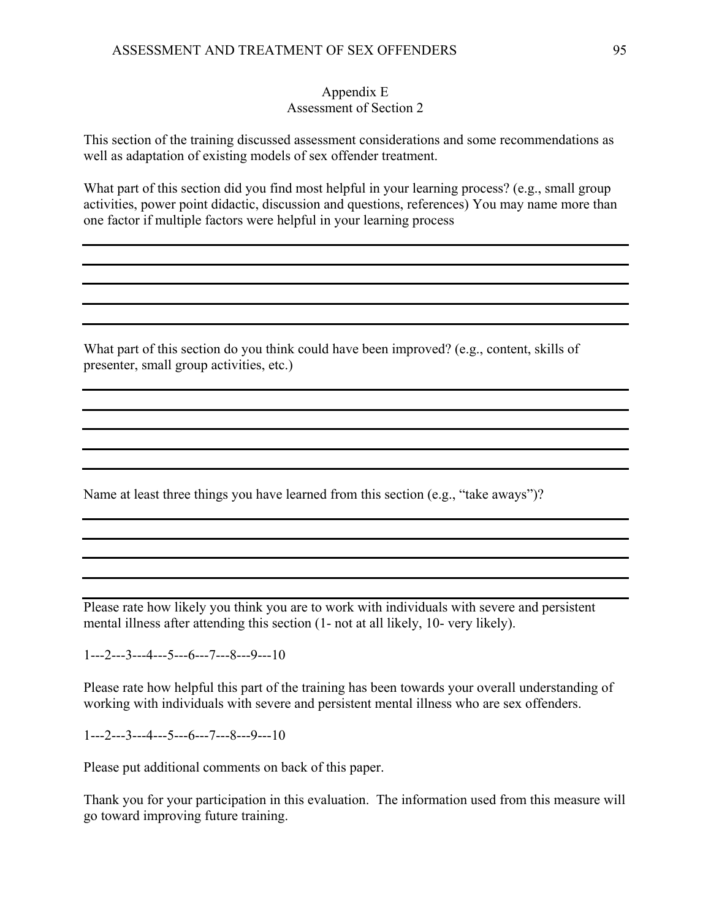# Appendix E
## Assessment of Section 2

This section of the training discussed assessment considerations and some recommendations as well as adaptation of existing models of sex offender treatment.

What part of this section did you find most helpful in your learning process? (e.g., small group activities, power point didactic, discussion and questions, references) You may name more than one factor if multiple factors were helpful in your learning process

_______________________________________________________________________________

_______________________________________________________________________________

_______________________________________________________________________________

_______________________________________________________________________________

_______________________________________________________________________________

What part of this section do you think could have been improved? (e.g., content, skills of presenter, small group activities, etc.)

_______________________________________________________________________________

_______________________________________________________________________________

_______________________________________________________________________________

_______________________________________________________________________________

_______________________________________________________________________________

Name at least three things you have learned from this section (e.g., "take aways")?

_______________________________________________________________________________

_______________________________________________________________________________

_______________________________________________________________________________

_______________________________________________________________________________

_______________________________________________________________________________

Please rate how likely you think you are to work with individuals with severe and persistent mental illness after attending this section (1- not at all likely, 10- very likely).

1---2---3---4---5---6---7---8---9---10

Please rate how helpful this part of the training has been towards your overall understanding of working with individuals with severe and persistent mental illness who are sex offenders.

1---2---3---4---5---6---7---8---9---10

Please put additional comments on back of this paper.

Thank you for your participation in this evaluation. The information used from this measure will go toward improving future training.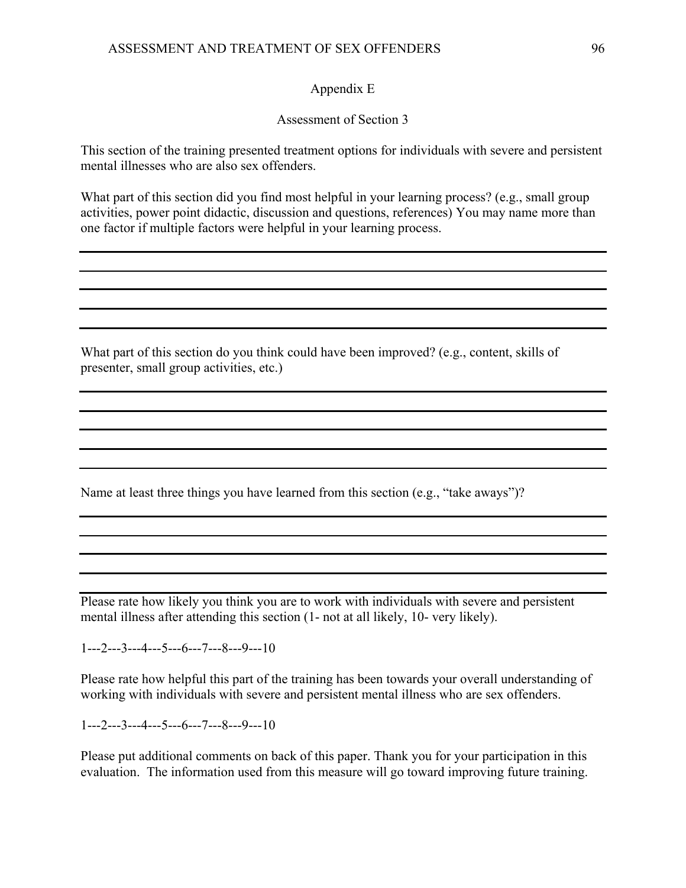# Appendix E

## Assessment of Section 3

This section of the training presented treatment options for individuals with severe and persistent mental illnesses who are also sex offenders.

What part of this section did you find most helpful in your learning process? (e.g., small group activities, power point didactic, discussion and questions, references) You may name more than one factor if multiple factors were helpful in your learning process.

_______________________________________________

_______________________________________________

_______________________________________________

_______________________________________________

_______________________________________________

What part of this section do you think could have been improved? (e.g., content, skills of presenter, small group activities, etc.)

_______________________________________________

_______________________________________________

_______________________________________________

_______________________________________________

_______________________________________________

Name at least three things you have learned from this section (e.g., "take aways")?

_______________________________________________

_______________________________________________

_______________________________________________

_______________________________________________

_______________________________________________

Please rate how likely you think you are to work with individuals with severe and persistent mental illness after attending this section (1- not at all likely, 10- very likely).

1---2---3---4---5---6---7---8---9---10

Please rate how helpful this part of the training has been towards your overall understanding of working with individuals with severe and persistent mental illness who are sex offenders.

1---2---3---4---5---6---7---8---9---10

Please put additional comments on back of this paper. Thank you for your participation in this evaluation. The information used from this measure will go toward improving future training.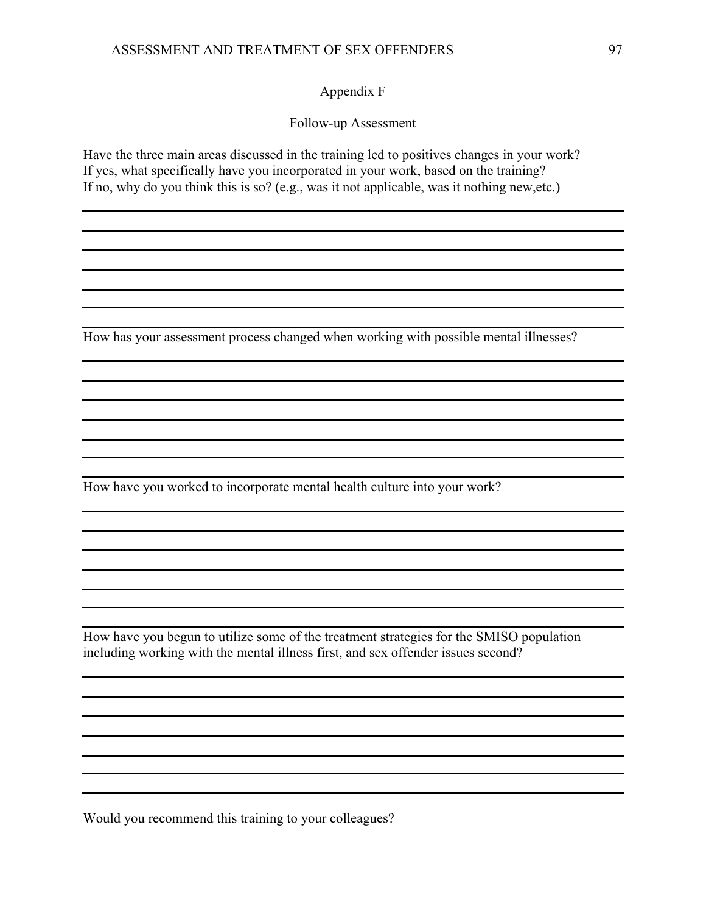## Appendix F

### Follow-up Assessment

Have the three main areas discussed in the training led to positives changes in your work? If yes, what specifically have you incorporated in your work, based on the training? If no, why do you think this is so? (e.g., was it not applicable, was it nothing new,etc.)

How has your assessment process changed when working with possible mental illnesses?

How have you worked to incorporate mental health culture into your work?

How have you begun to utilize some of the treatment strategies for the SMISO population including working with the mental illness first, and sex offender issues second?

Would you recommend this training to your colleagues?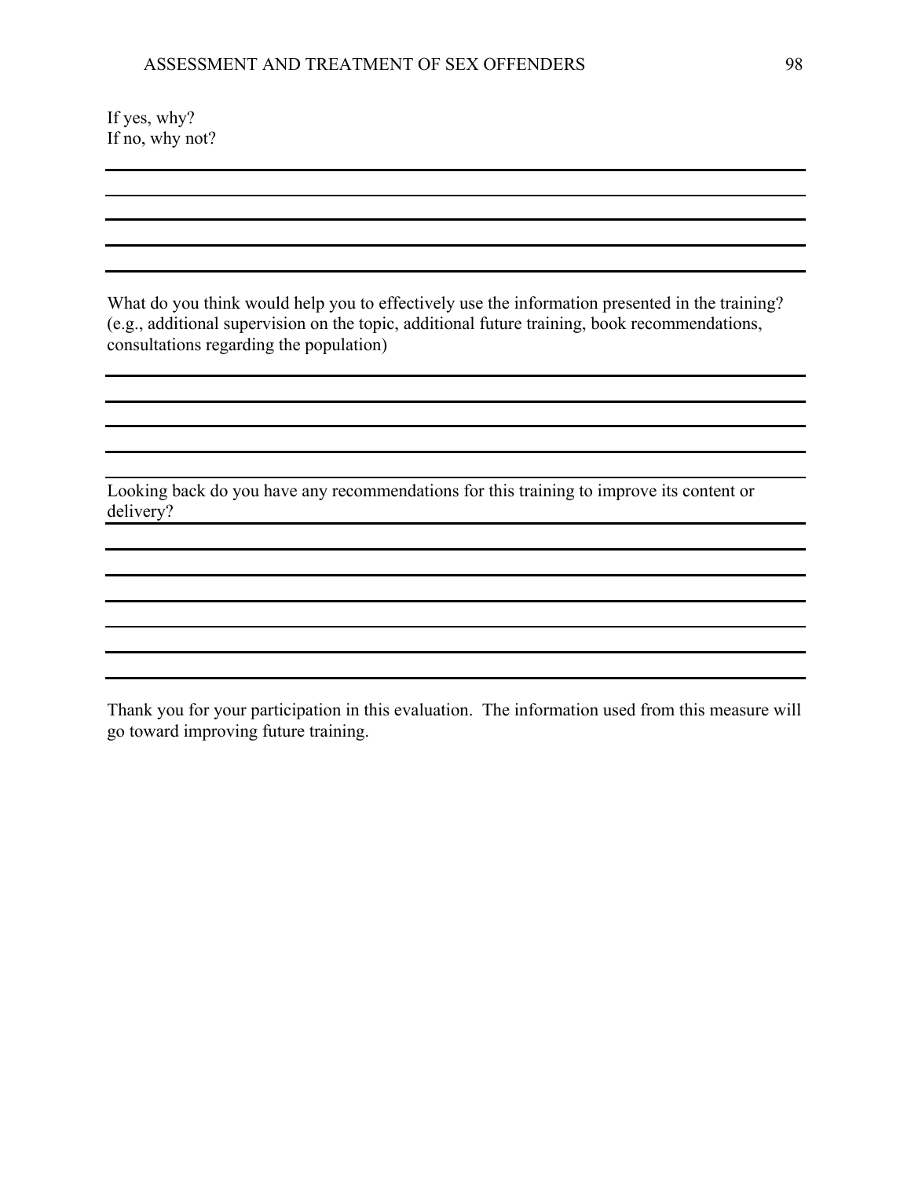If yes, why?
If no, why not?

What do you think would help you to effectively use the information presented in the training? (e.g., additional supervision on the topic, additional future training, book recommendations, consultations regarding the population)

Looking back do you have any recommendations for this training to improve its content or delivery?

Thank you for your participation in this evaluation. The information used from this measure will go toward improving future training.